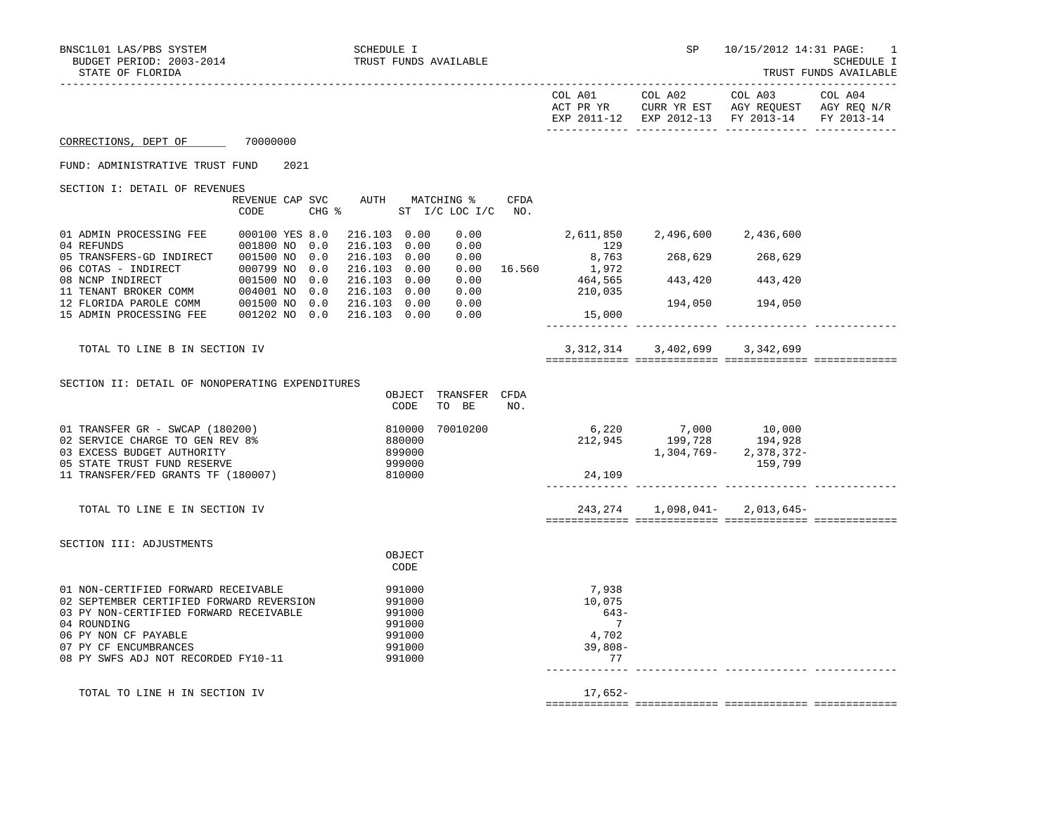BNSC1L01 LAS/PBS SYSTEM — SCHEDULE I — SP 10/15/2012 14:31

BUDGET PERIOD: 2003-2014 — TRUST FUNDS AVAILABLE — SCHEDULE I

STATE OF FLORIDA — TRUST FUNDS AVAILABLE

**CORRECTIONS, DEPT OF** 70000000

FUND: ADMINISTRATIVE TRUST FUND 2021

## SECTION I: DETAIL OF REVENUES

| | REVENUE CODE | CAP | SVC CHG % | AUTH | MATCHING % ST I/C | LOC I/C | CFDA NO. | COL A01 ACT PR YR EXP 2011-12 | COL A02 CURR YR EST EXP 2012-13 | COL A03 AGY REQUEST FY 2013-14 | COL A04 AGY REQ N/R FY 2013-14 |
|---|---|---|---|---|---|---|---|---|---|---|---|
| 01 ADMIN PROCESSING FEE | 000100 | YES | 8.0 | 216.103 | 0.00 | 0.00 | | 2,611,850 | 2,496,600 | 2,436,600 | |
| 04 REFUNDS | 001800 | NO | 0.0 | 216.103 | 0.00 | 0.00 | | 129 | | | |
| 05 TRANSFERS-GD INDIRECT | 001500 | NO | 0.0 | 216.103 | 0.00 | 0.00 | | 8,763 | 268,629 | 268,629 | |
| 06 COTAS - INDIRECT | 000799 | NO | 0.0 | 216.103 | 0.00 | 0.00 | 16.560 | 1,972 | | | |
| 08 NCNP INDIRECT | 001500 | NO | 0.0 | 216.103 | 0.00 | 0.00 | | 464,565 | 443,420 | 443,420 | |
| 11 TENANT BROKER COMM | 004001 | NO | 0.0 | 216.103 | 0.00 | 0.00 | | 210,035 | | | |
| 12 FLORIDA PAROLE COMM | 001500 | NO | 0.0 | 216.103 | 0.00 | 0.00 | | | 194,050 | 194,050 | |
| 15 ADMIN PROCESSING FEE | 001202 | NO | 0.0 | 216.103 | 0.00 | 0.00 | | 15,000 | | | |
| TOTAL TO LINE B IN SECTION IV | | | | | | | | 3,312,314 | 3,402,699 | 3,342,699 | |

## SECTION II: DETAIL OF NONOPERATING EXPENDITURES

| | OBJECT CODE | TRANSFER TO BE | CFDA NO. | COL A01 | COL A02 | COL A03 | COL A04 |
|---|---|---|---|---|---|---|---|
| 01 TRANSFER GR - SWCAP (180200) | 810000 | 70010200 | | 6,220 | 7,000 | 10,000 | |
| 02 SERVICE CHARGE TO GEN REV 8% | 880000 | | | 212,945 | 199,728 | 194,928 | |
| 03 EXCESS BUDGET AUTHORITY | 899000 | | | | 1,304,769- | 2,378,372- | |
| 05 STATE TRUST FUND RESERVE | 999000 | | | | | 159,799 | |
| 11 TRANSFER/FED GRANTS TF (180007) | 810000 | | | 24,109 | | | |
| TOTAL TO LINE E IN SECTION IV | | | | 243,274 | 1,098,041- | 2,013,645- | |

## SECTION III: ADJUSTMENTS

| | OBJECT CODE | COL A01 | COL A02 | COL A03 | COL A04 |
|---|---|---|---|---|---|
| 01 NON-CERTIFIED FORWARD RECEIVABLE | 991000 | 7,938 | | | |
| 02 SEPTEMBER CERTIFIED FORWARD REVERSION | 991000 | 10,075 | | | |
| 03 PY NON-CERTIFIED FORWARD RECEIVABLE | 991000 | 643- | | | |
| 04 ROUNDING | 991000 | 7 | | | |
| 06 PY NON CF PAYABLE | 991000 | 4,702 | | | |
| 07 PY CF ENCUMBRANCES | 991000 | 39,808- | | | |
| 08 PY SWFS ADJ NOT RECORDED FY10-11 | 991000 | 77 | | | |
| TOTAL TO LINE H IN SECTION IV | | 17,652- | | | |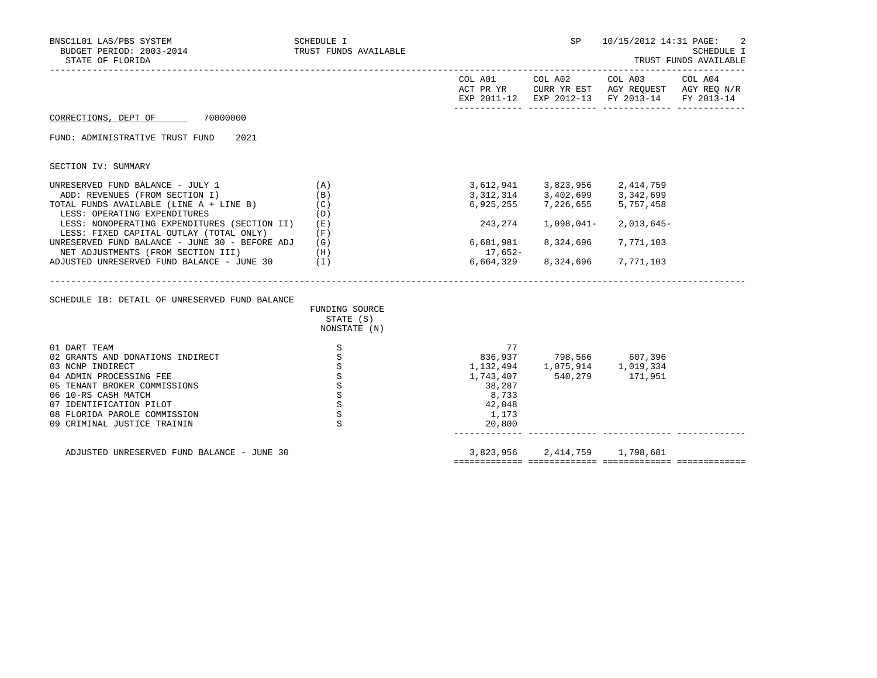BNSC1L01 LAS/PBS SYSTEM — SCHEDULE I — TRUST FUNDS AVAILABLE — SP 10/15/2012 14:31
BUDGET PERIOD: 2003-2014
STATE OF FLORIDA

## CORRECTIONS, DEPT OF 70000000

FUND: ADMINISTRATIVE TRUST FUND 2021

### SECTION IV: SUMMARY

| | | COL A01 ACT PR YR EXP 2011-12 | COL A02 CURR YR EST EXP 2012-13 | COL A03 AGY REQUEST FY 2013-14 | COL A04 AGY REQ N/R FY 2013-14 |
|---|---|---|---|---|---|
| UNRESERVED FUND BALANCE - JULY 1 | (A) | 3,612,941 | 3,823,956 | 2,414,759 | |
| ADD: REVENUES (FROM SECTION I) | (B) | 3,312,314 | 3,402,699 | 3,342,699 | |
| TOTAL FUNDS AVAILABLE (LINE A + LINE B) | (C) | 6,925,255 | 7,226,655 | 5,757,458 | |
| LESS: OPERATING EXPENDITURES | (D) | | | | |
| LESS: NONOPERATING EXPENDITURES (SECTION II) | (E) | 243,274 | 1,098,041- | 2,013,645- | |
| LESS: FIXED CAPITAL OUTLAY (TOTAL ONLY) | (F) | | | | |
| UNRESERVED FUND BALANCE - JUNE 30 - BEFORE ADJ | (G) | 6,681,981 | 8,324,696 | 7,771,103 | |
| NET ADJUSTMENTS (FROM SECTION III) | (H) | 17,652- | | | |
| ADJUSTED UNRESERVED FUND BALANCE - JUNE 30 | (I) | 6,664,329 | 8,324,696 | 7,771,103 | |

### SCHEDULE IB: DETAIL OF UNRESERVED FUND BALANCE

| | FUNDING SOURCE STATE (S) NONSTATE (N) | COL A01 | COL A02 | COL A03 | COL A04 |
|---|---|---|---|---|---|
| 01 DART TEAM | S | 77 | | | |
| 02 GRANTS AND DONATIONS INDIRECT | S | 836,937 | 798,566 | 607,396 | |
| 03 NCNP INDIRECT | S | 1,132,494 | 1,075,914 | 1,019,334 | |
| 04 ADMIN PROCESSING FEE | S | 1,743,407 | 540,279 | 171,951 | |
| 05 TENANT BROKER COMMISSIONS | S | 38,287 | | | |
| 06 10-RS CASH MATCH | S | 8,733 | | | |
| 07 IDENTIFICATION PILOT | S | 42,048 | | | |
| 08 FLORIDA PAROLE COMMISSION | S | 1,173 | | | |
| 09 CRIMINAL JUSTICE TRAININ | S | 20,800 | | | |
| ADJUSTED UNRESERVED FUND BALANCE - JUNE 30 | | 3,823,956 | 2,414,759 | 1,798,681 | |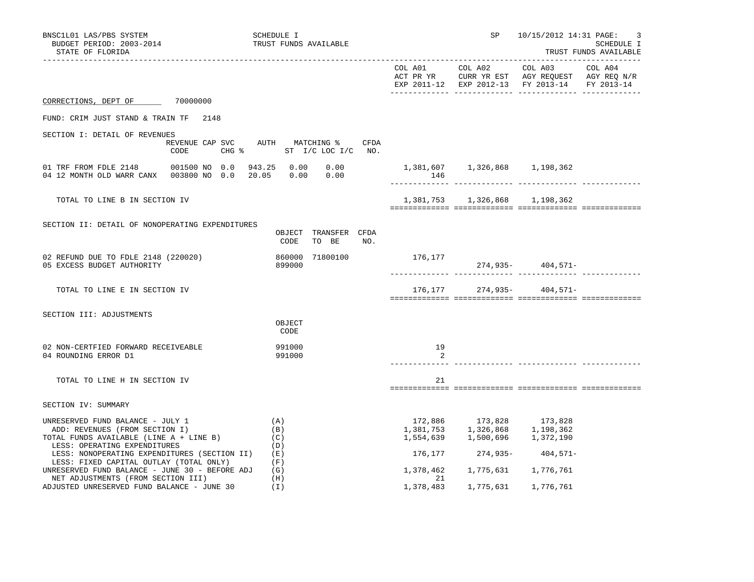BNSC1L01 LAS/PBS SYSTEM — SCHEDULE I — SP 10/15/2012 14:31

BUDGET PERIOD: 2003-2014 — TRUST FUNDS AVAILABLE — SCHEDULE I

STATE OF FLORIDA — TRUST FUNDS AVAILABLE

## CORRECTIONS, DEPT OF 70000000

FUND: CRIM JUST STAND & TRAIN TF 2148

### SECTION I: DETAIL OF REVENUES

| | REVENUE CODE | CAP SVC CHG % | AUTH ST | MATCHING % I/C | LOC I/C | CFDA NO. | COL A01 ACT PR YR EXP 2011-12 | COL A02 CURR YR EST EXP 2012-13 | COL A03 AGY REQUEST FY 2013-14 | COL A04 AGY REQ N/R FY 2013-14 |
|---|---|---|---|---|---|---|---|---|---|---|
| 01 TRF FROM FDLE 2148 | 001500 | NO 0.0 | 943.25 | 0.00 | 0.00 | | 1,381,607 | 1,326,868 | 1,198,362 | |
| 04 12 MONTH OLD WARR CANX | 003800 | NO 0.0 | 20.05 | 0.00 | 0.00 | | 146 | | | |
| TOTAL TO LINE B IN SECTION IV | | | | | | | 1,381,753 | 1,326,868 | 1,198,362 | |

### SECTION II: DETAIL OF NONOPERATING EXPENDITURES

| | OBJECT CODE | TRANSFER TO BE | CFDA NO. | COL A01 ACT PR YR EXP 2011-12 | COL A02 CURR YR EST EXP 2012-13 | COL A03 AGY REQUEST FY 2013-14 | COL A04 AGY REQ N/R FY 2013-14 |
|---|---|---|---|---|---|---|---|
| 02 REFUND DUE TO FDLE 2148 (220020) | 860000 | 71800100 | | 176,177 | | | |
| 05 EXCESS BUDGET AUTHORITY | 899000 | | | | 274,935- | 404,571- | |
| TOTAL TO LINE E IN SECTION IV | | | | 176,177 | 274,935- | 404,571- | |

### SECTION III: ADJUSTMENTS

| | OBJECT CODE | COL A01 ACT PR YR EXP 2011-12 | COL A02 CURR YR EST EXP 2012-13 | COL A03 AGY REQUEST FY 2013-14 | COL A04 AGY REQ N/R FY 2013-14 |
|---|---|---|---|---|---|
| 02 NON-CERTFIED FORWARD RECEIVEABLE | 991000 | 19 | | | |
| 04 ROUNDING ERROR D1 | 991000 | 2 | | | |
| TOTAL TO LINE H IN SECTION IV | | 21 | | | |

### SECTION IV: SUMMARY

| | | COL A01 ACT PR YR EXP 2011-12 | COL A02 CURR YR EST EXP 2012-13 | COL A03 AGY REQUEST FY 2013-14 | COL A04 AGY REQ N/R FY 2013-14 |
|---|---|---|---|---|---|
| UNRESERVED FUND BALANCE - JULY 1 | (A) | 172,886 | 173,828 | 173,828 | |
| ADD: REVENUES (FROM SECTION I) | (B) | 1,381,753 | 1,326,868 | 1,198,362 | |
| TOTAL FUNDS AVAILABLE (LINE A + LINE B) | (C) | 1,554,639 | 1,500,696 | 1,372,190 | |
| LESS: OPERATING EXPENDITURES | (D) | | | | |
| LESS: NONOPERATING EXPENDITURES (SECTION II) | (E) | 176,177 | 274,935- | 404,571- | |
| LESS: FIXED CAPITAL OUTLAY (TOTAL ONLY) | (F) | | | | |
| UNRESERVED FUND BALANCE - JUNE 30 - BEFORE ADJ | (G) | 1,378,462 | 1,775,631 | 1,776,761 | |
| NET ADJUSTMENTS (FROM SECTION III) | (H) | 21 | | | |
| ADJUSTED UNRESERVED FUND BALANCE - JUNE 30 | (I) | 1,378,483 | 1,775,631 | 1,776,761 | |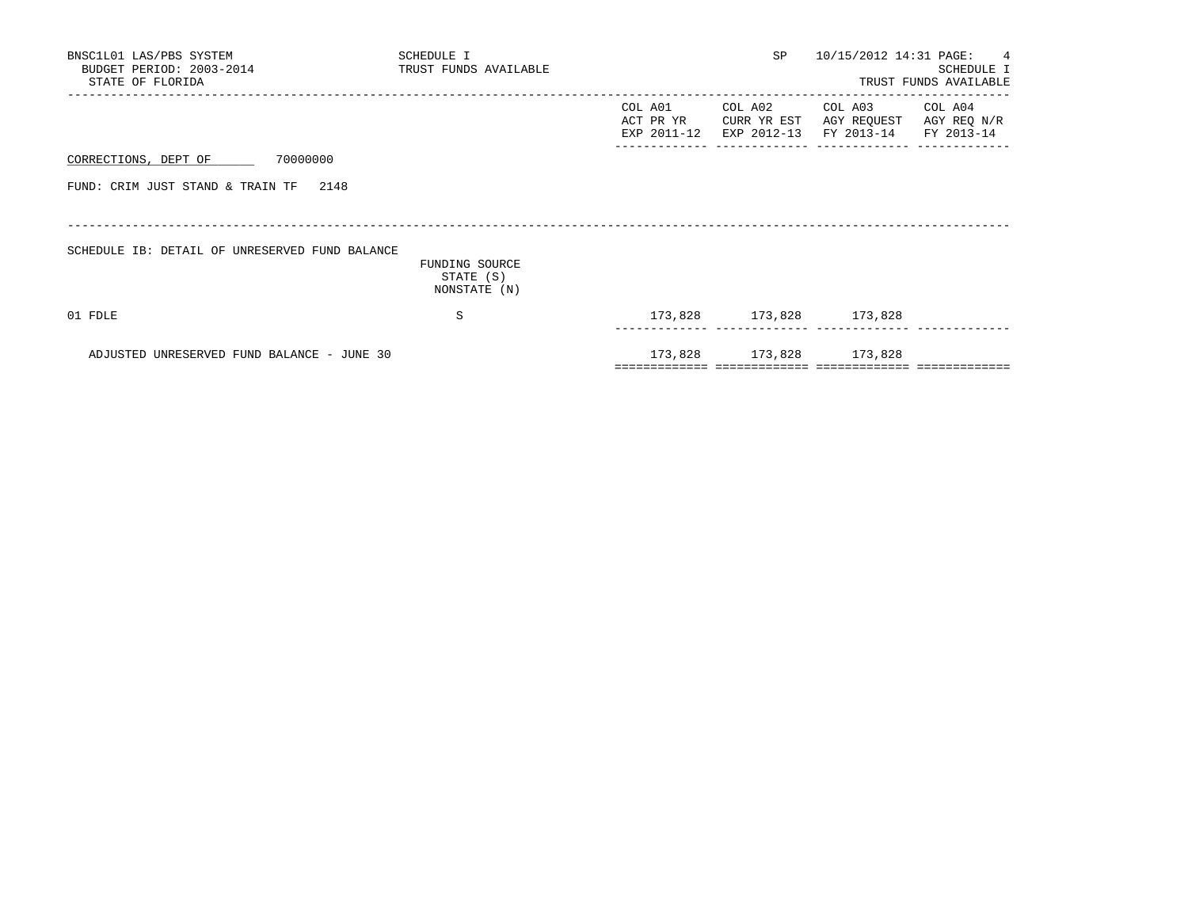CORRECTIONS, DEPT OF 70000000

FUND: CRIM JUST STAND & TRAIN TF 2148

SCHEDULE IB: DETAIL OF UNRESERVED FUND BALANCE

| | FUNDING SOURCE STATE (S) NONSTATE (N) | COL A01 ACT PR YR EXP 2011-12 | COL A02 CURR YR EST EXP 2012-13 | COL A03 AGY REQUEST FY 2013-14 | COL A04 AGY REQ N/R FY 2013-14 |
|---|---|---|---|---|---|
| 01 FDLE | S | 173,828 | 173,828 | 173,828 | |
| ADJUSTED UNRESERVED FUND BALANCE - JUNE 30 | | 173,828 | 173,828 | 173,828 | |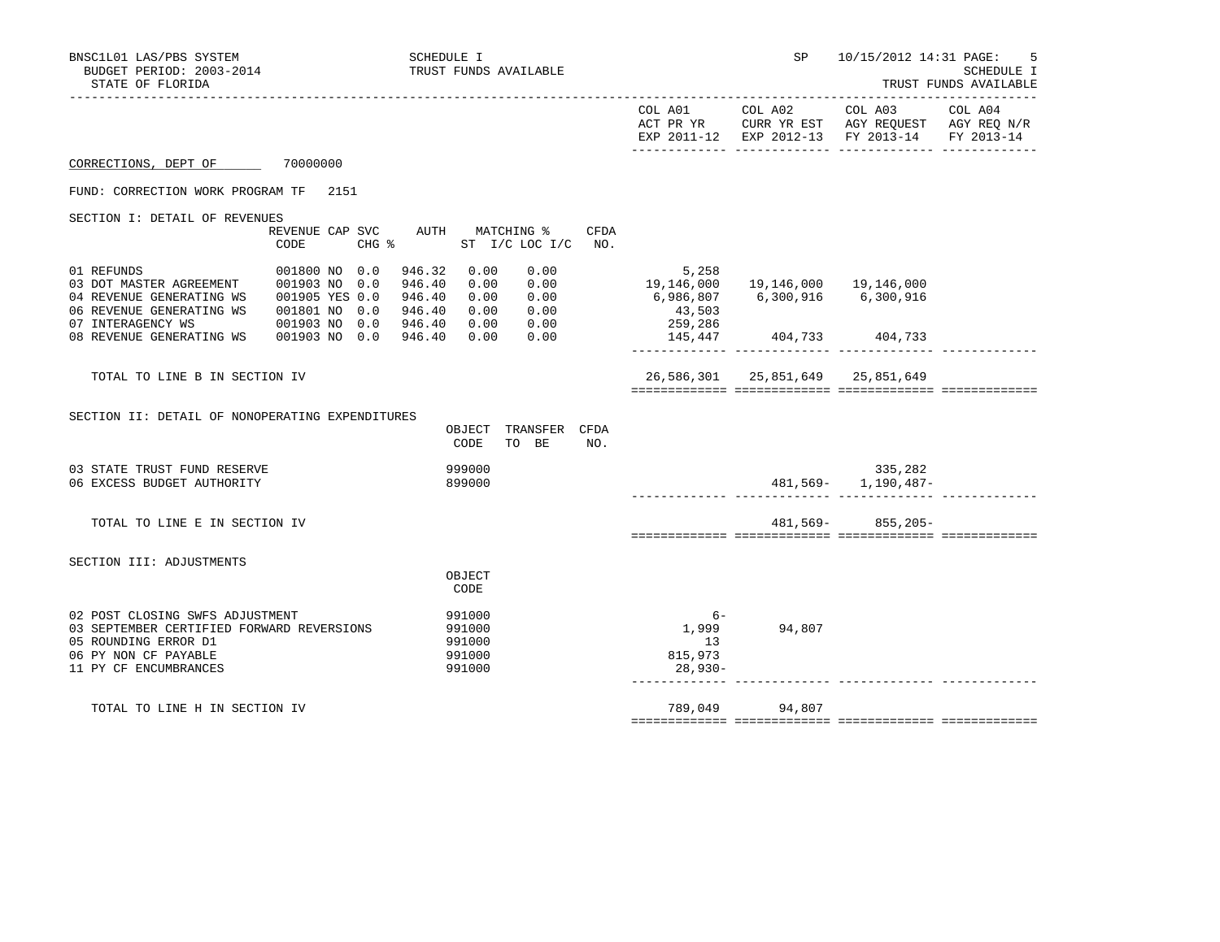BNSC1L01 LAS/PBS SYSTEM — SCHEDULE I — TRUST FUNDS AVAILABLE — SP 10/15/2012 14:31

BUDGET PERIOD: 2003-2014

STATE OF FLORIDA

## CORRECTIONS, DEPT OF 70000000

FUND: CORRECTION WORK PROGRAM TF 2151

### SECTION I: DETAIL OF REVENUES

| | REVENUE CODE | CAP | SVC CHG % | AUTH ST | MATCHING % I/C | MATCHING % LOC I/C | CFDA NO. | COL A01 ACT PR YR EXP 2011-12 | COL A02 CURR YR EST EXP 2012-13 | COL A03 AGY REQUEST FY 2013-14 | COL A04 AGY REQ N/R FY 2013-14 |
|---|---|---|---|---|---|---|---|---|---|---|---|
| 01 REFUNDS | 001800 | NO | 0.0 | 946.32 | 0.00 | 0.00 | | 5,258 | | | |
| 03 DOT MASTER AGREEMENT | 001903 | NO | 0.0 | 946.40 | 0.00 | 0.00 | | 19,146,000 | 19,146,000 | 19,146,000 | |
| 04 REVENUE GENERATING WS | 001905 | YES | 0.0 | 946.40 | 0.00 | 0.00 | | 6,986,807 | 6,300,916 | 6,300,916 | |
| 06 REVENUE GENERATING WS | 001801 | NO | 0.0 | 946.40 | 0.00 | 0.00 | | 43,503 | | | |
| 07 INTERAGENCY WS | 001903 | NO | 0.0 | 946.40 | 0.00 | 0.00 | | 259,286 | | | |
| 08 REVENUE GENERATING WS | 001903 | NO | 0.0 | 946.40 | 0.00 | 0.00 | | 145,447 | 404,733 | 404,733 | |
| TOTAL TO LINE B IN SECTION IV | | | | | | | | 26,586,301 | 25,851,649 | 25,851,649 | |

### SECTION II: DETAIL OF NONOPERATING EXPENDITURES

| | OBJECT CODE | TRANSFER TO BE | CFDA NO. | COL A01 ACT PR YR EXP 2011-12 | COL A02 CURR YR EST EXP 2012-13 | COL A03 AGY REQUEST FY 2013-14 | COL A04 AGY REQ N/R FY 2013-14 |
|---|---|---|---|---|---|---|---|
| 03 STATE TRUST FUND RESERVE | 999000 | | | | | 335,282 | |
| 06 EXCESS BUDGET AUTHORITY | 899000 | | | | 481,569- | 1,190,487- | |
| TOTAL TO LINE E IN SECTION IV | | | | | 481,569- | 855,205- | |

### SECTION III: ADJUSTMENTS

| | OBJECT CODE | COL A01 ACT PR YR EXP 2011-12 | COL A02 CURR YR EST EXP 2012-13 | COL A03 AGY REQUEST FY 2013-14 | COL A04 AGY REQ N/R FY 2013-14 |
|---|---|---|---|---|---|
| 02 POST CLOSING SWFS ADJUSTMENT | 991000 | 6- | | | |
| 03 SEPTEMBER CERTIFIED FORWARD REVERSIONS | 991000 | 1,999 | 94,807 | | |
| 05 ROUNDING ERROR D1 | 991000 | 13 | | | |
| 06 PY NON CF PAYABLE | 991000 | 815,973 | | | |
| 11 PY CF ENCUMBRANCES | 991000 | 28,930- | | | |
| TOTAL TO LINE H IN SECTION IV | | 789,049 | 94,807 | | |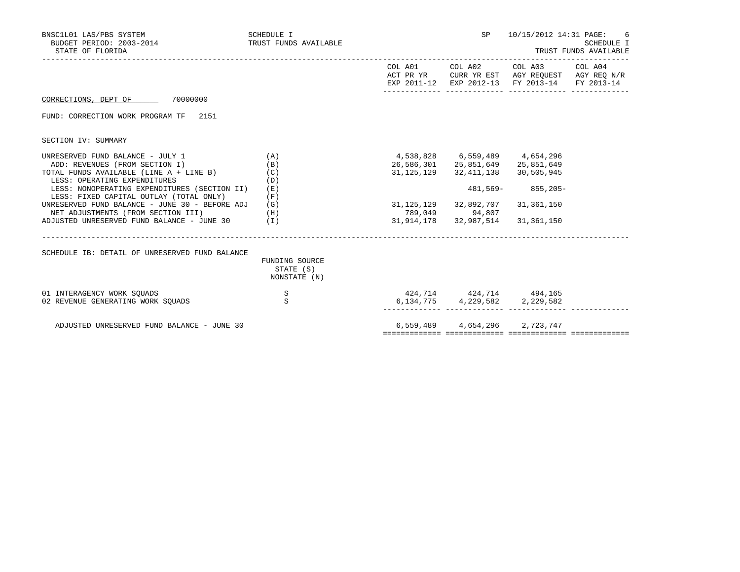BNSC1L01 LAS/PBS SYSTEM
BUDGET PERIOD: 2003-2014
STATE OF FLORIDA

SCHEDULE I
TRUST FUNDS AVAILABLE

SP 10/15/2012 14:31

SCHEDULE I
TRUST FUNDS AVAILABLE

| | | COL A01 ACT PR YR EXP 2011-12 | COL A02 CURR YR EST EXP 2012-13 | COL A03 AGY REQUEST FY 2013-14 | COL A04 AGY REQ N/R FY 2013-14 |
|---|---|---|---|---|---|

CORRECTIONS, DEPT OF 70000000

FUND: CORRECTION WORK PROGRAM TF 2151

SECTION IV: SUMMARY

| | | COL A01 ACT PR YR EXP 2011-12 | COL A02 CURR YR EST EXP 2012-13 | COL A03 AGY REQUEST FY 2013-14 | COL A04 AGY REQ N/R FY 2013-14 |
|---|---|---|---|---|---|
| UNRESERVED FUND BALANCE - JULY 1 | (A) | 4,538,828 | 6,559,489 | 4,654,296 | |
| ADD: REVENUES (FROM SECTION I) | (B) | 26,586,301 | 25,851,649 | 25,851,649 | |
| TOTAL FUNDS AVAILABLE (LINE A + LINE B) | (C) | 31,125,129 | 32,411,138 | 30,505,945 | |
| LESS: OPERATING EXPENDITURES | (D) | | | | |
| LESS: NONOPERATING EXPENDITURES (SECTION II) | (E) | | 481,569- | 855,205- | |
| LESS: FIXED CAPITAL OUTLAY (TOTAL ONLY) | (F) | | | | |
| UNRESERVED FUND BALANCE - JUNE 30 - BEFORE ADJ | (G) | 31,125,129 | 32,892,707 | 31,361,150 | |
| NET ADJUSTMENTS (FROM SECTION III) | (H) | 789,049 | 94,807 | | |
| ADJUSTED UNRESERVED FUND BALANCE - JUNE 30 | (I) | 31,914,178 | 32,987,514 | 31,361,150 | |

SCHEDULE IB: DETAIL OF UNRESERVED FUND BALANCE

| | FUNDING SOURCE STATE (S) NONSTATE (N) | COL A01 | COL A02 | COL A03 | COL A04 |
|---|---|---|---|---|---|
| 01 INTERAGENCY WORK SQUADS | S | 424,714 | 424,714 | 494,165 | |
| 02 REVENUE GENERATING WORK SQUADS | S | 6,134,775 | 4,229,582 | 2,229,582 | |
| ADJUSTED UNRESERVED FUND BALANCE - JUNE 30 | | 6,559,489 | 4,654,296 | 2,723,747 | |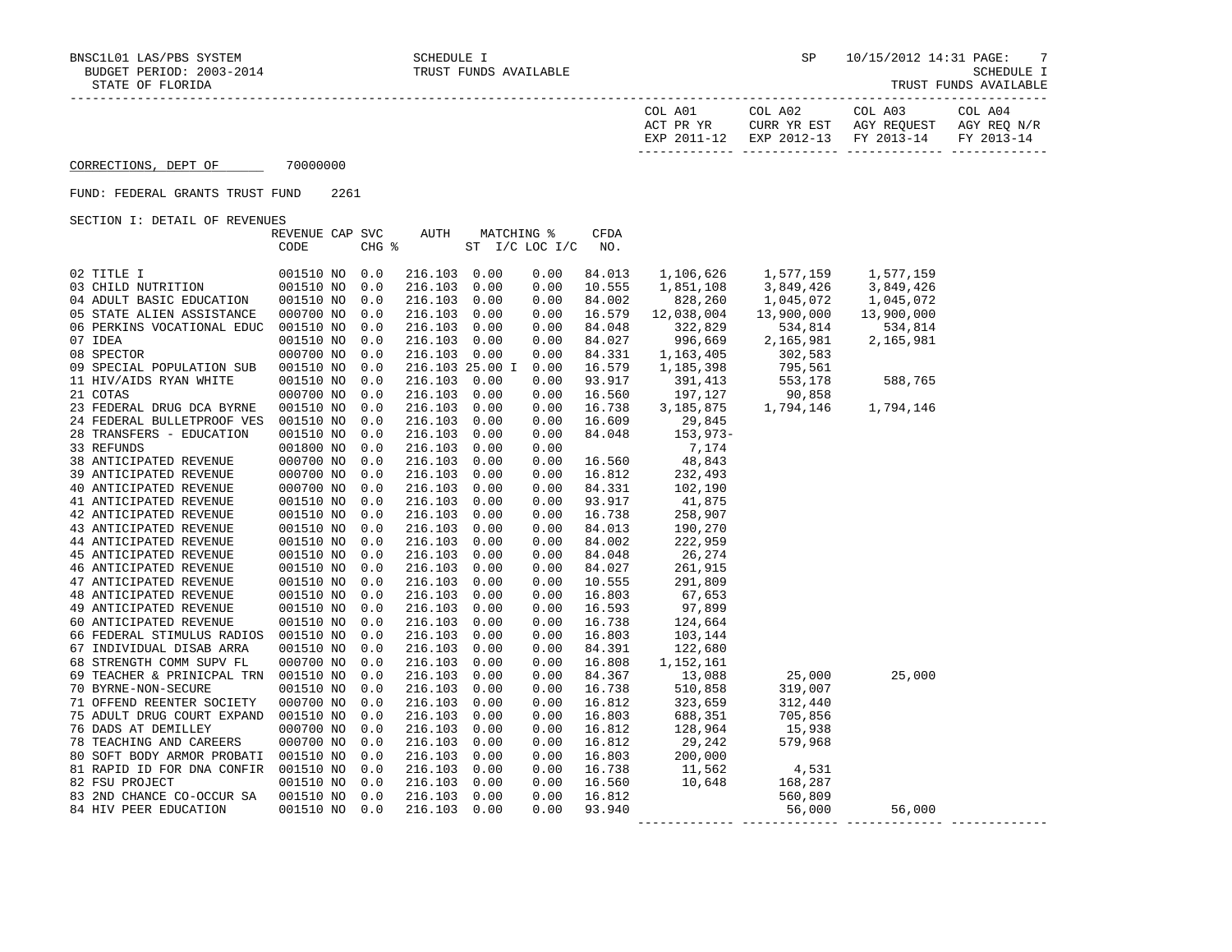BNSC1L01 LAS/PBS SYSTEM — SCHEDULE I — TRUST FUNDS AVAILABLE — SP 10/15/2012 14:31

BUDGET PERIOD: 2003-2014

STATE OF FLORIDA

SCHEDULE I — TRUST FUNDS AVAILABLE

## CORRECTIONS, DEPT OF 70000000

FUND: FEDERAL GRANTS TRUST FUND 2261

SECTION I: DETAIL OF REVENUES

| | REVENUE CODE | CAP | SVC CHG % | AUTH | MATCHING % ST I/C | LOC I/C | CFDA NO. | COL A01 ACT PR YR EXP 2011-12 | COL A02 CURR YR EST EXP 2012-13 | COL A03 AGY REQUEST FY 2013-14 | COL A04 AGY REQ N/R FY 2013-14 |
|---|---|---|---|---|---|---|---|---|---|---|---|
| 02 TITLE I | 001510 | NO | 0.0 | 216.103 | 0.00 | 0.00 | 84.013 | 1,106,626 | 1,577,159 | 1,577,159 | |
| 03 CHILD NUTRITION | 001510 | NO | 0.0 | 216.103 | 0.00 | 0.00 | 10.555 | 1,851,108 | 3,849,426 | 3,849,426 | |
| 04 ADULT BASIC EDUCATION | 001510 | NO | 0.0 | 216.103 | 0.00 | 0.00 | 84.002 | 828,260 | 1,045,072 | 1,045,072 | |
| 05 STATE ALIEN ASSISTANCE | 000700 | NO | 0.0 | 216.103 | 0.00 | 0.00 | 16.579 | 12,038,004 | 13,900,000 | 13,900,000 | |
| 06 PERKINS VOCATIONAL EDUC | 001510 | NO | 0.0 | 216.103 | 0.00 | 0.00 | 84.048 | 322,829 | 534,814 | 534,814 | |
| 07 IDEA | 001510 | NO | 0.0 | 216.103 | 0.00 | 0.00 | 84.027 | 996,669 | 2,165,981 | 2,165,981 | |
| 08 SPECTOR | 000700 | NO | 0.0 | 216.103 | 0.00 | 0.00 | 84.331 | 1,163,405 | 302,583 | | |
| 09 SPECIAL POPULATION SUB | 001510 | NO | 0.0 | 216.103 | 25.00 I | 0.00 | 16.579 | 1,185,398 | 795,561 | | |
| 11 HIV/AIDS RYAN WHITE | 001510 | NO | 0.0 | 216.103 | 0.00 | 0.00 | 93.917 | 391,413 | 553,178 | 588,765 | |
| 21 COTAS | 000700 | NO | 0.0 | 216.103 | 0.00 | 0.00 | 16.560 | 197,127 | 90,858 | | |
| 23 FEDERAL DRUG DCA BYRNE | 001510 | NO | 0.0 | 216.103 | 0.00 | 0.00 | 16.738 | 3,185,875 | 1,794,146 | 1,794,146 | |
| 24 FEDERAL BULLETPROOF VES | 001510 | NO | 0.0 | 216.103 | 0.00 | 0.00 | 16.609 | 29,845 | | | |
| 28 TRANSFERS - EDUCATION | 001510 | NO | 0.0 | 216.103 | 0.00 | 0.00 | 84.048 | 153,973- | | | |
| 33 REFUNDS | 001800 | NO | 0.0 | 216.103 | 0.00 | 0.00 | | 7,174 | | | |
| 38 ANTICIPATED REVENUE | 000700 | NO | 0.0 | 216.103 | 0.00 | 0.00 | 16.560 | 48,843 | | | |
| 39 ANTICIPATED REVENUE | 000700 | NO | 0.0 | 216.103 | 0.00 | 0.00 | 16.812 | 232,493 | | | |
| 40 ANTICIPATED REVENUE | 000700 | NO | 0.0 | 216.103 | 0.00 | 0.00 | 84.331 | 102,190 | | | |
| 41 ANTICIPATED REVENUE | 001510 | NO | 0.0 | 216.103 | 0.00 | 0.00 | 93.917 | 41,875 | | | |
| 42 ANTICIPATED REVENUE | 001510 | NO | 0.0 | 216.103 | 0.00 | 0.00 | 16.738 | 258,907 | | | |
| 43 ANTICIPATED REVENUE | 001510 | NO | 0.0 | 216.103 | 0.00 | 0.00 | 84.013 | 190,270 | | | |
| 44 ANTICIPATED REVENUE | 001510 | NO | 0.0 | 216.103 | 0.00 | 0.00 | 84.002 | 222,959 | | | |
| 45 ANTICIPATED REVENUE | 001510 | NO | 0.0 | 216.103 | 0.00 | 0.00 | 84.048 | 26,274 | | | |
| 46 ANTICIPATED REVENUE | 001510 | NO | 0.0 | 216.103 | 0.00 | 0.00 | 84.027 | 261,915 | | | |
| 47 ANTICIPATED REVENUE | 001510 | NO | 0.0 | 216.103 | 0.00 | 0.00 | 10.555 | 291,809 | | | |
| 48 ANTICIPATED REVENUE | 001510 | NO | 0.0 | 216.103 | 0.00 | 0.00 | 16.803 | 67,653 | | | |
| 49 ANTICIPATED REVENUE | 001510 | NO | 0.0 | 216.103 | 0.00 | 0.00 | 16.593 | 97,899 | | | |
| 60 ANTICIPATED REVENUE | 001510 | NO | 0.0 | 216.103 | 0.00 | 0.00 | 16.738 | 124,664 | | | |
| 66 FEDERAL STIMULUS RADIOS | 001510 | NO | 0.0 | 216.103 | 0.00 | 0.00 | 16.803 | 103,144 | | | |
| 67 INDIVIDUAL DISAB ARRA | 001510 | NO | 0.0 | 216.103 | 0.00 | 0.00 | 84.391 | 122,680 | | | |
| 68 STRENGTH COMM SUPV FL | 000700 | NO | 0.0 | 216.103 | 0.00 | 0.00 | 16.808 | 1,152,161 | | | |
| 69 TEACHER & PRINICPAL TRN | 001510 | NO | 0.0 | 216.103 | 0.00 | 0.00 | 84.367 | 13,088 | 25,000 | 25,000 | |
| 70 BYRNE-NON-SECURE | 001510 | NO | 0.0 | 216.103 | 0.00 | 0.00 | 16.738 | 510,858 | 319,007 | | |
| 71 OFFEND REENTER SOCIETY | 000700 | NO | 0.0 | 216.103 | 0.00 | 0.00 | 16.812 | 323,659 | 312,440 | | |
| 75 ADULT DRUG COURT EXPAND | 001510 | NO | 0.0 | 216.103 | 0.00 | 0.00 | 16.803 | 688,351 | 705,856 | | |
| 76 DADS AT DEMILLEY | 000700 | NO | 0.0 | 216.103 | 0.00 | 0.00 | 16.812 | 128,964 | 15,938 | | |
| 78 TEACHING AND CAREERS | 000700 | NO | 0.0 | 216.103 | 0.00 | 0.00 | 16.812 | 29,242 | 579,968 | | |
| 80 SOFT BODY ARMOR PROBATI | 001510 | NO | 0.0 | 216.103 | 0.00 | 0.00 | 16.803 | 200,000 | | | |
| 81 RAPID ID FOR DNA CONFIR | 001510 | NO | 0.0 | 216.103 | 0.00 | 0.00 | 16.738 | 11,562 | 4,531 | | |
| 82 FSU PROJECT | 001510 | NO | 0.0 | 216.103 | 0.00 | 0.00 | 16.560 | 10,648 | 168,287 | | |
| 83 2ND CHANCE CO-OCCUR SA | 001510 | NO | 0.0 | 216.103 | 0.00 | 0.00 | 16.812 | | 560,809 | | |
| 84 HIV PEER EDUCATION | 001510 | NO | 0.0 | 216.103 | 0.00 | 0.00 | 93.940 | | 56,000 | 56,000 | |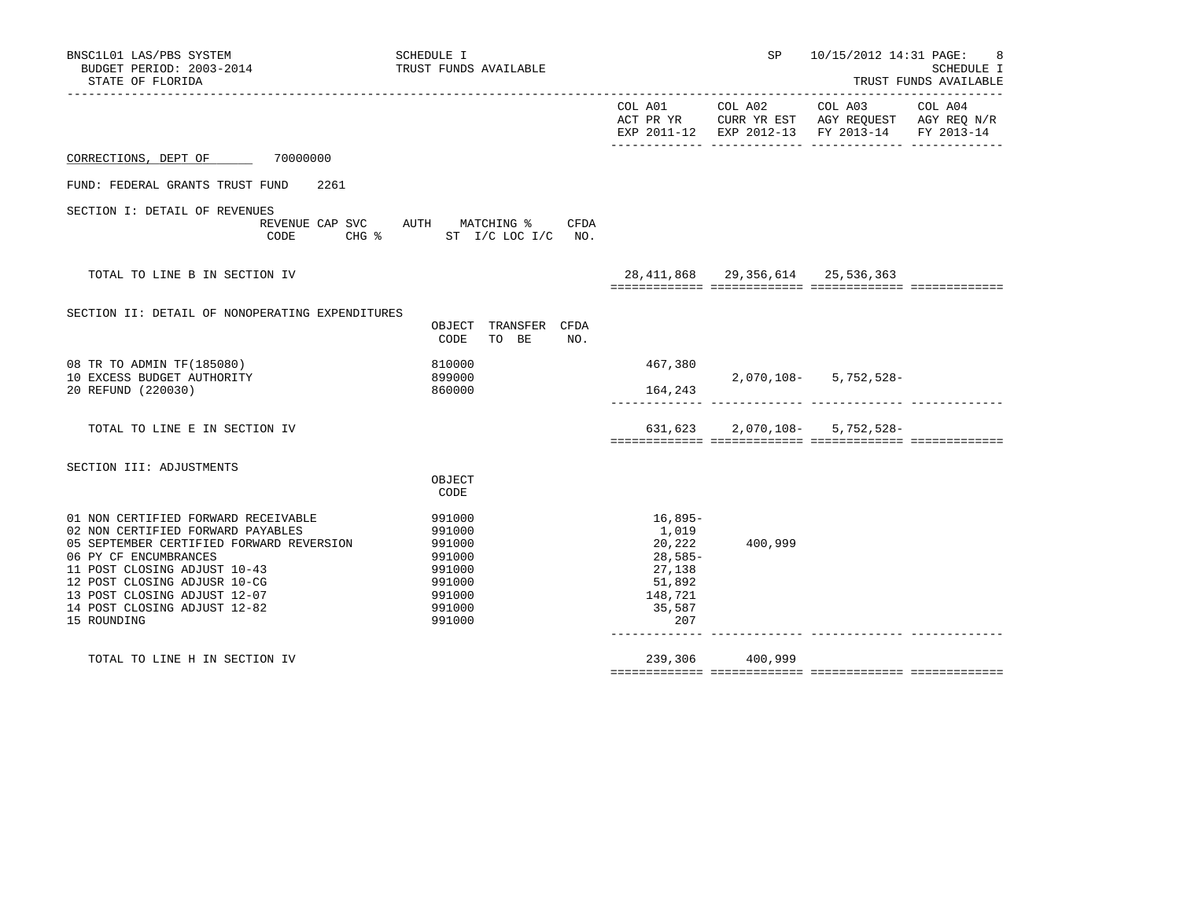BNSC1L01 LAS/PBS SYSTEM — SCHEDULE I — TRUST FUNDS AVAILABLE — SP 10/15/2012 14:31

BUDGET PERIOD: 2003-2014

STATE OF FLORIDA

SCHEDULE I — TRUST FUNDS AVAILABLE

**CORRECTIONS, DEPT OF** 70000000

FUND: FEDERAL GRANTS TRUST FUND 2261

## SECTION I: DETAIL OF REVENUES

| | REVENUE CODE | CAP SVC CHG % | AUTH ST | MATCHING % I/C LOC I/C | CFDA NO. | COL A01 ACT PR YR EXP 2011-12 | COL A02 CURR YR EST EXP 2012-13 | COL A03 AGY REQUEST FY 2013-14 | COL A04 AGY REQ N/R FY 2013-14 |
|---|---|---|---|---|---|---|---|---|---|
| TOTAL TO LINE B IN SECTION IV | | | | | | 28,411,868 | 29,356,614 | 25,536,363 | |

## SECTION II: DETAIL OF NONOPERATING EXPENDITURES

| | OBJECT CODE | TRANSFER TO BE | CFDA NO. | COL A01 ACT PR YR EXP 2011-12 | COL A02 CURR YR EST EXP 2012-13 | COL A03 AGY REQUEST FY 2013-14 | COL A04 AGY REQ N/R FY 2013-14 |
|---|---|---|---|---|---|---|---|
| 08 TR TO ADMIN TF(185080) | 810000 | | | 467,380 | | | |
| 10 EXCESS BUDGET AUTHORITY | 899000 | | | | 2,070,108- | 5,752,528- | |
| 20 REFUND (220030) | 860000 | | | 164,243 | | | |
| TOTAL TO LINE E IN SECTION IV | | | | 631,623 | 2,070,108- | 5,752,528- | |

## SECTION III: ADJUSTMENTS

| | OBJECT CODE | COL A01 ACT PR YR EXP 2011-12 | COL A02 CURR YR EST EXP 2012-13 | COL A03 AGY REQUEST FY 2013-14 | COL A04 AGY REQ N/R FY 2013-14 |
|---|---|---|---|---|---|
| 01 NON CERTIFIED FORWARD RECEIVABLE | 991000 | 16,895- | | | |
| 02 NON CERTIFIED FORWARD PAYABLES | 991000 | 1,019 | | | |
| 05 SEPTEMBER CERTIFIED FORWARD REVERSION | 991000 | 20,222 | 400,999 | | |
| 06 PY CF ENCUMBRANCES | 991000 | 28,585- | | | |
| 11 POST CLOSING ADJUST 10-43 | 991000 | 27,138 | | | |
| 12 POST CLOSING ADJUSR 10-CG | 991000 | 51,892 | | | |
| 13 POST CLOSING ADJUST 12-07 | 991000 | 148,721 | | | |
| 14 POST CLOSING ADJUST 12-82 | 991000 | 35,587 | | | |
| 15 ROUNDING | 991000 | 207 | | | |
| TOTAL TO LINE H IN SECTION IV | | 239,306 | 400,999 | | |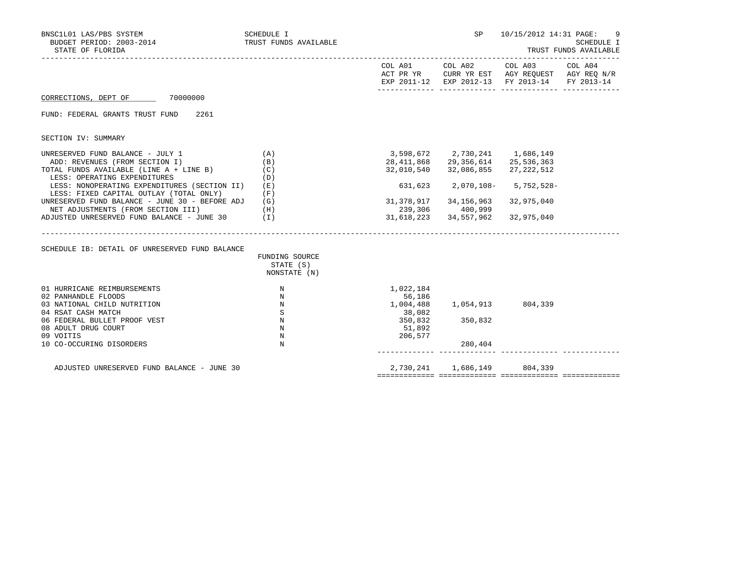SCHEDULE I
TRUST FUNDS AVAILABLE

STATE OF FLORIDA

| | | COL A01 ACT PR YR EXP 2011-12 | COL A02 CURR YR EST EXP 2012-13 | COL A03 AGY REQUEST FY 2013-14 | COL A04 AGY REQ N/R FY 2013-14 |
|---|---|---|---|---|---|

CORRECTIONS, DEPT OF 70000000

FUND: FEDERAL GRANTS TRUST FUND 2261

SECTION IV: SUMMARY

| | | COL A01 ACT PR YR EXP 2011-12 | COL A02 CURR YR EST EXP 2012-13 | COL A03 AGY REQUEST FY 2013-14 | COL A04 AGY REQ N/R FY 2013-14 |
|---|---|---|---|---|---|
| UNRESERVED FUND BALANCE - JULY 1 | (A) | 3,598,672 | 2,730,241 | 1,686,149 | |
| ADD: REVENUES (FROM SECTION I) | (B) | 28,411,868 | 29,356,614 | 25,536,363 | |
| TOTAL FUNDS AVAILABLE (LINE A + LINE B) | (C) | 32,010,540 | 32,086,855 | 27,222,512 | |
| LESS: OPERATING EXPENDITURES | (D) | | | | |
| LESS: NONOPERATING EXPENDITURES (SECTION II) | (E) | 631,623 | 2,070,108- | 5,752,528- | |
| LESS: FIXED CAPITAL OUTLAY (TOTAL ONLY) | (F) | | | | |
| UNRESERVED FUND BALANCE - JUNE 30 - BEFORE ADJ | (G) | 31,378,917 | 34,156,963 | 32,975,040 | |
| NET ADJUSTMENTS (FROM SECTION III) | (H) | 239,306 | 400,999 | | |
| ADJUSTED UNRESERVED FUND BALANCE - JUNE 30 | (I) | 31,618,223 | 34,557,962 | 32,975,040 | |

SCHEDULE IB: DETAIL OF UNRESERVED FUND BALANCE

| | FUNDING SOURCE STATE (S) NONSTATE (N) | COL A01 | COL A02 | COL A03 | COL A04 |
|---|---|---|---|---|---|
| 01 HURRICANE REIMBURSEMENTS | N | 1,022,184 | | | |
| 02 PANHANDLE FLOODS | N | 56,186 | | | |
| 03 NATIONAL CHILD NUTRITION | N | 1,004,488 | 1,054,913 | 804,339 | |
| 04 RSAT CASH MATCH | S | 38,082 | | | |
| 06 FEDERAL BULLET PROOF VEST | N | 350,832 | 350,832 | | |
| 08 ADULT DRUG COURT | N | 51,892 | | | |
| 09 VOITIS | N | 206,577 | | | |
| 10 CO-OCCURING DISORDERS | N | | 280,404 | | |
| ADJUSTED UNRESERVED FUND BALANCE - JUNE 30 | | 2,730,241 | 1,686,149 | 804,339 | |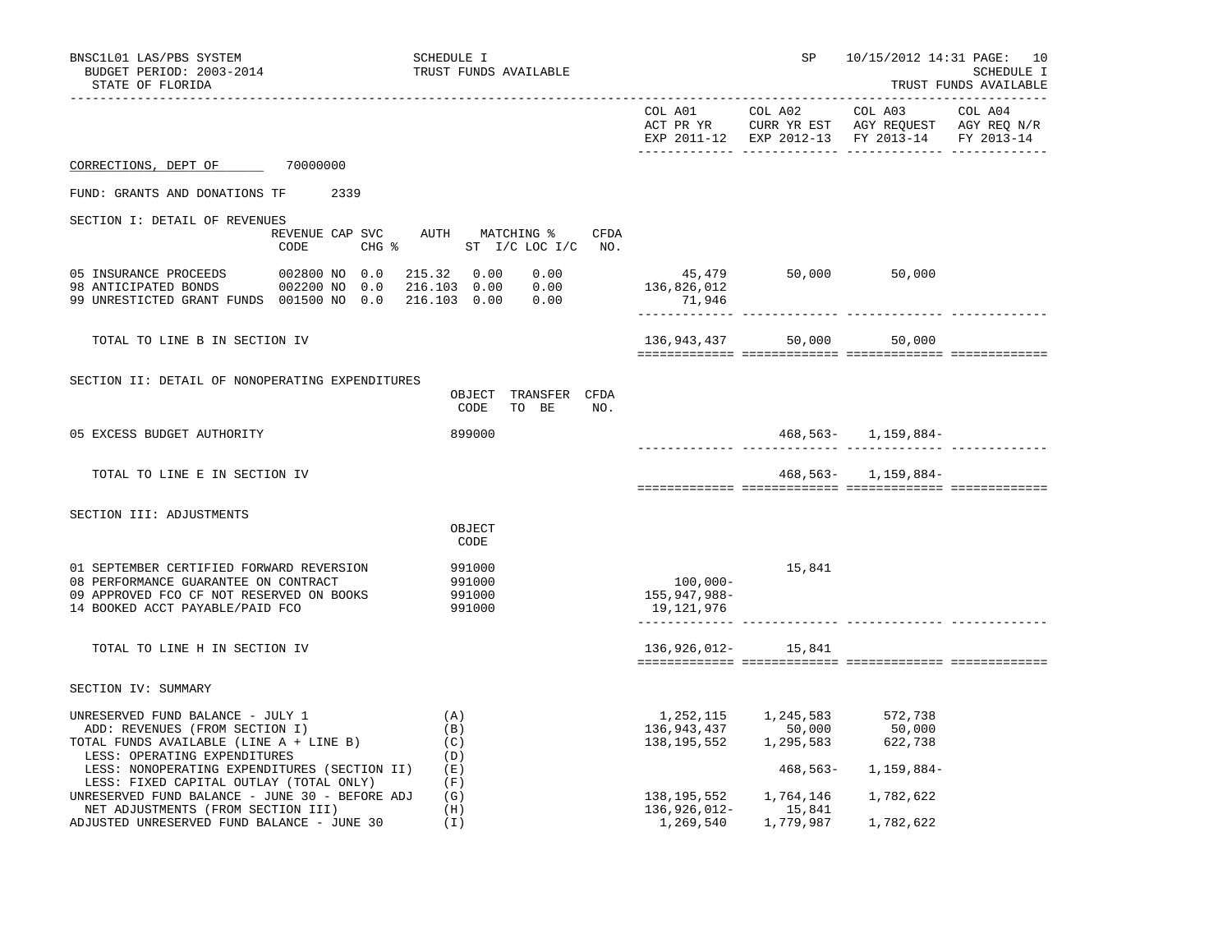BNSC1L01 LAS/PBS SYSTEM — SCHEDULE I — TRUST FUNDS AVAILABLE — SP 10/15/2012 14:31

BUDGET PERIOD: 2003-2014

STATE OF FLORIDA

SCHEDULE I — TRUST FUNDS AVAILABLE

| | COL A01 ACT PR YR EXP 2011-12 | COL A02 CURR YR EST EXP 2012-13 | COL A03 AGY REQUEST FY 2013-14 | COL A04 AGY REQ N/R FY 2013-14 |
|---|---|---|---|---|

CORRECTIONS, DEPT OF 70000000

FUND: GRANTS AND DONATIONS TF 2339

SECTION I: DETAIL OF REVENUES

| | REVENUE CODE | CAP SVC CHG % | AUTH ST | MATCHING % I/C | LOC I/C | CFDA NO. | COL A01 | COL A02 | COL A03 | COL A04 |
|---|---|---|---|---|---|---|---|---|---|---|
| 05 INSURANCE PROCEEDS | 002800 | NO 0.0 | 215.32 | 0.00 | 0.00 | | 45,479 | 50,000 | 50,000 | |
| 98 ANTICIPATED BONDS | 002200 | NO 0.0 | 216.103 | 0.00 | 0.00 | | 136,826,012 | | | |
| 99 UNRESTICTED GRANT FUNDS | 001500 | NO 0.0 | 216.103 | 0.00 | 0.00 | | 71,946 | | | |
| TOTAL TO LINE B IN SECTION IV | | | | | | | 136,943,437 | 50,000 | 50,000 | |

SECTION II: DETAIL OF NONOPERATING EXPENDITURES

| | OBJECT CODE | TRANSFER TO BE | CFDA NO. | COL A01 | COL A02 | COL A03 | COL A04 |
|---|---|---|---|---|---|---|---|
| 05 EXCESS BUDGET AUTHORITY | 899000 | | | | 468,563- | 1,159,884- | |
| TOTAL TO LINE E IN SECTION IV | | | | | 468,563- | 1,159,884- | |

SECTION III: ADJUSTMENTS

| | OBJECT CODE | COL A01 | COL A02 | COL A03 | COL A04 |
|---|---|---|---|---|---|
| 01 SEPTEMBER CERTIFIED FORWARD REVERSION | 991000 | | 15,841 | | |
| 08 PERFORMANCE GUARANTEE ON CONTRACT | 991000 | 100,000- | | | |
| 09 APPROVED FCO CF NOT RESERVED ON BOOKS | 991000 | 155,947,988- | | | |
| 14 BOOKED ACCT PAYABLE/PAID FCO | 991000 | 19,121,976 | | | |
| TOTAL TO LINE H IN SECTION IV | | 136,926,012- | 15,841 | | |

SECTION IV: SUMMARY

| | | COL A01 | COL A02 | COL A03 | COL A04 |
|---|---|---|---|---|---|
| UNRESERVED FUND BALANCE - JULY 1 | (A) | 1,252,115 | 1,245,583 | 572,738 | |
| ADD: REVENUES (FROM SECTION I) | (B) | 136,943,437 | 50,000 | 50,000 | |
| TOTAL FUNDS AVAILABLE (LINE A + LINE B) | (C) | 138,195,552 | 1,295,583 | 622,738 | |
| LESS: OPERATING EXPENDITURES | (D) | | | | |
| LESS: NONOPERATING EXPENDITURES (SECTION II) | (E) | | 468,563- | 1,159,884- | |
| LESS: FIXED CAPITAL OUTLAY (TOTAL ONLY) | (F) | | | | |
| UNRESERVED FUND BALANCE - JUNE 30 - BEFORE ADJ | (G) | 138,195,552 | 1,764,146 | 1,782,622 | |
| NET ADJUSTMENTS (FROM SECTION III) | (H) | 136,926,012- | 15,841 | | |
| ADJUSTED UNRESERVED FUND BALANCE - JUNE 30 | (I) | 1,269,540 | 1,779,987 | 1,782,622 | |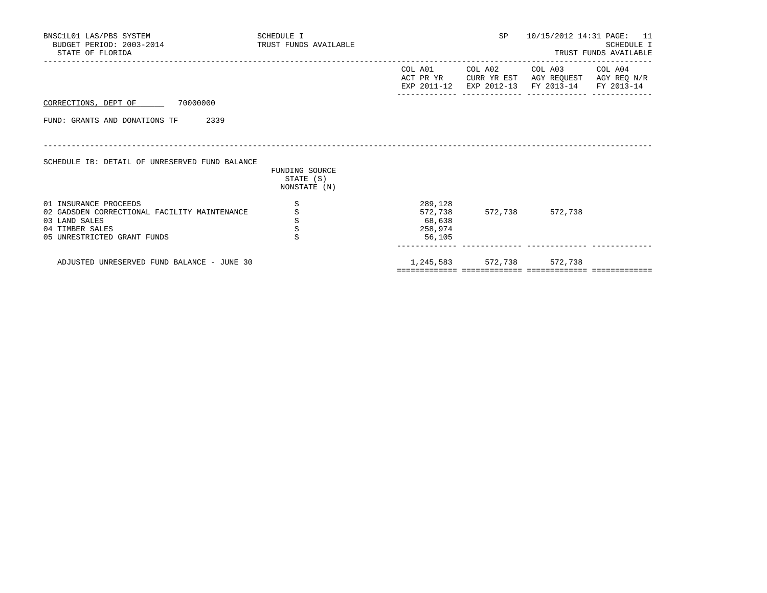BNSC1L01 LAS/PBS SYSTEM
BUDGET PERIOD: 2003-2014
STATE OF FLORIDA

SCHEDULE I
TRUST FUNDS AVAILABLE

SP 10/15/2012 14:31

SCHEDULE I
TRUST FUNDS AVAILABLE

CORRECTIONS, DEPT OF 70000000

FUND: GRANTS AND DONATIONS TF 2339

SCHEDULE IB: DETAIL OF UNRESERVED FUND BALANCE

| | FUNDING SOURCE STATE (S) NONSTATE (N) | COL A01 ACT PR YR EXP 2011-12 | COL A02 CURR YR EST EXP 2012-13 | COL A03 AGY REQUEST FY 2013-14 | COL A04 AGY REQ N/R FY 2013-14 |
|---|---|---|---|---|---|
| 01 INSURANCE PROCEEDS | S | 289,128 | | | |
| 02 GADSDEN CORRECTIONAL FACILITY MAINTENANCE | S | 572,738 | 572,738 | 572,738 | |
| 03 LAND SALES | S | 68,638 | | | |
| 04 TIMBER SALES | S | 258,974 | | | |
| 05 UNRESTRICTED GRANT FUNDS | S | 56,105 | | | |
| ADJUSTED UNRESERVED FUND BALANCE - JUNE 30 | | 1,245,583 | 572,738 | 572,738 | |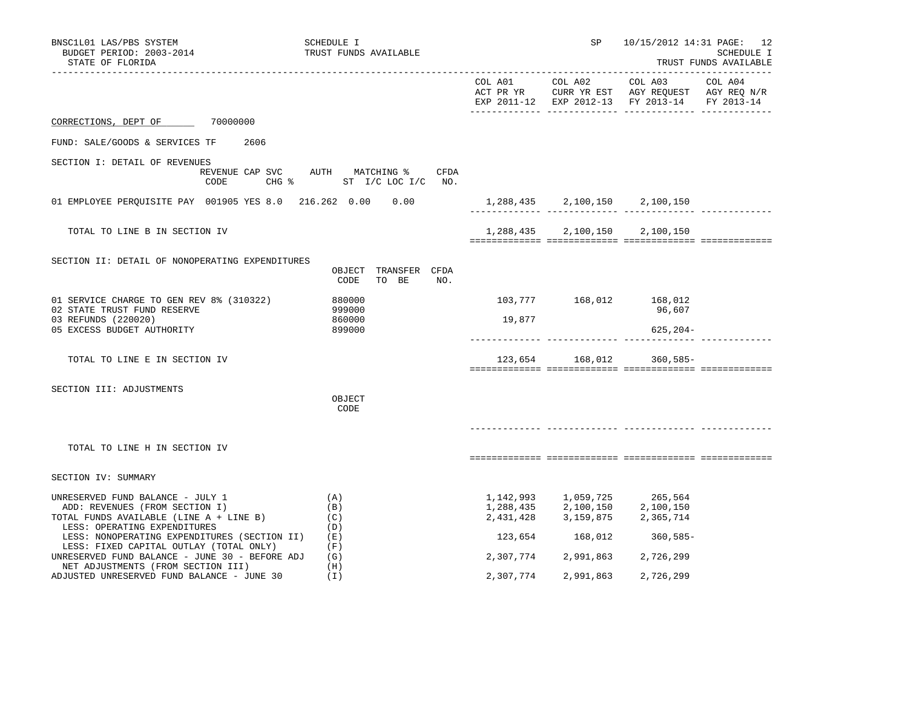BNSC1L01 LAS/PBS SYSTEM — SCHEDULE I — TRUST FUNDS AVAILABLE — SP 10/15/2012 14:31

BUDGET PERIOD: 2003-2014

STATE OF FLORIDA

SCHEDULE I — TRUST FUNDS AVAILABLE

**CORRECTIONS, DEPT OF** 70000000

FUND: SALE/GOODS & SERVICES TF 2606

## SECTION I: DETAIL OF REVENUES

| | REVENUE CODE | CAP SVC CHG % | AUTH ST | MATCHING % I/C | LOC I/C | CFDA NO. | COL A01 ACT PR YR EXP 2011-12 | COL A02 CURR YR EST EXP 2012-13 | COL A03 AGY REQUEST FY 2013-14 | COL A04 AGY REQ N/R FY 2013-14 |
|---|---|---|---|---|---|---|---|---|---|---|
| 01 EMPLOYEE PERQUISITE PAY | 001905 | YES 8.0 | 216.262 | 0.00 | 0.00 | | 1,288,435 | 2,100,150 | 2,100,150 | |
| TOTAL TO LINE B IN SECTION IV | | | | | | | 1,288,435 | 2,100,150 | 2,100,150 | |

## SECTION II: DETAIL OF NONOPERATING EXPENDITURES

| | OBJECT CODE | TRANSFER TO BE | CFDA NO. | COL A01 ACT PR YR EXP 2011-12 | COL A02 CURR YR EST EXP 2012-13 | COL A03 AGY REQUEST FY 2013-14 | COL A04 AGY REQ N/R FY 2013-14 |
|---|---|---|---|---|---|---|---|
| 01 SERVICE CHARGE TO GEN REV 8% (310322) | 880000 | | | 103,777 | 168,012 | 168,012 | |
| 02 STATE TRUST FUND RESERVE | 999000 | | | | | 96,607 | |
| 03 REFUNDS (220020) | 860000 | | | 19,877 | | | |
| 05 EXCESS BUDGET AUTHORITY | 899000 | | | | | 625,204- | |
| TOTAL TO LINE E IN SECTION IV | | | | 123,654 | 168,012 | 360,585- | |

## SECTION III: ADJUSTMENTS

| | OBJECT CODE | COL A01 | COL A02 | COL A03 | COL A04 |
|---|---|---|---|---|---|
| TOTAL TO LINE H IN SECTION IV | | | | | |

## SECTION IV: SUMMARY

| | | COL A01 ACT PR YR EXP 2011-12 | COL A02 CURR YR EST EXP 2012-13 | COL A03 AGY REQUEST FY 2013-14 | COL A04 AGY REQ N/R FY 2013-14 |
|---|---|---|---|---|---|
| UNRESERVED FUND BALANCE - JULY 1 | (A) | 1,142,993 | 1,059,725 | 265,564 | |
| ADD: REVENUES (FROM SECTION I) | (B) | 1,288,435 | 2,100,150 | 2,100,150 | |
| TOTAL FUNDS AVAILABLE (LINE A + LINE B) | (C) | 2,431,428 | 3,159,875 | 2,365,714 | |
| LESS: OPERATING EXPENDITURES | (D) | | | | |
| LESS: NONOPERATING EXPENDITURES (SECTION II) | (E) | 123,654 | 168,012 | 360,585- | |
| LESS: FIXED CAPITAL OUTLAY (TOTAL ONLY) | (F) | | | | |
| UNRESERVED FUND BALANCE - JUNE 30 - BEFORE ADJ | (G) | 2,307,774 | 2,991,863 | 2,726,299 | |
| NET ADJUSTMENTS (FROM SECTION III) | (H) | | | | |
| ADJUSTED UNRESERVED FUND BALANCE - JUNE 30 | (I) | 2,307,774 | 2,991,863 | 2,726,299 | |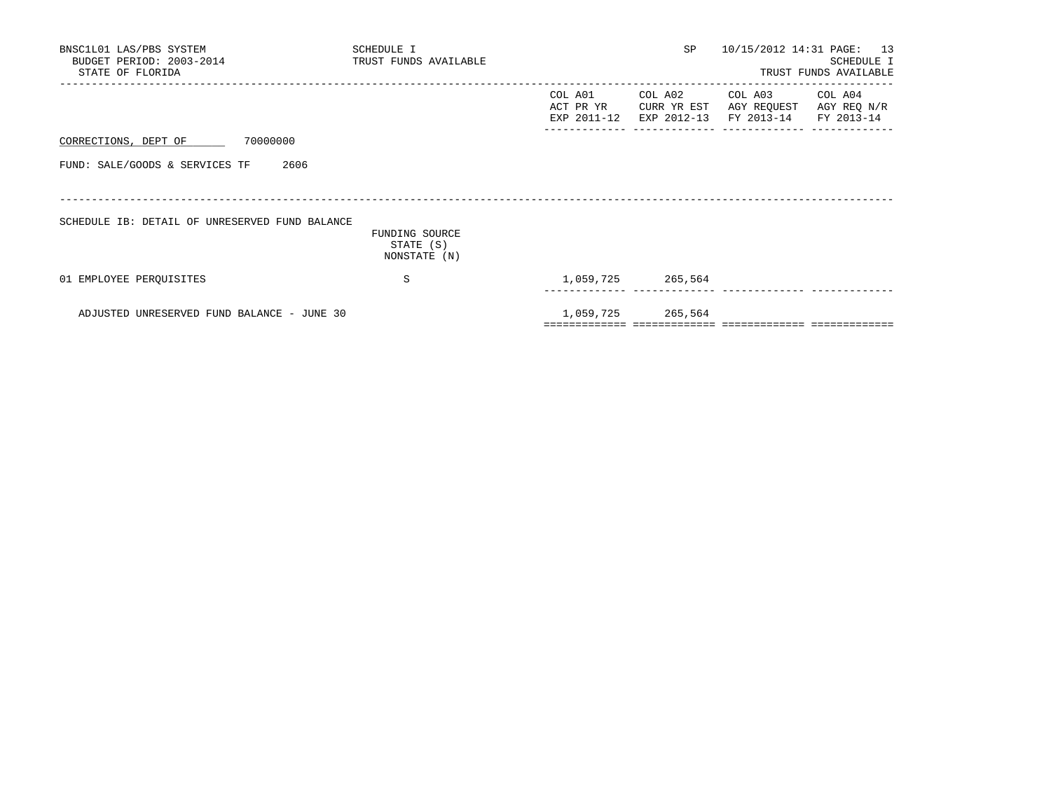BNSC1L01 LAS/PBS SYSTEM
BUDGET PERIOD: 2003-2014
STATE OF FLORIDA

SCHEDULE I
TRUST FUNDS AVAILABLE

SP 10/15/2012 14:31

SCHEDULE I
TRUST FUNDS AVAILABLE

CORRECTIONS, DEPT OF 70000000

FUND: SALE/GOODS & SERVICES TF 2606

SCHEDULE IB: DETAIL OF UNRESERVED FUND BALANCE

| | FUNDING SOURCE STATE (S) NONSTATE (N) | COL A01 ACT PR YR EXP 2011-12 | COL A02 CURR YR EST EXP 2012-13 | COL A03 AGY REQUEST FY 2013-14 | COL A04 AGY REQ N/R FY 2013-14 |
|---|---|---|---|---|---|
| 01 EMPLOYEE PERQUISITES | S | 1,059,725 | 265,564 | | |
| ADJUSTED UNRESERVED FUND BALANCE - JUNE 30 | | 1,059,725 | 265,564 | | |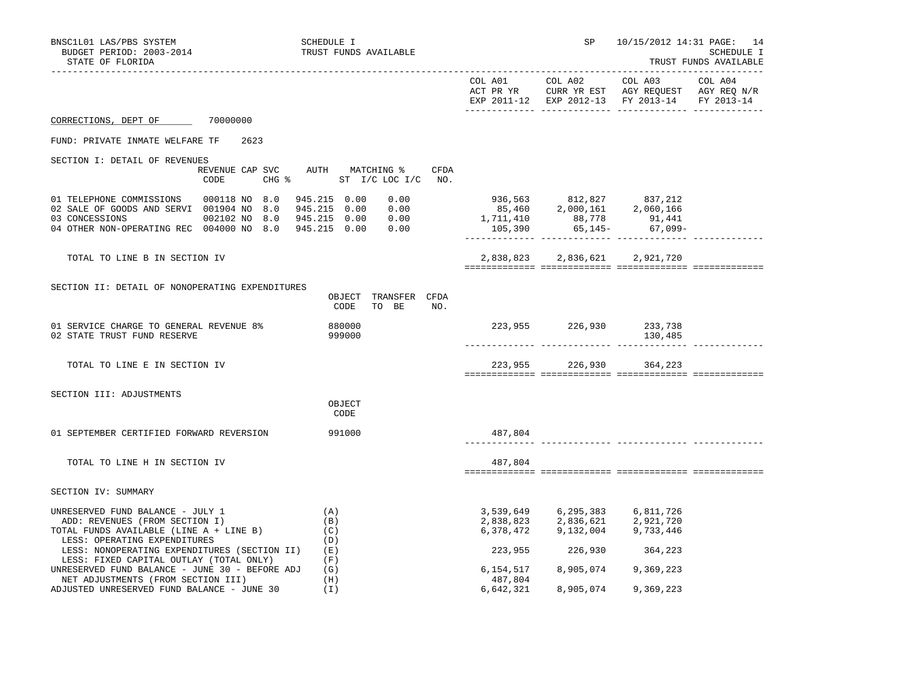BNSC1L01 LAS/PBS SYSTEM — SCHEDULE I — TRUST FUNDS AVAILABLE — SP 10/15/2012 14:31

BUDGET PERIOD: 2003-2014

STATE OF FLORIDA

SCHEDULE I — TRUST FUNDS AVAILABLE

**CORRECTIONS, DEPT OF** 70000000

FUND: PRIVATE INMATE WELFARE TF 2623

## SECTION I: DETAIL OF REVENUES

| | REVENUE CODE | CAP | SVC CHG % | AUTH ST | MATCHING % I/C | MATCHING % LOC I/C | CFDA NO. | COL A01 ACT PR YR EXP 2011-12 | COL A02 CURR YR EST EXP 2012-13 | COL A03 AGY REQUEST FY 2013-14 | COL A04 AGY REQ N/R FY 2013-14 |
|---|---|---|---|---|---|---|---|---|---|---|---|
| 01 TELEPHONE COMMISSIONS | 000118 | NO | 8.0 | 945.215 | 0.00 | 0.00 | | 936,563 | 812,827 | 837,212 | |
| 02 SALE OF GOODS AND SERVI | 001904 | NO | 8.0 | 945.215 | 0.00 | 0.00 | | 85,460 | 2,000,161 | 2,060,166 | |
| 03 CONCESSIONS | 002102 | NO | 8.0 | 945.215 | 0.00 | 0.00 | | 1,711,410 | 88,778 | 91,441 | |
| 04 OTHER NON-OPERATING REC | 004000 | NO | 8.0 | 945.215 | 0.00 | 0.00 | | 105,390 | 65,145- | 67,099- | |
| TOTAL TO LINE B IN SECTION IV | | | | | | | | 2,838,823 | 2,836,621 | 2,921,720 | |

## SECTION II: DETAIL OF NONOPERATING EXPENDITURES

| | OBJECT CODE | TRANSFER TO BE | CFDA NO. | COL A01 ACT PR YR EXP 2011-12 | COL A02 CURR YR EST EXP 2012-13 | COL A03 AGY REQUEST FY 2013-14 | COL A04 AGY REQ N/R FY 2013-14 |
|---|---|---|---|---|---|---|---|
| 01 SERVICE CHARGE TO GENERAL REVENUE 8% | 880000 | | | 223,955 | 226,930 | 233,738 | |
| 02 STATE TRUST FUND RESERVE | 999000 | | | | | 130,485 | |
| TOTAL TO LINE E IN SECTION IV | | | | 223,955 | 226,930 | 364,223 | |

## SECTION III: ADJUSTMENTS

| | OBJECT CODE | COL A01 ACT PR YR EXP 2011-12 | COL A02 CURR YR EST EXP 2012-13 | COL A03 AGY REQUEST FY 2013-14 | COL A04 AGY REQ N/R FY 2013-14 |
|---|---|---|---|---|---|
| 01 SEPTEMBER CERTIFIED FORWARD REVERSION | 991000 | 487,804 | | | |
| TOTAL TO LINE H IN SECTION IV | | 487,804 | | | |

## SECTION IV: SUMMARY

| | | COL A01 ACT PR YR EXP 2011-12 | COL A02 CURR YR EST EXP 2012-13 | COL A03 AGY REQUEST FY 2013-14 | COL A04 AGY REQ N/R FY 2013-14 |
|---|---|---|---|---|---|
| UNRESERVED FUND BALANCE - JULY 1 | (A) | 3,539,649 | 6,295,383 | 6,811,726 | |
| ADD: REVENUES (FROM SECTION I) | (B) | 2,838,823 | 2,836,621 | 2,921,720 | |
| TOTAL FUNDS AVAILABLE (LINE A + LINE B) | (C) | 6,378,472 | 9,132,004 | 9,733,446 | |
| LESS: OPERATING EXPENDITURES | (D) | | | | |
| LESS: NONOPERATING EXPENDITURES (SECTION II) | (E) | 223,955 | 226,930 | 364,223 | |
| LESS: FIXED CAPITAL OUTLAY (TOTAL ONLY) | (F) | | | | |
| UNRESERVED FUND BALANCE - JUNE 30 - BEFORE ADJ | (G) | 6,154,517 | 8,905,074 | 9,369,223 | |
| NET ADJUSTMENTS (FROM SECTION III) | (H) | 487,804 | | | |
| ADJUSTED UNRESERVED FUND BALANCE - JUNE 30 | (I) | 6,642,321 | 8,905,074 | 9,369,223 | |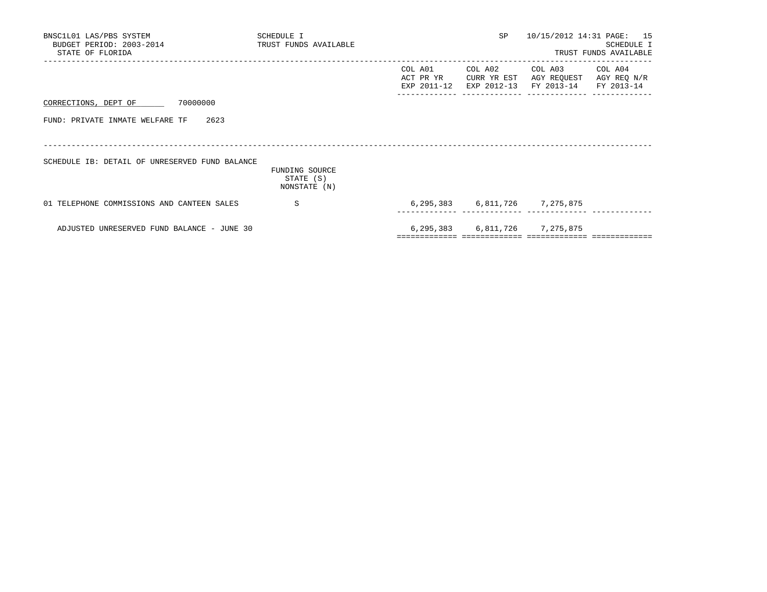BNSC1L01 LAS/PBS SYSTEM
BUDGET PERIOD: 2003-2014
STATE OF FLORIDA

SCHEDULE I
TRUST FUNDS AVAILABLE

SP 10/15/2012 14:31

SCHEDULE I
TRUST FUNDS AVAILABLE

CORRECTIONS, DEPT OF 70000000

FUND: PRIVATE INMATE WELFARE TF 2623

SCHEDULE IB: DETAIL OF UNRESERVED FUND BALANCE

| | FUNDING SOURCE STATE (S) NONSTATE (N) | COL A01 ACT PR YR EXP 2011-12 | COL A02 CURR YR EST EXP 2012-13 | COL A03 AGY REQUEST FY 2013-14 | COL A04 AGY REQ N/R FY 2013-14 |
|---|---|---|---|---|---|
| 01 TELEPHONE COMMISSIONS AND CANTEEN SALES | S | 6,295,383 | 6,811,726 | 7,275,875 | |
| ADJUSTED UNRESERVED FUND BALANCE - JUNE 30 | | 6,295,383 | 6,811,726 | 7,275,875 | |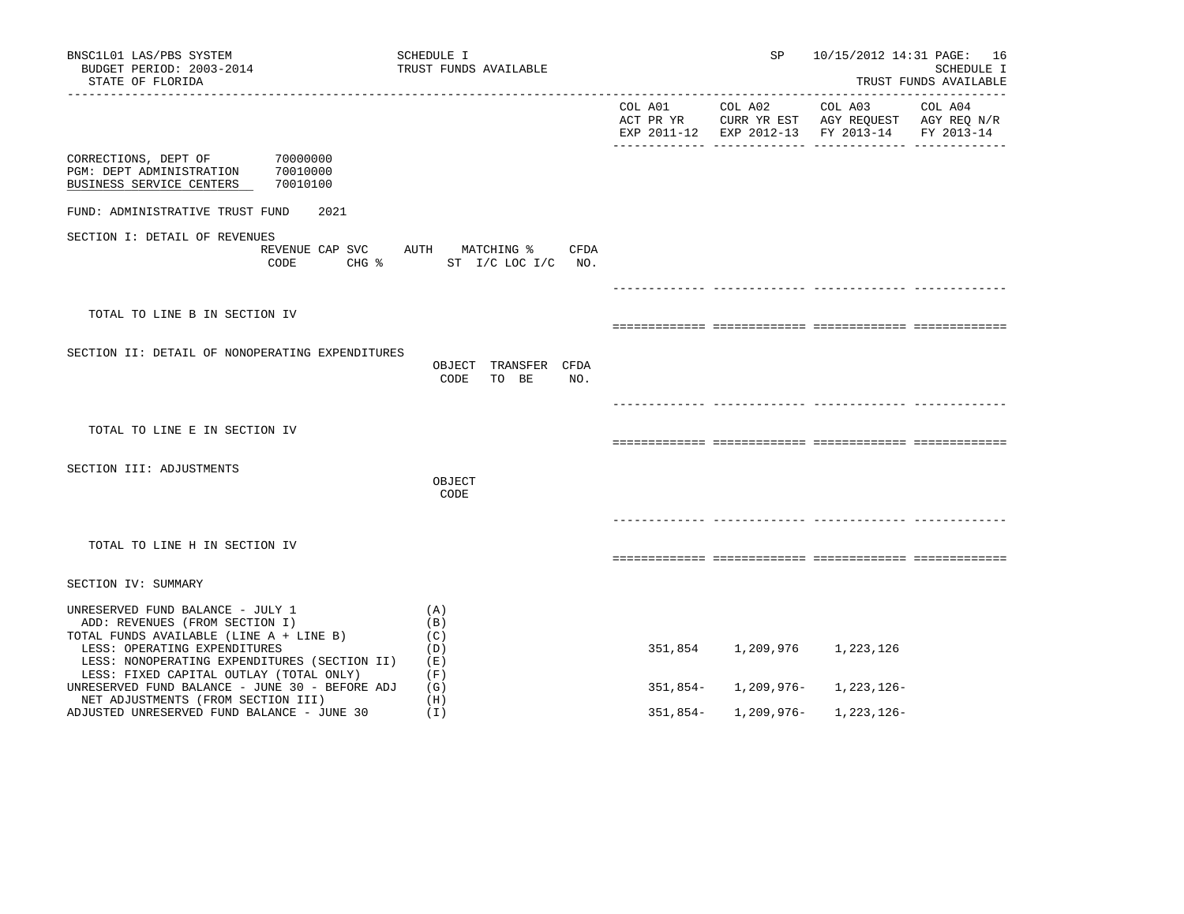BNSC1L01 LAS/PBS SYSTEM — SCHEDULE I — TRUST FUNDS AVAILABLE — SP 10/15/2012 14:31

BUDGET PERIOD: 2003-2014

STATE OF FLORIDA

SCHEDULE I — TRUST FUNDS AVAILABLE

CORRECTIONS, DEPT OF 70000000
PGM: DEPT ADMINISTRATION 70010000
BUSINESS SERVICE CENTERS 70010100

FUND: ADMINISTRATIVE TRUST FUND 2021

| | COL A01 ACT PR YR EXP 2011-12 | COL A02 CURR YR EST EXP 2012-13 | COL A03 AGY REQUEST FY 2013-14 | COL A04 AGY REQ N/R FY 2013-14 |
|---|---|---|---|---|
| **SECTION I: DETAIL OF REVENUES** (REVENUE CODE / CAP SVC CHG % / AUTH ST / MATCHING % I/C LOC I/C / CFDA NO.) | | | | |
| TOTAL TO LINE B IN SECTION IV | | | | |
| **SECTION II: DETAIL OF NONOPERATING EXPENDITURES** (OBJECT CODE / TRANSFER TO BE / CFDA NO.) | | | | |
| TOTAL TO LINE E IN SECTION IV | | | | |
| **SECTION III: ADJUSTMENTS** (OBJECT CODE) | | | | |
| TOTAL TO LINE H IN SECTION IV | | | | |
| **SECTION IV: SUMMARY** | | | | |
| UNRESERVED FUND BALANCE - JULY 1 (A) | | | | |
| ADD: REVENUES (FROM SECTION I) (B) | | | | |
| TOTAL FUNDS AVAILABLE (LINE A + LINE B) (C) | | | | |
| LESS: OPERATING EXPENDITURES (D) | 351,854 | 1,209,976 | 1,223,126 | |
| LESS: NONOPERATING EXPENDITURES (SECTION II) (E) | | | | |
| LESS: FIXED CAPITAL OUTLAY (TOTAL ONLY) (F) | | | | |
| UNRESERVED FUND BALANCE - JUNE 30 - BEFORE ADJ (G) | 351,854- | 1,209,976- | 1,223,126- | |
| NET ADJUSTMENTS (FROM SECTION III) (H) | | | | |
| ADJUSTED UNRESERVED FUND BALANCE - JUNE 30 (I) | 351,854- | 1,209,976- | 1,223,126- | |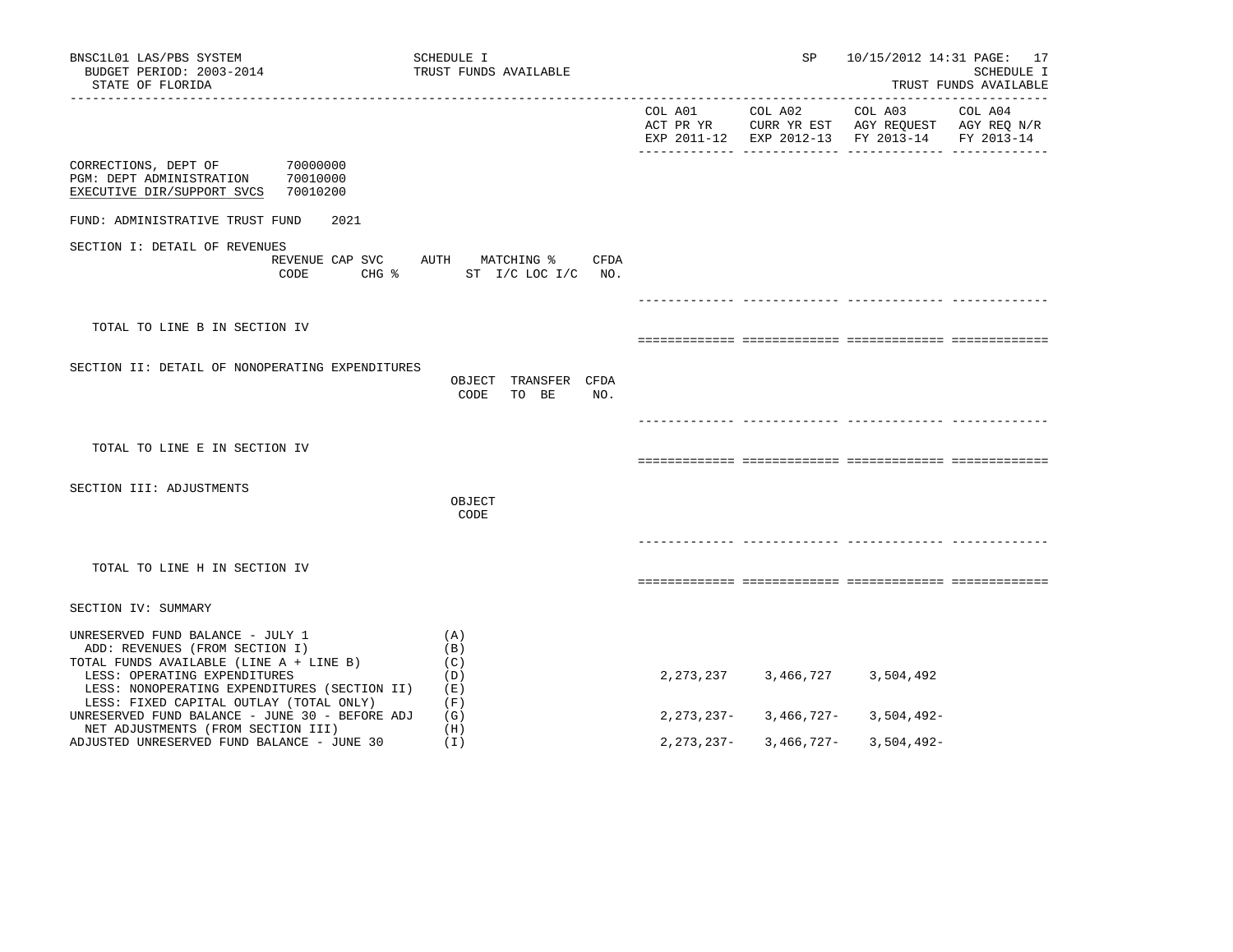BNSC1L01 LAS/PBS SYSTEM
BUDGET PERIOD: 2003-2014
STATE OF FLORIDA

SCHEDULE I
TRUST FUNDS AVAILABLE

SP 10/15/2012 14:31

SCHEDULE I
TRUST FUNDS AVAILABLE

| | | COL A01 ACT PR YR EXP 2011-12 | COL A02 CURR YR EST EXP 2012-13 | COL A03 AGY REQUEST FY 2013-14 | COL A04 AGY REQ N/R FY 2013-14 |
|---|---|---|---|---|---|

CORRECTIONS, DEPT OF 70000000
PGM: DEPT ADMINISTRATION 70010000
EXECUTIVE DIR/SUPPORT SVCS 70010200

FUND: ADMINISTRATIVE TRUST FUND 2021

SECTION I: DETAIL OF REVENUES

REVENUE CODE | CAP SVC CHG % | AUTH ST | MATCHING % I/C LOC I/C | CFDA NO.

TOTAL TO LINE B IN SECTION IV

SECTION II: DETAIL OF NONOPERATING EXPENDITURES

OBJECT CODE | TRANSFER TO BE | CFDA NO.

TOTAL TO LINE E IN SECTION IV

SECTION III: ADJUSTMENTS

OBJECT CODE

TOTAL TO LINE H IN SECTION IV

SECTION IV: SUMMARY

| | | COL A01 | COL A02 | COL A03 | COL A04 |
|---|---|---|---|---|---|
| UNRESERVED FUND BALANCE - JULY 1 | (A) | | | | |
| ADD: REVENUES (FROM SECTION I) | (B) | | | | |
| TOTAL FUNDS AVAILABLE (LINE A + LINE B) | (C) | | | | |
| LESS: OPERATING EXPENDITURES | (D) | 2,273,237 | 3,466,727 | 3,504,492 | |
| LESS: NONOPERATING EXPENDITURES (SECTION II) | (E) | | | | |
| LESS: FIXED CAPITAL OUTLAY (TOTAL ONLY) | (F) | | | | |
| UNRESERVED FUND BALANCE - JUNE 30 - BEFORE ADJ | (G) | 2,273,237- | 3,466,727- | 3,504,492- | |
| NET ADJUSTMENTS (FROM SECTION III) | (H) | | | | |
| ADJUSTED UNRESERVED FUND BALANCE - JUNE 30 | (I) | 2,273,237- | 3,466,727- | 3,504,492- | |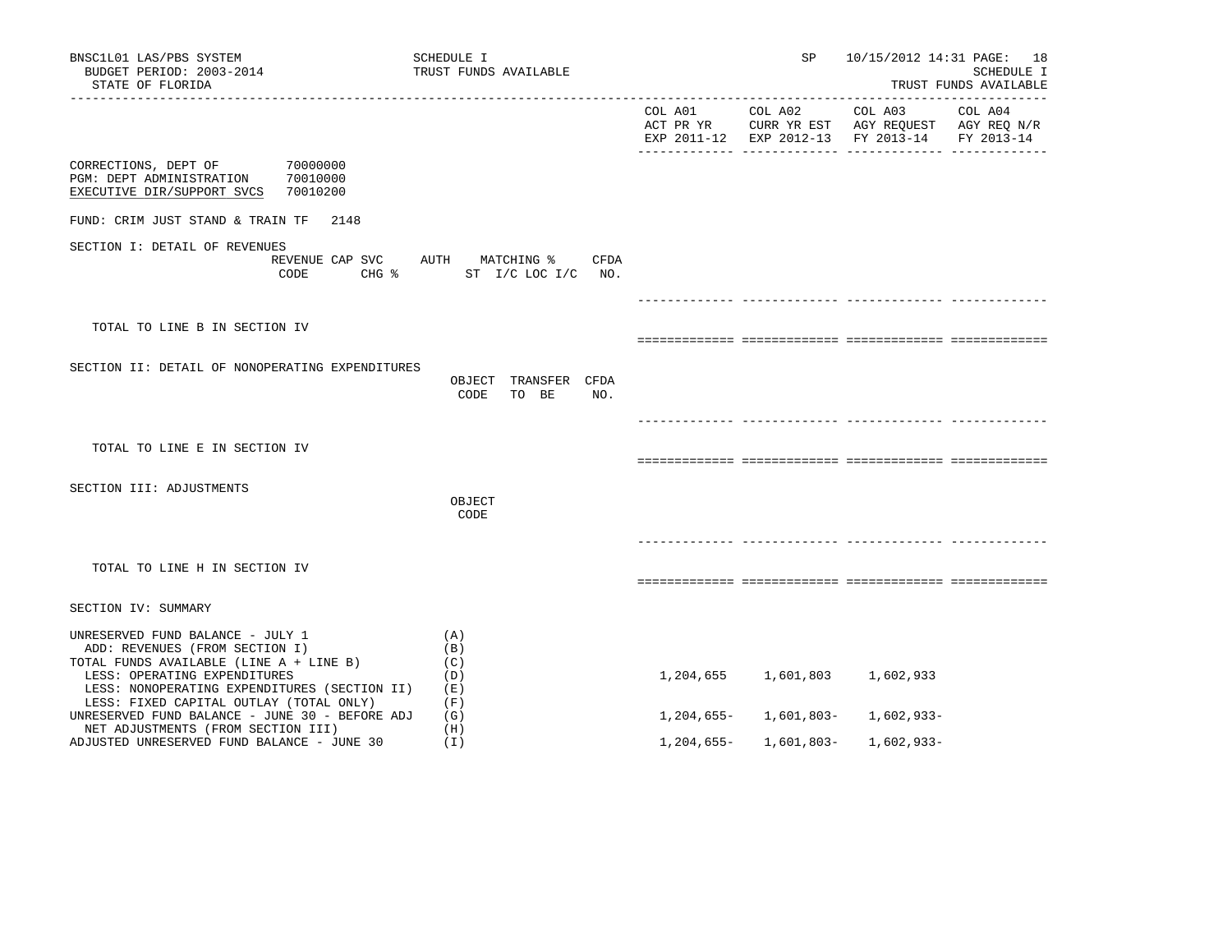BNSC1L01 LAS/PBS SYSTEM
BUDGET PERIOD: 2003-2014
STATE OF FLORIDA

SCHEDULE I
TRUST FUNDS AVAILABLE

SP 10/15/2012 14:31

SCHEDULE I
TRUST FUNDS AVAILABLE

| | COL A01 ACT PR YR EXP 2011-12 | COL A02 CURR YR EST EXP 2012-13 | COL A03 AGY REQUEST FY 2013-14 | COL A04 AGY REQ N/R FY 2013-14 |
|---|---|---|---|---|

CORRECTIONS, DEPT OF 70000000
PGM: DEPT ADMINISTRATION 70010000
EXECUTIVE DIR/SUPPORT SVCS 70010200

FUND: CRIM JUST STAND & TRAIN TF 2148

SECTION I: DETAIL OF REVENUES

REVENUE CODE | CAP SVC CHG % | AUTH ST | MATCHING % I/C LOC I/C | CFDA NO.

TOTAL TO LINE B IN SECTION IV

SECTION II: DETAIL OF NONOPERATING EXPENDITURES

OBJECT CODE | TRANSFER TO BE | CFDA NO.

TOTAL TO LINE E IN SECTION IV

SECTION III: ADJUSTMENTS

OBJECT CODE

TOTAL TO LINE H IN SECTION IV

SECTION IV: SUMMARY

| | | COL A01 | COL A02 | COL A03 | COL A04 |
|---|---|---|---|---|---|
| UNRESERVED FUND BALANCE - JULY 1 | (A) | | | | |
| ADD: REVENUES (FROM SECTION I) | (B) | | | | |
| TOTAL FUNDS AVAILABLE (LINE A + LINE B) | (C) | | | | |
| LESS: OPERATING EXPENDITURES | (D) | 1,204,655 | 1,601,803 | 1,602,933 | |
| LESS: NONOPERATING EXPENDITURES (SECTION II) | (E) | | | | |
| LESS: FIXED CAPITAL OUTLAY (TOTAL ONLY) | (F) | | | | |
| UNRESERVED FUND BALANCE - JUNE 30 - BEFORE ADJ | (G) | 1,204,655- | 1,601,803- | 1,602,933- | |
| NET ADJUSTMENTS (FROM SECTION III) | (H) | | | | |
| ADJUSTED UNRESERVED FUND BALANCE - JUNE 30 | (I) | 1,204,655- | 1,601,803- | 1,602,933- | |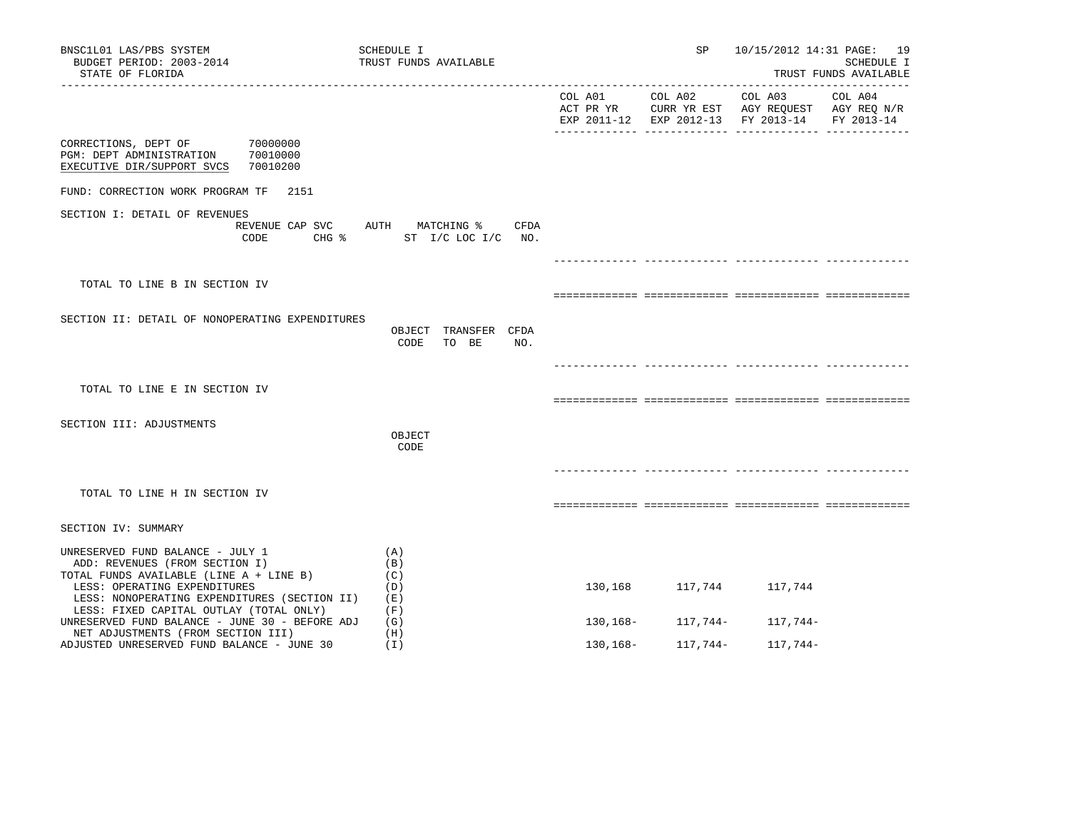BNSC1L01 LAS/PBS SYSTEM
BUDGET PERIOD: 2003-2014
STATE OF FLORIDA

SCHEDULE I
TRUST FUNDS AVAILABLE

SP 10/15/2012 14:31

SCHEDULE I
TRUST FUNDS AVAILABLE

| | COL A01 ACT PR YR EXP 2011-12 | COL A02 CURR YR EST EXP 2012-13 | COL A03 AGY REQUEST FY 2013-14 | COL A04 AGY REQ N/R FY 2013-14 |
|---|---|---|---|---|

CORRECTIONS, DEPT OF 70000000
PGM: DEPT ADMINISTRATION 70010000
EXECUTIVE DIR/SUPPORT SVCS 70010200

FUND: CORRECTION WORK PROGRAM TF 2151

SECTION I: DETAIL OF REVENUES

REVENUE CODE | CAP SVC CHG % | AUTH ST | MATCHING % I/C LOC I/C | CFDA NO.

TOTAL TO LINE B IN SECTION IV

SECTION II: DETAIL OF NONOPERATING EXPENDITURES

OBJECT CODE | TRANSFER TO BE | CFDA NO.

TOTAL TO LINE E IN SECTION IV

SECTION III: ADJUSTMENTS

OBJECT CODE

TOTAL TO LINE H IN SECTION IV

SECTION IV: SUMMARY

| | | COL A01 | COL A02 | COL A03 | COL A04 |
|---|---|---|---|---|---|
| UNRESERVED FUND BALANCE - JULY 1 | (A) | | | | |
| ADD: REVENUES (FROM SECTION I) | (B) | | | | |
| TOTAL FUNDS AVAILABLE (LINE A + LINE B) | (C) | | | | |
| LESS: OPERATING EXPENDITURES | (D) | 130,168 | 117,744 | 117,744 | |
| LESS: NONOPERATING EXPENDITURES (SECTION II) | (E) | | | | |
| LESS: FIXED CAPITAL OUTLAY (TOTAL ONLY) | (F) | | | | |
| UNRESERVED FUND BALANCE - JUNE 30 - BEFORE ADJ | (G) | 130,168- | 117,744- | 117,744- | |
| NET ADJUSTMENTS (FROM SECTION III) | (H) | | | | |
| ADJUSTED UNRESERVED FUND BALANCE - JUNE 30 | (I) | 130,168- | 117,744- | 117,744- | |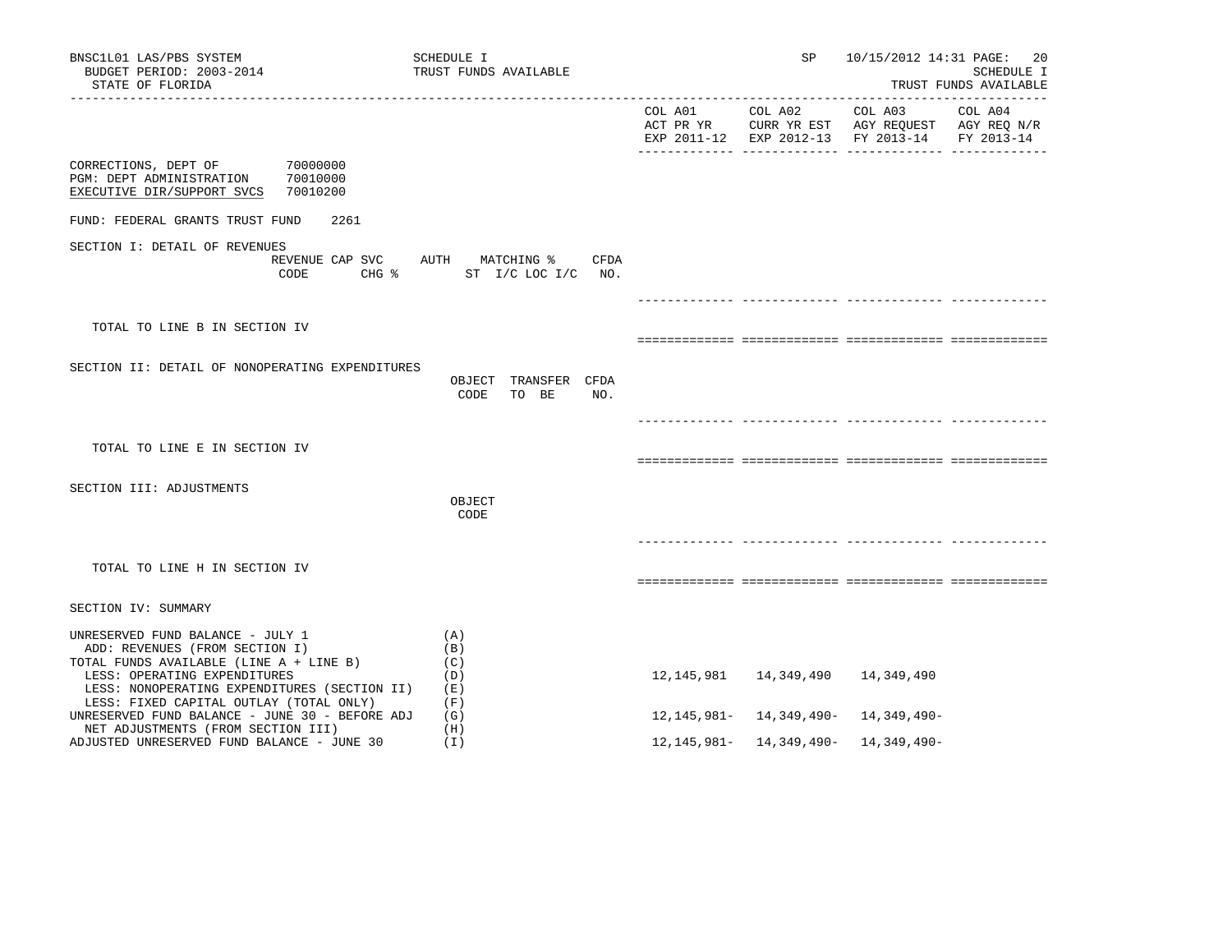BNSC1L01 LAS/PBS SYSTEM
BUDGET PERIOD: 2003-2014
STATE OF FLORIDA

SCHEDULE I
TRUST FUNDS AVAILABLE

SP 10/15/2012 14:31
SCHEDULE I
TRUST FUNDS AVAILABLE

| | COL A01 ACT PR YR EXP 2011-12 | COL A02 CURR YR EST EXP 2012-13 | COL A03 AGY REQUEST FY 2013-14 | COL A04 AGY REQ N/R FY 2013-14 |
|---|---|---|---|---|

CORRECTIONS, DEPT OF 70000000
PGM: DEPT ADMINISTRATION 70010000
EXECUTIVE DIR/SUPPORT SVCS 70010200

FUND: FEDERAL GRANTS TRUST FUND 2261

SECTION I: DETAIL OF REVENUES

| REVENUE CODE | CAP SVC CHG % | AUTH ST | MATCHING % I/C LOC I/C | CFDA NO. | COL A01 | COL A02 | COL A03 | COL A04 |
|---|---|---|---|---|---|---|---|---|
| TOTAL TO LINE B IN SECTION IV | | | | | | | | |

SECTION II: DETAIL OF NONOPERATING EXPENDITURES

| | OBJECT CODE | TRANSFER TO BE | CFDA NO. | COL A01 | COL A02 | COL A03 | COL A04 |
|---|---|---|---|---|---|---|---|
| TOTAL TO LINE E IN SECTION IV | | | | | | | |

SECTION III: ADJUSTMENTS

| | OBJECT CODE | COL A01 | COL A02 | COL A03 | COL A04 |
|---|---|---|---|---|---|
| TOTAL TO LINE H IN SECTION IV | | | | | |

SECTION IV: SUMMARY

| | | COL A01 | COL A02 | COL A03 | COL A04 |
|---|---|---|---|---|---|
| UNRESERVED FUND BALANCE - JULY 1 | (A) | | | | |
| ADD: REVENUES (FROM SECTION I) | (B) | | | | |
| TOTAL FUNDS AVAILABLE (LINE A + LINE B) | (C) | | | | |
| LESS: OPERATING EXPENDITURES | (D) | 12,145,981 | 14,349,490 | 14,349,490 | |
| LESS: NONOPERATING EXPENDITURES (SECTION II) | (E) | | | | |
| LESS: FIXED CAPITAL OUTLAY (TOTAL ONLY) | (F) | | | | |
| UNRESERVED FUND BALANCE - JUNE 30 - BEFORE ADJ | (G) | 12,145,981- | 14,349,490- | 14,349,490- | |
| NET ADJUSTMENTS (FROM SECTION III) | (H) | | | | |
| ADJUSTED UNRESERVED FUND BALANCE - JUNE 30 | (I) | 12,145,981- | 14,349,490- | 14,349,490- | |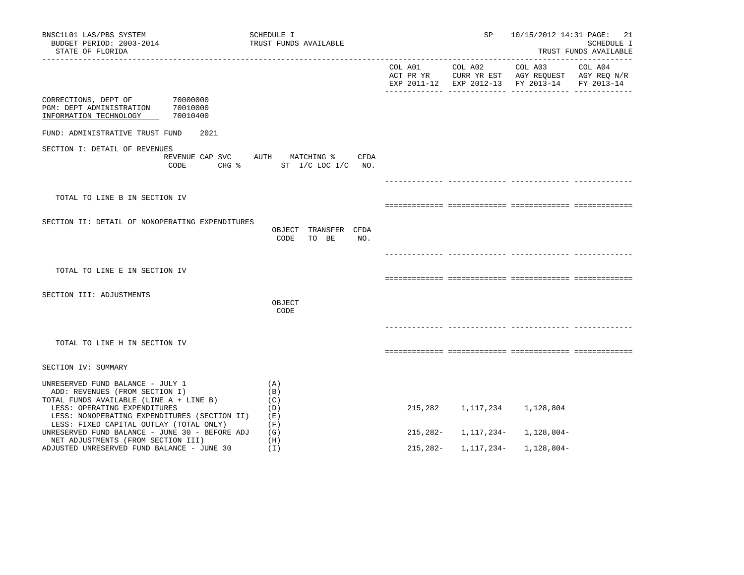BNSC1L01 LAS/PBS SYSTEM
BUDGET PERIOD: 2003-2014
STATE OF FLORIDA

SCHEDULE I
TRUST FUNDS AVAILABLE

SP 10/15/2012 14:31 PAGE: 21
SCHEDULE I
TRUST FUNDS AVAILABLE

| | COL A01 ACT PR YR EXP 2011-12 | COL A02 CURR YR EST EXP 2012-13 | COL A03 AGY REQUEST FY 2013-14 | COL A04 AGY REQ N/R FY 2013-14 |
|---|---|---|---|---|

CORRECTIONS, DEPT OF 70000000
PGM: DEPT ADMINISTRATION 70010000
INFORMATION TECHNOLOGY 70010400

FUND: ADMINISTRATIVE TRUST FUND 2021

SECTION I: DETAIL OF REVENUES

REVENUE CODE | CAP SVC CHG % | AUTH ST | MATCHING % I/C LOC I/C | CFDA NO.

TOTAL TO LINE B IN SECTION IV

SECTION II: DETAIL OF NONOPERATING EXPENDITURES

OBJECT CODE | TRANSFER TO BE | CFDA NO.

TOTAL TO LINE E IN SECTION IV

SECTION III: ADJUSTMENTS

OBJECT CODE

TOTAL TO LINE H IN SECTION IV

SECTION IV: SUMMARY

| | | COL A01 | COL A02 | COL A03 | COL A04 |
|---|---|---|---|---|---|
| UNRESERVED FUND BALANCE - JULY 1 | (A) | | | | |
| ADD: REVENUES (FROM SECTION I) | (B) | | | | |
| TOTAL FUNDS AVAILABLE (LINE A + LINE B) | (C) | | | | |
| LESS: OPERATING EXPENDITURES | (D) | 215,282 | 1,117,234 | 1,128,804 | |
| LESS: NONOPERATING EXPENDITURES (SECTION II) | (E) | | | | |
| LESS: FIXED CAPITAL OUTLAY (TOTAL ONLY) | (F) | | | | |
| UNRESERVED FUND BALANCE - JUNE 30 - BEFORE ADJ | (G) | 215,282- | 1,117,234- | 1,128,804- | |
| NET ADJUSTMENTS (FROM SECTION III) | (H) | | | | |
| ADJUSTED UNRESERVED FUND BALANCE - JUNE 30 | (I) | 215,282- | 1,117,234- | 1,128,804- | |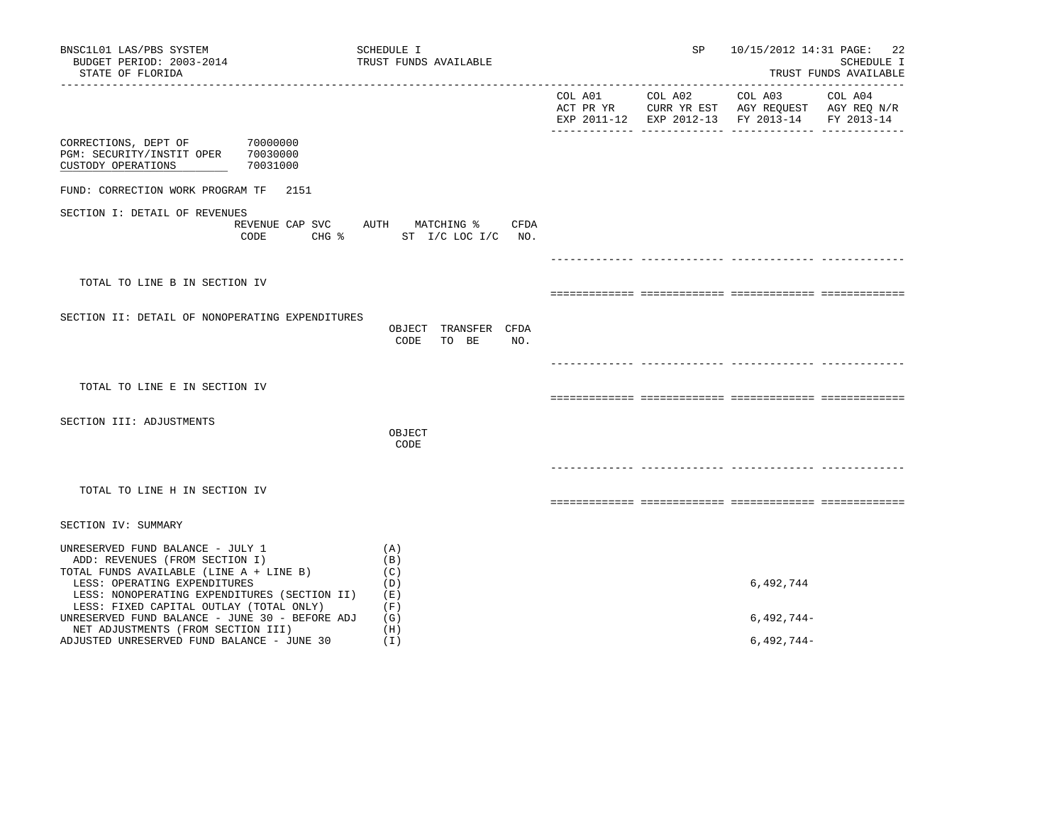BNSC1L01 LAS/PBS SYSTEM
BUDGET PERIOD: 2003-2014
STATE OF FLORIDA

SCHEDULE I
TRUST FUNDS AVAILABLE

SP 10/15/2012 14:31 PAGE: 22
SCHEDULE I
TRUST FUNDS AVAILABLE

| | COL A01 ACT PR YR EXP 2011-12 | COL A02 CURR YR EST EXP 2012-13 | COL A03 AGY REQUEST FY 2013-14 | COL A04 AGY REQ N/R FY 2013-14 |
|---|---|---|---|---|

CORRECTIONS, DEPT OF 70000000
PGM: SECURITY/INSTIT OPER 70030000
CUSTODY OPERATIONS 70031000

FUND: CORRECTION WORK PROGRAM TF 2151

SECTION I: DETAIL OF REVENUES

| REVENUE CODE | CAP SVC CHG % | AUTH ST | MATCHING % I/C LOC I/C | CFDA NO. | COL A01 | COL A02 | COL A03 | COL A04 |
|---|---|---|---|---|---|---|---|---|
| TOTAL TO LINE B IN SECTION IV | | | | | | | | |

SECTION II: DETAIL OF NONOPERATING EXPENDITURES

| | OBJECT CODE | TRANSFER TO BE | CFDA NO. | COL A01 | COL A02 | COL A03 | COL A04 |
|---|---|---|---|---|---|---|---|
| TOTAL TO LINE E IN SECTION IV | | | | | | | |

SECTION III: ADJUSTMENTS

| | OBJECT CODE | COL A01 | COL A02 | COL A03 | COL A04 |
|---|---|---|---|---|---|
| TOTAL TO LINE H IN SECTION IV | | | | | |

SECTION IV: SUMMARY

| | | COL A01 | COL A02 | COL A03 | COL A04 |
|---|---|---|---|---|---|
| UNRESERVED FUND BALANCE - JULY 1 | (A) | | | | |
| ADD: REVENUES (FROM SECTION I) | (B) | | | | |
| TOTAL FUNDS AVAILABLE (LINE A + LINE B) | (C) | | | | |
| LESS: OPERATING EXPENDITURES | (D) | | | 6,492,744 | |
| LESS: NONOPERATING EXPENDITURES (SECTION II) | (E) | | | | |
| LESS: FIXED CAPITAL OUTLAY (TOTAL ONLY) | (F) | | | | |
| UNRESERVED FUND BALANCE - JUNE 30 - BEFORE ADJ | (G) | | | 6,492,744- | |
| NET ADJUSTMENTS (FROM SECTION III) | (H) | | | | |
| ADJUSTED UNRESERVED FUND BALANCE - JUNE 30 | (I) | | | 6,492,744- | |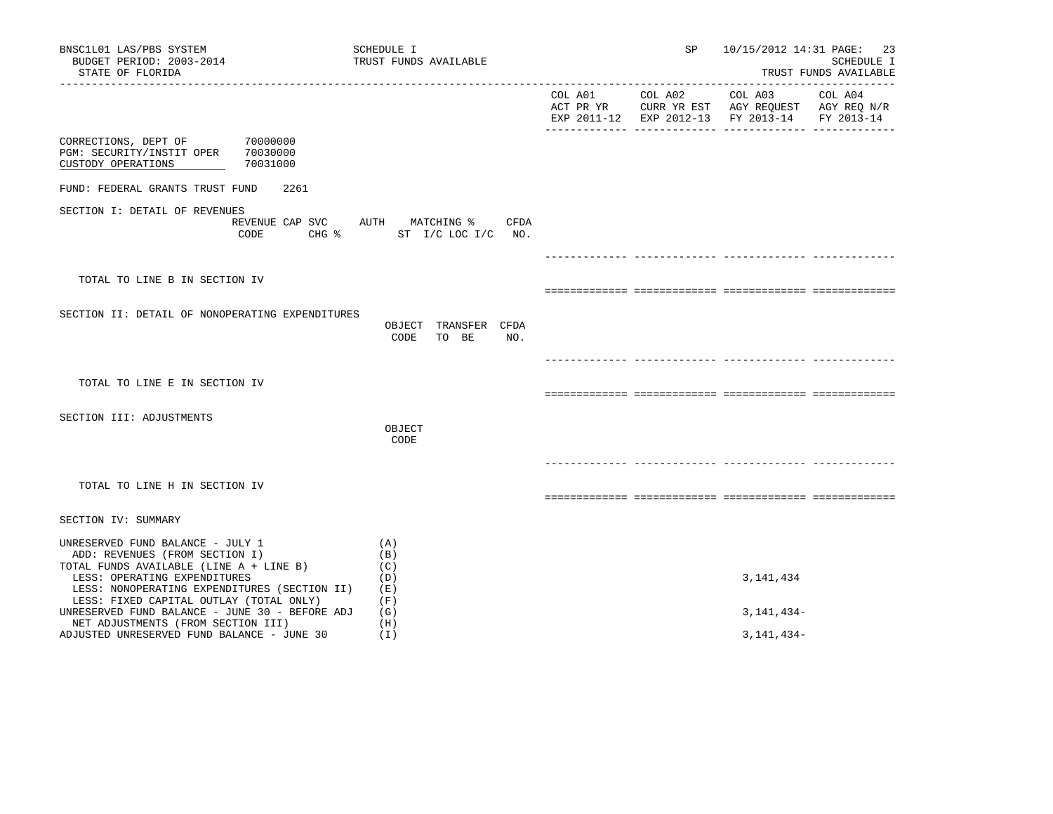BNSC1L01 LAS/PBS SYSTEM — SCHEDULE I — TRUST FUNDS AVAILABLE — SP 10/15/2012 14:31

BUDGET PERIOD: 2003-2014

STATE OF FLORIDA

SCHEDULE I — TRUST FUNDS AVAILABLE

| | | COL A01 ACT PR YR EXP 2011-12 | COL A02 CURR YR EST EXP 2012-13 | COL A03 AGY REQUEST FY 2013-14 | COL A04 AGY REQ N/R FY 2013-14 |
|---|---|---|---|---|---|
| CORRECTIONS, DEPT OF | 70000000 | | | | |
| PGM: SECURITY/INSTIT OPER | 70030000 | | | | |
| CUSTODY OPERATIONS | 70031000 | | | | |

FUND: FEDERAL GRANTS TRUST FUND 2261

SECTION I: DETAIL OF REVENUES

| REVENUE CODE | CAP SVC CHG % | AUTH ST | MATCHING % I/C LOC I/C | CFDA NO. | COL A01 | COL A02 | COL A03 | COL A04 |
|---|---|---|---|---|---|---|---|---|
| TOTAL TO LINE B IN SECTION IV | | | | | | | | |

SECTION II: DETAIL OF NONOPERATING EXPENDITURES

| OBJECT CODE | TRANSFER TO BE | CFDA NO. | COL A01 | COL A02 | COL A03 | COL A04 |
|---|---|---|---|---|---|---|
| TOTAL TO LINE E IN SECTION IV | | | | | | |

SECTION III: ADJUSTMENTS

| OBJECT CODE | COL A01 | COL A02 | COL A03 | COL A04 |
|---|---|---|---|---|
| TOTAL TO LINE H IN SECTION IV | | | | |

SECTION IV: SUMMARY

| | | COL A01 | COL A02 | COL A03 | COL A04 |
|---|---|---|---|---|---|
| UNRESERVED FUND BALANCE - JULY 1 | (A) | | | | |
| ADD: REVENUES (FROM SECTION I) | (B) | | | | |
| TOTAL FUNDS AVAILABLE (LINE A + LINE B) | (C) | | | | |
| LESS: OPERATING EXPENDITURES | (D) | | | 3,141,434 | |
| LESS: NONOPERATING EXPENDITURES (SECTION II) | (E) | | | | |
| LESS: FIXED CAPITAL OUTLAY (TOTAL ONLY) | (F) | | | | |
| UNRESERVED FUND BALANCE - JUNE 30 - BEFORE ADJ | (G) | | | 3,141,434- | |
| NET ADJUSTMENTS (FROM SECTION III) | (H) | | | | |
| ADJUSTED UNRESERVED FUND BALANCE - JUNE 30 | (I) | | | 3,141,434- | |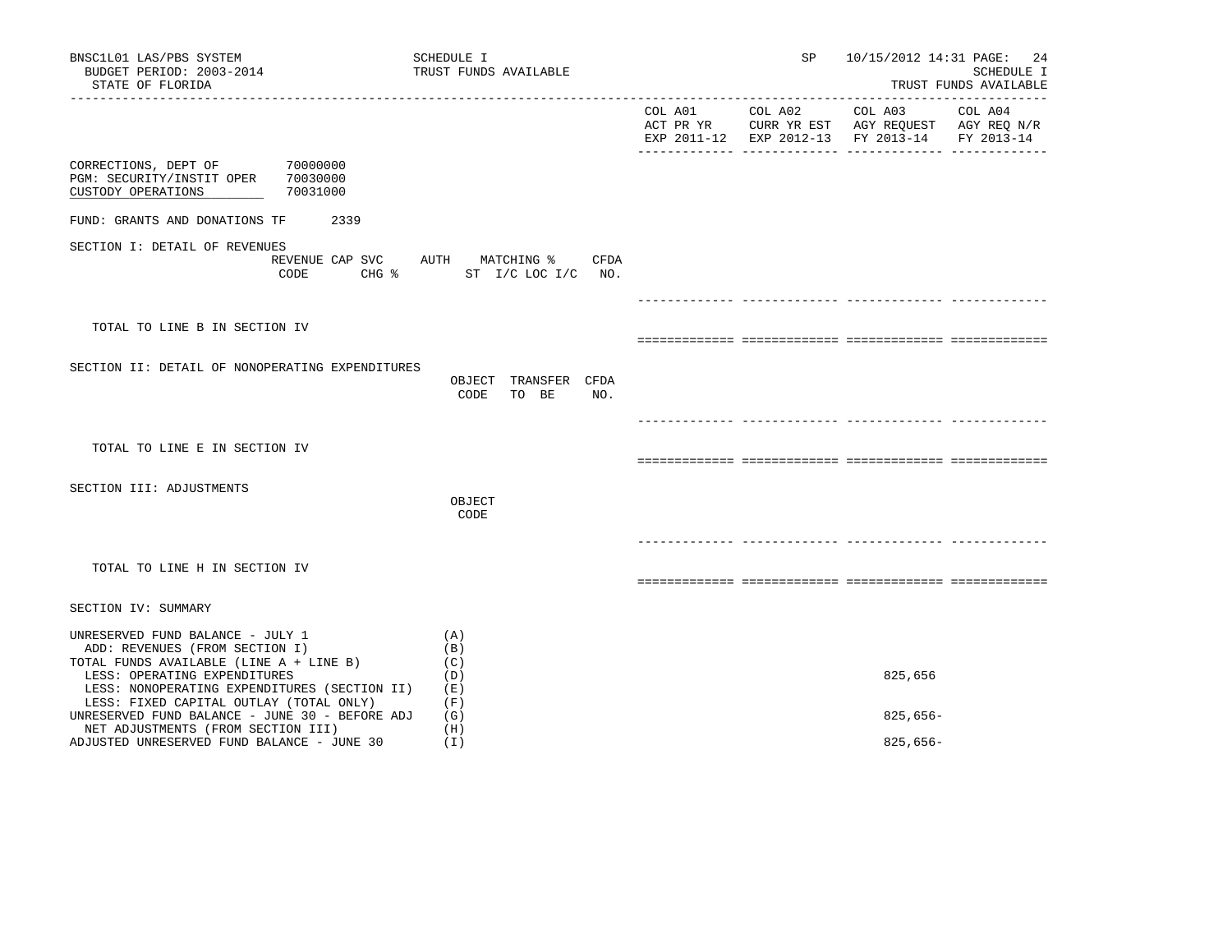BNSC1L01 LAS/PBS SYSTEM
BUDGET PERIOD: 2003-2014
STATE OF FLORIDA

SCHEDULE I
TRUST FUNDS AVAILABLE

SP 10/15/2012 14:31 PAGE: 24
SCHEDULE I
TRUST FUNDS AVAILABLE

| | COL A01 ACT PR YR EXP 2011-12 | COL A02 CURR YR EST EXP 2012-13 | COL A03 AGY REQUEST FY 2013-14 | COL A04 AGY REQ N/R FY 2013-14 |
|---|---|---|---|---|

CORRECTIONS, DEPT OF 70000000
PGM: SECURITY/INSTIT OPER 70030000
CUSTODY OPERATIONS 70031000

FUND: GRANTS AND DONATIONS TF 2339

SECTION I: DETAIL OF REVENUES

REVENUE CODE | CAP SVC CHG % | AUTH ST | MATCHING % I/C LOC I/C | CFDA NO.

TOTAL TO LINE B IN SECTION IV

SECTION II: DETAIL OF NONOPERATING EXPENDITURES

OBJECT CODE | TRANSFER TO BE | CFDA NO.

TOTAL TO LINE E IN SECTION IV

SECTION III: ADJUSTMENTS

OBJECT CODE

TOTAL TO LINE H IN SECTION IV

SECTION IV: SUMMARY

| | | COL A01 | COL A02 | COL A03 | COL A04 |
|---|---|---|---|---|---|
| UNRESERVED FUND BALANCE - JULY 1 | (A) | | | | |
| ADD: REVENUES (FROM SECTION I) | (B) | | | | |
| TOTAL FUNDS AVAILABLE (LINE A + LINE B) | (C) | | | | |
| LESS: OPERATING EXPENDITURES | (D) | | | 825,656 | |
| LESS: NONOPERATING EXPENDITURES (SECTION II) | (E) | | | | |
| LESS: FIXED CAPITAL OUTLAY (TOTAL ONLY) | (F) | | | | |
| UNRESERVED FUND BALANCE - JUNE 30 - BEFORE ADJ | (G) | | | 825,656- | |
| NET ADJUSTMENTS (FROM SECTION III) | (H) | | | | |
| ADJUSTED UNRESERVED FUND BALANCE - JUNE 30 | (I) | | | 825,656- | |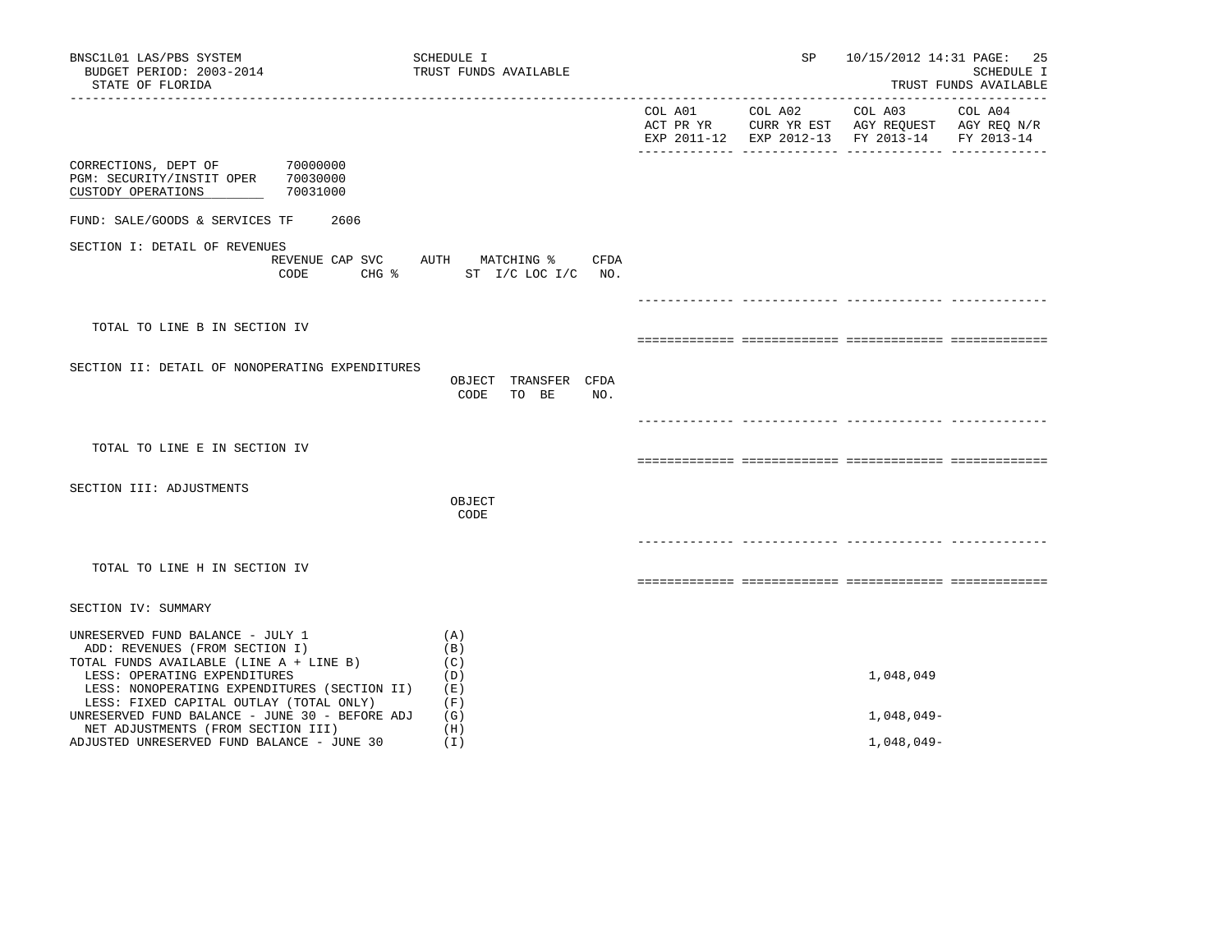BNSC1L01 LAS/PBS SYSTEM — SCHEDULE I — TRUST FUNDS AVAILABLE — SP 10/15/2012 14:31

BUDGET PERIOD: 2003-2014

STATE OF FLORIDA

SCHEDULE I — TRUST FUNDS AVAILABLE

| | COL A01 ACT PR YR EXP 2011-12 | COL A02 CURR YR EST EXP 2012-13 | COL A03 AGY REQUEST FY 2013-14 | COL A04 AGY REQ N/R FY 2013-14 |
|---|---|---|---|---|

CORRECTIONS, DEPT OF 70000000
PGM: SECURITY/INSTIT OPER 70030000
CUSTODY OPERATIONS 70031000

FUND: SALE/GOODS & SERVICES TF 2606

## SECTION I: DETAIL OF REVENUES

| REVENUE CODE | CAP SVC CHG % | AUTH ST | MATCHING % I/C LOC I/C | CFDA NO. | COL A01 | COL A02 | COL A03 | COL A04 |
|---|---|---|---|---|---|---|---|---|
| TOTAL TO LINE B IN SECTION IV | | | | | | | | |

## SECTION II: DETAIL OF NONOPERATING EXPENDITURES

| | OBJECT CODE | TRANSFER TO BE | CFDA NO. | COL A01 | COL A02 | COL A03 | COL A04 |
|---|---|---|---|---|---|---|---|
| TOTAL TO LINE E IN SECTION IV | | | | | | | |

## SECTION III: ADJUSTMENTS

| | OBJECT CODE | COL A01 | COL A02 | COL A03 | COL A04 |
|---|---|---|---|---|---|
| TOTAL TO LINE H IN SECTION IV | | | | | |

## SECTION IV: SUMMARY

| | | COL A01 | COL A02 | COL A03 | COL A04 |
|---|---|---|---|---|---|
| UNRESERVED FUND BALANCE - JULY 1 | (A) | | | | |
| ADD: REVENUES (FROM SECTION I) | (B) | | | | |
| TOTAL FUNDS AVAILABLE (LINE A + LINE B) | (C) | | | | |
| LESS: OPERATING EXPENDITURES | (D) | | | 1,048,049 | |
| LESS: NONOPERATING EXPENDITURES (SECTION II) | (E) | | | | |
| LESS: FIXED CAPITAL OUTLAY (TOTAL ONLY) | (F) | | | | |
| UNRESERVED FUND BALANCE - JUNE 30 - BEFORE ADJ | (G) | | | 1,048,049- | |
| NET ADJUSTMENTS (FROM SECTION III) | (H) | | | | |
| ADJUSTED UNRESERVED FUND BALANCE - JUNE 30 | (I) | | | 1,048,049- | |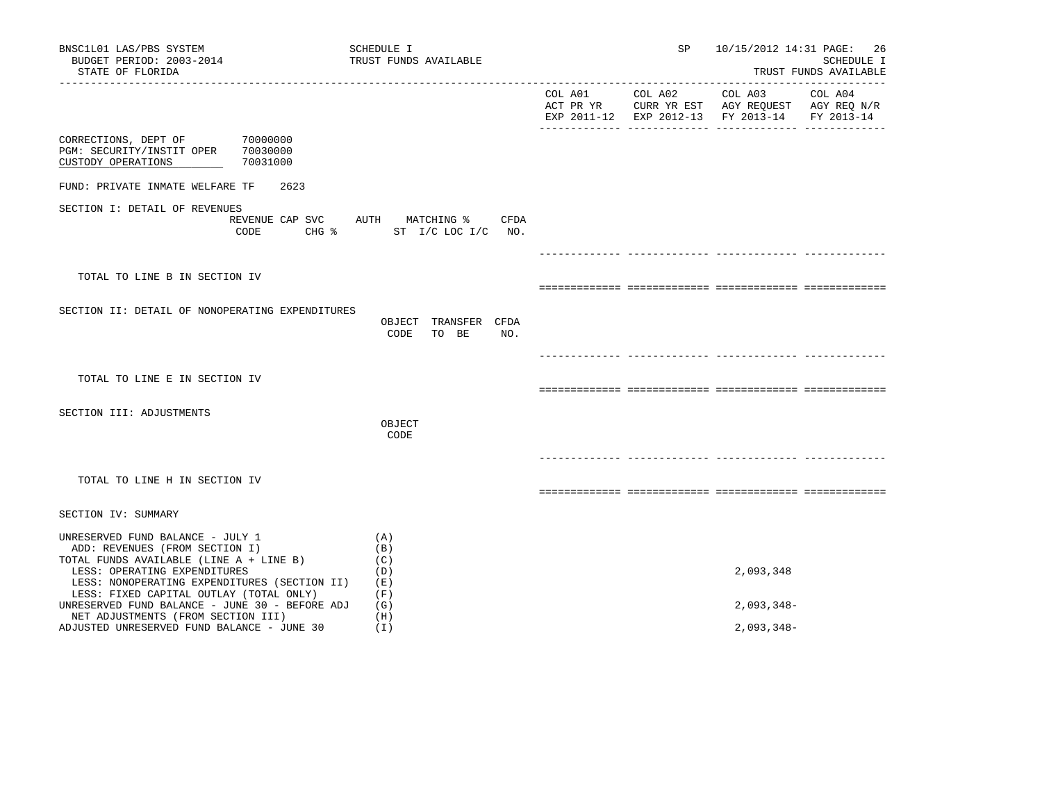BNSC1L01 LAS/PBS SYSTEM — SCHEDULE I — TRUST FUNDS AVAILABLE — SP 10/15/2012 14:31

BUDGET PERIOD: 2003-2014

STATE OF FLORIDA

SCHEDULE I — TRUST FUNDS AVAILABLE

| | | COL A01 ACT PR YR EXP 2011-12 | COL A02 CURR YR EST EXP 2012-13 | COL A03 AGY REQUEST FY 2013-14 | COL A04 AGY REQ N/R FY 2013-14 |
|---|---|---|---|---|---|

CORRECTIONS, DEPT OF 70000000
PGM: SECURITY/INSTIT OPER 70030000
CUSTODY OPERATIONS 70031000

FUND: PRIVATE INMATE WELFARE TF 2623

SECTION I: DETAIL OF REVENUES

REVENUE CODE | CAP SVC CHG % | AUTH | MATCHING % ST I/C LOC I/C | CFDA NO.

TOTAL TO LINE B IN SECTION IV

SECTION II: DETAIL OF NONOPERATING EXPENDITURES

OBJECT CODE | TRANSFER TO BE | CFDA NO.

TOTAL TO LINE E IN SECTION IV

SECTION III: ADJUSTMENTS

OBJECT CODE

TOTAL TO LINE H IN SECTION IV

SECTION IV: SUMMARY

| | | COL A01 | COL A02 | COL A03 | COL A04 |
|---|---|---|---|---|---|
| UNRESERVED FUND BALANCE - JULY 1 | (A) | | | | |
| ADD: REVENUES (FROM SECTION I) | (B) | | | | |
| TOTAL FUNDS AVAILABLE (LINE A + LINE B) | (C) | | | | |
| LESS: OPERATING EXPENDITURES | (D) | | | 2,093,348 | |
| LESS: NONOPERATING EXPENDITURES (SECTION II) | (E) | | | | |
| LESS: FIXED CAPITAL OUTLAY (TOTAL ONLY) | (F) | | | | |
| UNRESERVED FUND BALANCE - JUNE 30 - BEFORE ADJ | (G) | | | 2,093,348- | |
| NET ADJUSTMENTS (FROM SECTION III) | (H) | | | | |
| ADJUSTED UNRESERVED FUND BALANCE - JUNE 30 | (I) | | | 2,093,348- | |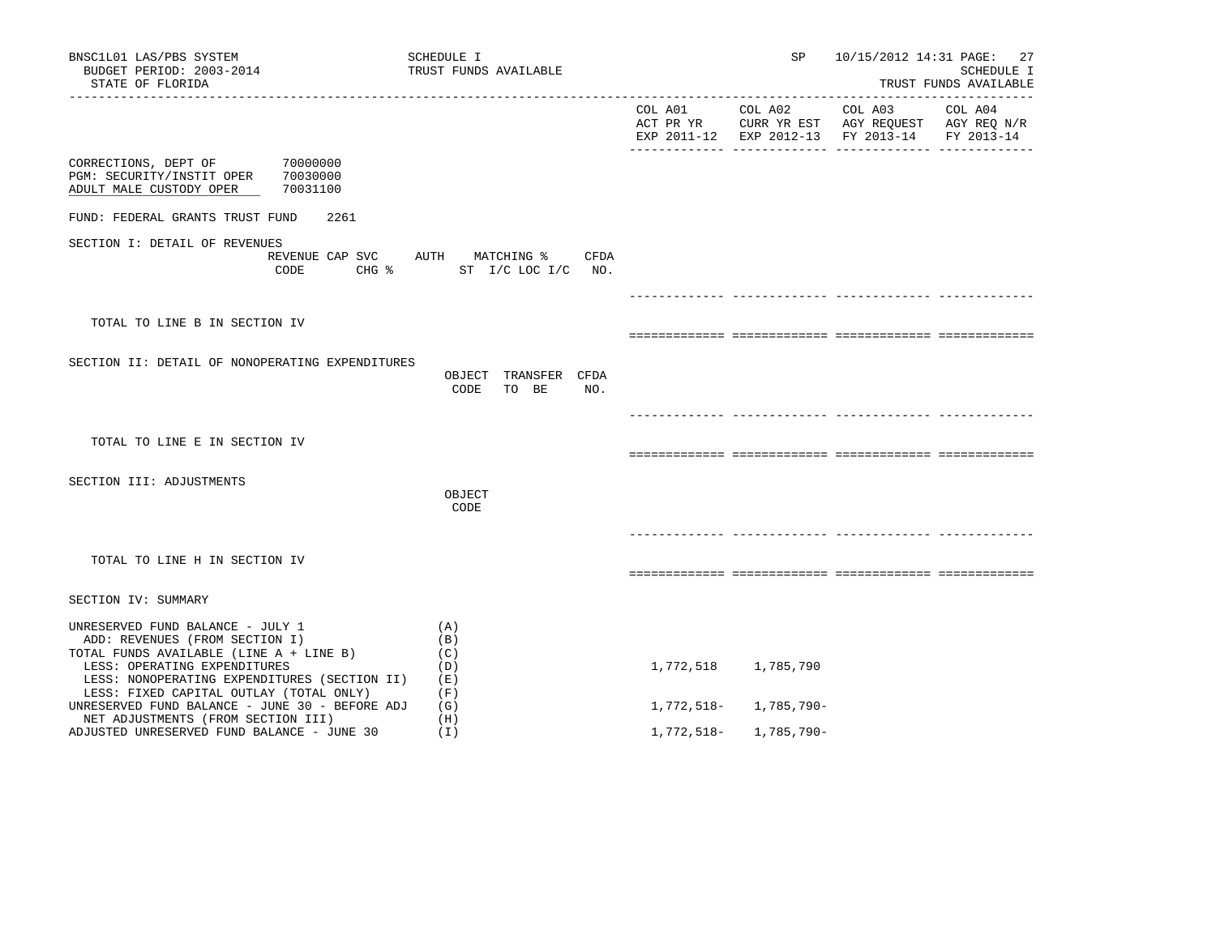BNSC1L01 LAS/PBS SYSTEM
BUDGET PERIOD: 2003-2014
STATE OF FLORIDA

SCHEDULE I
TRUST FUNDS AVAILABLE

SP 10/15/2012 14:31

SCHEDULE I
TRUST FUNDS AVAILABLE

| | COL A01 ACT PR YR EXP 2011-12 | COL A02 CURR YR EST EXP 2012-13 | COL A03 AGY REQUEST FY 2013-14 | COL A04 AGY REQ N/R FY 2013-14 |
|---|---|---|---|---|

CORRECTIONS, DEPT OF 70000000
PGM: SECURITY/INSTIT OPER 70030000
ADULT MALE CUSTODY OPER 70031100

FUND: FEDERAL GRANTS TRUST FUND 2261

SECTION I: DETAIL OF REVENUES

REVENUE CODE | CAP SVC CHG % | AUTH ST | MATCHING % I/C LOC I/C | CFDA NO.

TOTAL TO LINE B IN SECTION IV

SECTION II: DETAIL OF NONOPERATING EXPENDITURES

OBJECT CODE | TRANSFER TO BE | CFDA NO.

TOTAL TO LINE E IN SECTION IV

SECTION III: ADJUSTMENTS

OBJECT CODE

TOTAL TO LINE H IN SECTION IV

SECTION IV: SUMMARY

| | | COL A01 | COL A02 | COL A03 | COL A04 |
|---|---|---|---|---|---|
| UNRESERVED FUND BALANCE - JULY 1 | (A) | | | | |
| ADD: REVENUES (FROM SECTION I) | (B) | | | | |
| TOTAL FUNDS AVAILABLE (LINE A + LINE B) | (C) | | | | |
| LESS: OPERATING EXPENDITURES | (D) | 1,772,518 | 1,785,790 | | |
| LESS: NONOPERATING EXPENDITURES (SECTION II) | (E) | | | | |
| LESS: FIXED CAPITAL OUTLAY (TOTAL ONLY) | (F) | | | | |
| UNRESERVED FUND BALANCE - JUNE 30 - BEFORE ADJ | (G) | 1,772,518- | 1,785,790- | | |
| NET ADJUSTMENTS (FROM SECTION III) | (H) | | | | |
| ADJUSTED UNRESERVED FUND BALANCE - JUNE 30 | (I) | 1,772,518- | 1,785,790- | | |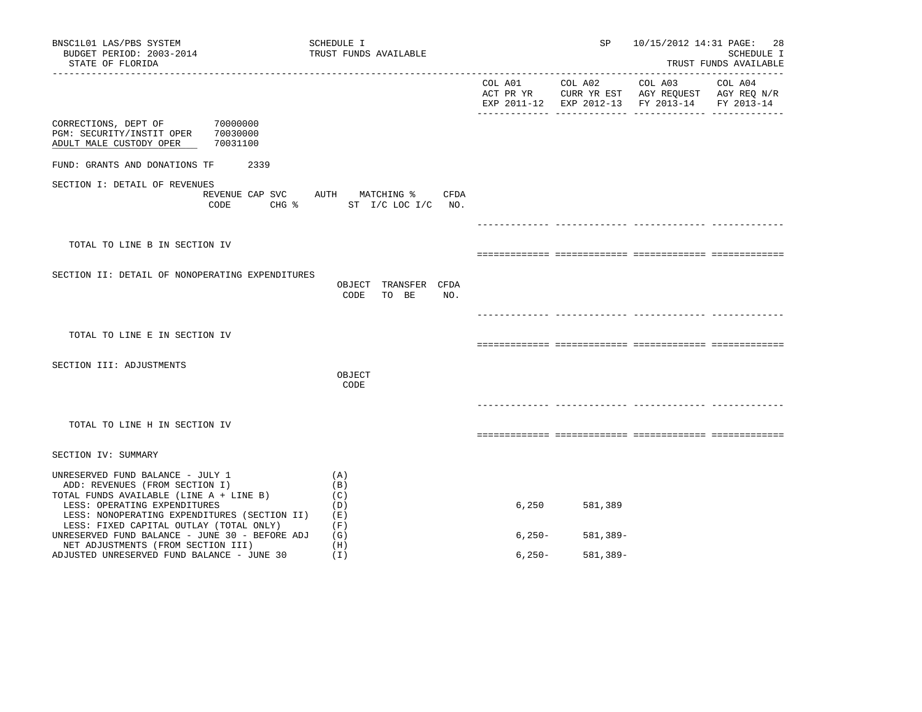BNSC1L01 LAS/PBS SYSTEM
BUDGET PERIOD: 2003-2014
STATE OF FLORIDA

SCHEDULE I
TRUST FUNDS AVAILABLE

SP 10/15/2012 14:31

SCHEDULE I
TRUST FUNDS AVAILABLE

CORRECTIONS, DEPT OF 70000000
PGM: SECURITY/INSTIT OPER 70030000
ADULT MALE CUSTODY OPER 70031100

FUND: GRANTS AND DONATIONS TF 2339

| | | COL A01 ACT PR YR EXP 2011-12 | COL A02 CURR YR EST EXP 2012-13 | COL A03 AGY REQUEST FY 2013-14 | COL A04 AGY REQ N/R FY 2013-14 |
|---|---|---|---|---|---|
| SECTION I: DETAIL OF REVENUES (REVENUE CODE / CAP SVC CHG % / AUTH ST / MATCHING % I/C LOC I/C / CFDA NO.) | | | | | |
| TOTAL TO LINE B IN SECTION IV | | | | | |
| SECTION II: DETAIL OF NONOPERATING EXPENDITURES (OBJECT CODE / TRANSFER TO BE / CFDA NO.) | | | | | |
| TOTAL TO LINE E IN SECTION IV | | | | | |
| SECTION III: ADJUSTMENTS (OBJECT CODE) | | | | | |
| TOTAL TO LINE H IN SECTION IV | | | | | |
| SECTION IV: SUMMARY | | | | | |
| UNRESERVED FUND BALANCE - JULY 1 | (A) | | | | |
| ADD: REVENUES (FROM SECTION I) | (B) | | | | |
| TOTAL FUNDS AVAILABLE (LINE A + LINE B) | (C) | | | | |
| LESS: OPERATING EXPENDITURES | (D) | 6,250 | 581,389 | | |
| LESS: NONOPERATING EXPENDITURES (SECTION II) | (E) | | | | |
| LESS: FIXED CAPITAL OUTLAY (TOTAL ONLY) | (F) | | | | |
| UNRESERVED FUND BALANCE - JUNE 30 - BEFORE ADJ | (G) | 6,250- | 581,389- | | |
| NET ADJUSTMENTS (FROM SECTION III) | (H) | | | | |
| ADJUSTED UNRESERVED FUND BALANCE - JUNE 30 | (I) | 6,250- | 581,389- | | |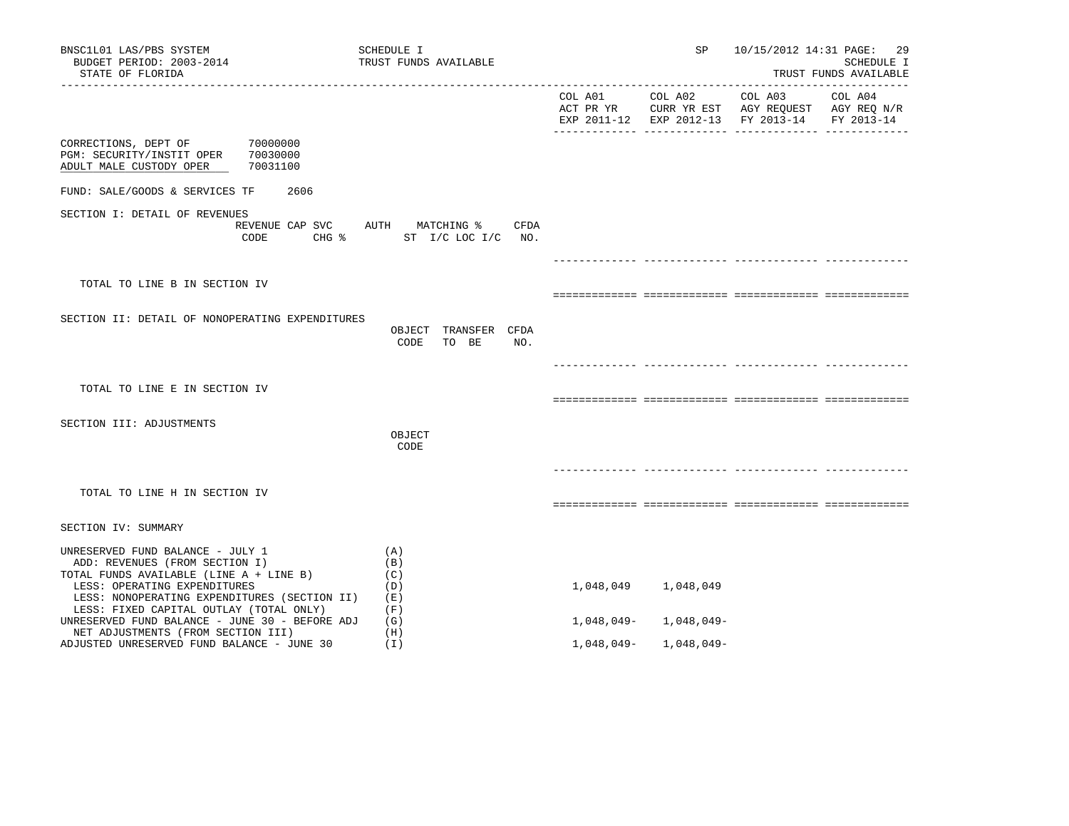BNSC1L01 LAS/PBS SYSTEM — SCHEDULE I — TRUST FUNDS AVAILABLE — SP 10/15/2012 14:31

BUDGET PERIOD: 2003-2014

STATE OF FLORIDA

SCHEDULE I — TRUST FUNDS AVAILABLE

| | COL A01 ACT PR YR EXP 2011-12 | COL A02 CURR YR EST EXP 2012-13 | COL A03 AGY REQUEST FY 2013-14 | COL A04 AGY REQ N/R FY 2013-14 |
|---|---|---|---|---|

CORRECTIONS, DEPT OF 70000000
PGM: SECURITY/INSTIT OPER 70030000
ADULT MALE CUSTODY OPER 70031100

FUND: SALE/GOODS & SERVICES TF 2606

SECTION I: DETAIL OF REVENUES

| REVENUE CODE | CAP SVC CHG % | AUTH ST | MATCHING % I/C LOC I/C | CFDA NO. | COL A01 | COL A02 | COL A03 | COL A04 |
|---|---|---|---|---|---|---|---|---|
| TOTAL TO LINE B IN SECTION IV | | | | | | | | |

SECTION II: DETAIL OF NONOPERATING EXPENDITURES

| | OBJECT CODE | TRANSFER TO BE | CFDA NO. | COL A01 | COL A02 | COL A03 | COL A04 |
|---|---|---|---|---|---|---|---|
| TOTAL TO LINE E IN SECTION IV | | | | | | | |

SECTION III: ADJUSTMENTS

| | OBJECT CODE | COL A01 | COL A02 | COL A03 | COL A04 |
|---|---|---|---|---|---|
| TOTAL TO LINE H IN SECTION IV | | | | | |

SECTION IV: SUMMARY

| | | COL A01 | COL A02 | COL A03 | COL A04 |
|---|---|---|---|---|---|
| UNRESERVED FUND BALANCE - JULY 1 | (A) | | | | |
| ADD: REVENUES (FROM SECTION I) | (B) | | | | |
| TOTAL FUNDS AVAILABLE (LINE A + LINE B) | (C) | | | | |
| LESS: OPERATING EXPENDITURES | (D) | 1,048,049 | 1,048,049 | | |
| LESS: NONOPERATING EXPENDITURES (SECTION II) | (E) | | | | |
| LESS: FIXED CAPITAL OUTLAY (TOTAL ONLY) | (F) | | | | |
| UNRESERVED FUND BALANCE - JUNE 30 - BEFORE ADJ | (G) | 1,048,049- | 1,048,049- | | |
| NET ADJUSTMENTS (FROM SECTION III) | (H) | | | | |
| ADJUSTED UNRESERVED FUND BALANCE - JUNE 30 | (I) | 1,048,049- | 1,048,049- | | |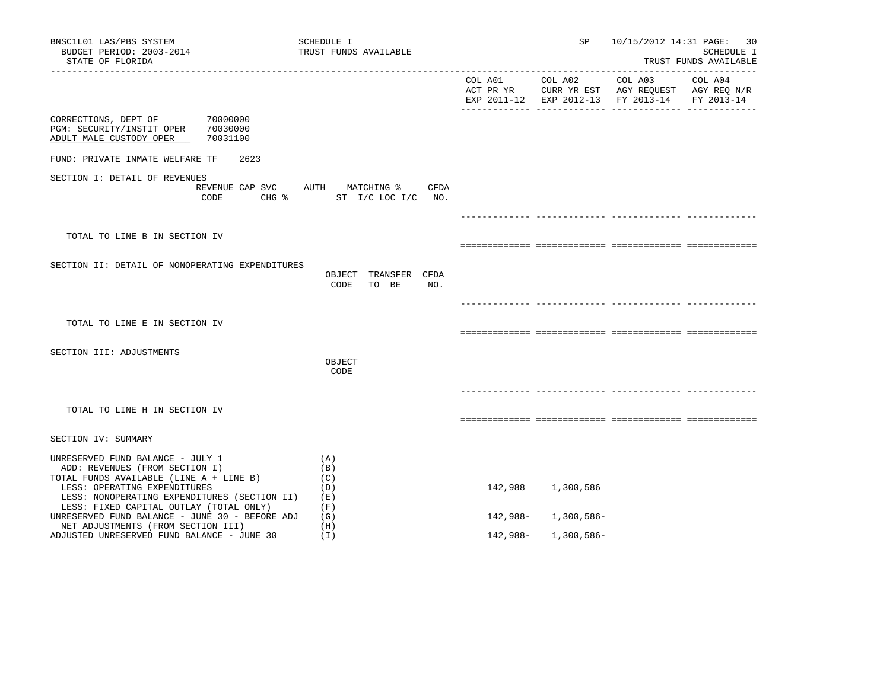BNSC1L01 LAS/PBS SYSTEM
BUDGET PERIOD: 2003-2014
STATE OF FLORIDA

SCHEDULE I
TRUST FUNDS AVAILABLE

SP 10/15/2012 14:31

SCHEDULE I
TRUST FUNDS AVAILABLE

| | | COL A01 ACT PR YR EXP 2011-12 | COL A02 CURR YR EST EXP 2012-13 | COL A03 AGY REQUEST FY 2013-14 | COL A04 AGY REQ N/R FY 2013-14 |
|---|---|---|---|---|---|

CORRECTIONS, DEPT OF 70000000
PGM: SECURITY/INSTIT OPER 70030000
ADULT MALE CUSTODY OPER 70031100

FUND: PRIVATE INMATE WELFARE TF 2623

SECTION I: DETAIL OF REVENUES

| REVENUE CODE | CAP SVC CHG % | AUTH ST | MATCHING % I/C LOC I/C | CFDA NO. | COL A01 | COL A02 | COL A03 | COL A04 |
|---|---|---|---|---|---|---|---|---|
| TOTAL TO LINE B IN SECTION IV | | | | | | | | |

SECTION II: DETAIL OF NONOPERATING EXPENDITURES

| | OBJECT CODE | TRANSFER TO BE | CFDA NO. | COL A01 | COL A02 | COL A03 | COL A04 |
|---|---|---|---|---|---|---|---|
| TOTAL TO LINE E IN SECTION IV | | | | | | | |

SECTION III: ADJUSTMENTS

| | OBJECT CODE | COL A01 | COL A02 | COL A03 | COL A04 |
|---|---|---|---|---|---|
| TOTAL TO LINE H IN SECTION IV | | | | | |

SECTION IV: SUMMARY

| | | COL A01 | COL A02 | COL A03 | COL A04 |
|---|---|---|---|---|---|
| UNRESERVED FUND BALANCE - JULY 1 | (A) | | | | |
| ADD: REVENUES (FROM SECTION I) | (B) | | | | |
| TOTAL FUNDS AVAILABLE (LINE A + LINE B) | (C) | | | | |
| LESS: OPERATING EXPENDITURES | (D) | 142,988 | 1,300,586 | | |
| LESS: NONOPERATING EXPENDITURES (SECTION II) | (E) | | | | |
| LESS: FIXED CAPITAL OUTLAY (TOTAL ONLY) | (F) | | | | |
| UNRESERVED FUND BALANCE - JUNE 30 - BEFORE ADJ | (G) | 142,988- | 1,300,586- | | |
| NET ADJUSTMENTS (FROM SECTION III) | (H) | | | | |
| ADJUSTED UNRESERVED FUND BALANCE - JUNE 30 | (I) | 142,988- | 1,300,586- | | |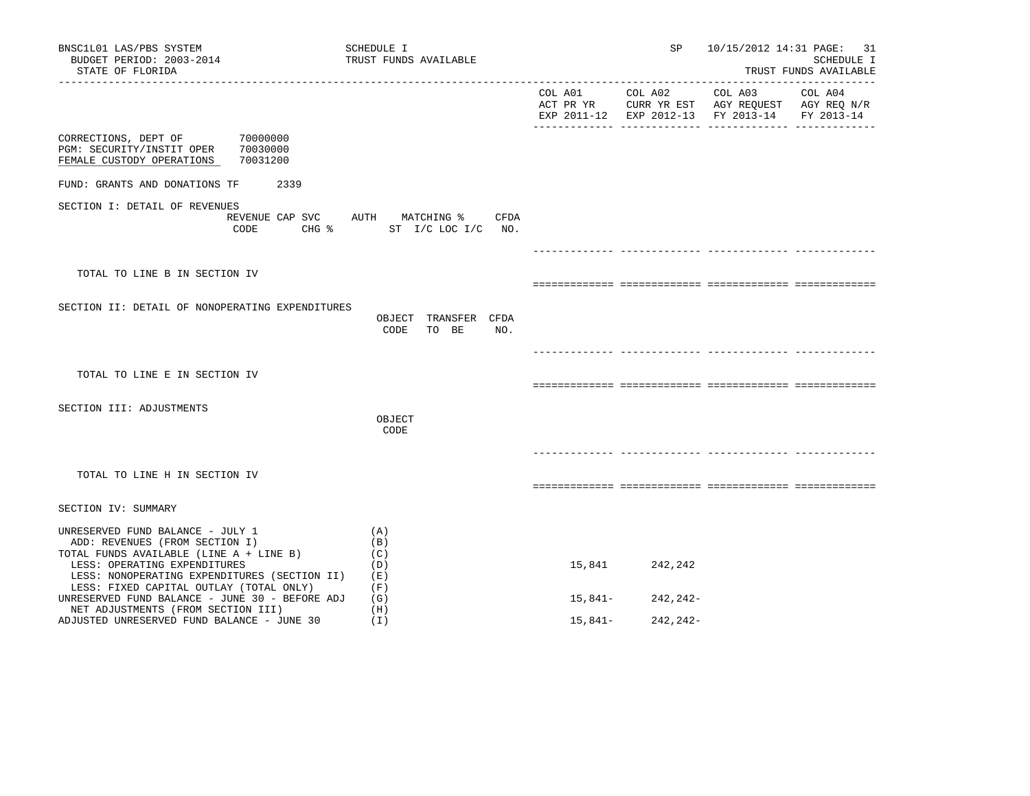BNSC1L01 LAS/PBS SYSTEM — SCHEDULE I — SP 10/15/2012 14:31

BUDGET PERIOD: 2003-2014 — TRUST FUNDS AVAILABLE — SCHEDULE I

STATE OF FLORIDA — TRUST FUNDS AVAILABLE

| | COL A01 ACT PR YR EXP 2011-12 | COL A02 CURR YR EST EXP 2012-13 | COL A03 AGY REQUEST FY 2013-14 | COL A04 AGY REQ N/R FY 2013-14 |
|---|---|---|---|---|

CORRECTIONS, DEPT OF 70000000
PGM: SECURITY/INSTIT OPER 70030000
FEMALE CUSTODY OPERATIONS 70031200

FUND: GRANTS AND DONATIONS TF 2339

SECTION I: DETAIL OF REVENUES

| REVENUE CODE | CAP SVC CHG % | AUTH ST | MATCHING % I/C LOC I/C | CFDA NO. | COL A01 | COL A02 | COL A03 | COL A04 |
|---|---|---|---|---|---|---|---|---|
| TOTAL TO LINE B IN SECTION IV | | | | | | | | |

SECTION II: DETAIL OF NONOPERATING EXPENDITURES

| | OBJECT CODE | TRANSFER TO BE | CFDA NO. | COL A01 | COL A02 | COL A03 | COL A04 |
|---|---|---|---|---|---|---|---|
| TOTAL TO LINE E IN SECTION IV | | | | | | | |

SECTION III: ADJUSTMENTS

| | OBJECT CODE | COL A01 | COL A02 | COL A03 | COL A04 |
|---|---|---|---|---|---|
| TOTAL TO LINE H IN SECTION IV | | | | | |

SECTION IV: SUMMARY

| | | COL A01 | COL A02 | COL A03 | COL A04 |
|---|---|---|---|---|---|
| UNRESERVED FUND BALANCE - JULY 1 | (A) | | | | |
| ADD: REVENUES (FROM SECTION I) | (B) | | | | |
| TOTAL FUNDS AVAILABLE (LINE A + LINE B) | (C) | | | | |
| LESS: OPERATING EXPENDITURES | (D) | 15,841 | 242,242 | | |
| LESS: NONOPERATING EXPENDITURES (SECTION II) | (E) | | | | |
| LESS: FIXED CAPITAL OUTLAY (TOTAL ONLY) | (F) | | | | |
| UNRESERVED FUND BALANCE - JUNE 30 - BEFORE ADJ | (G) | 15,841- | 242,242- | | |
| NET ADJUSTMENTS (FROM SECTION III) | (H) | | | | |
| ADJUSTED UNRESERVED FUND BALANCE - JUNE 30 | (I) | 15,841- | 242,242- | | |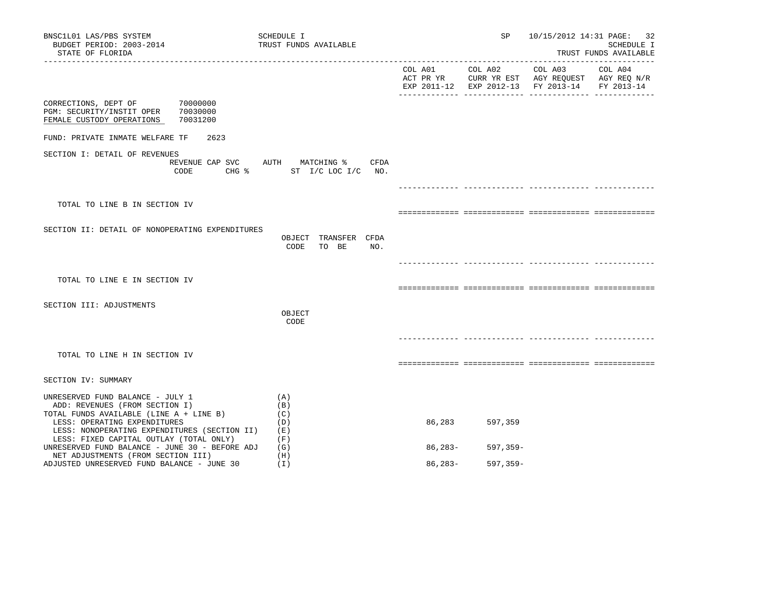BNSC1L01 LAS/PBS SYSTEM — SCHEDULE I — TRUST FUNDS AVAILABLE — SP 10/15/2012 14:31

BUDGET PERIOD: 2003-2014

STATE OF FLORIDA

SCHEDULE I — TRUST FUNDS AVAILABLE

| | COL A01 ACT PR YR EXP 2011-12 | COL A02 CURR YR EST EXP 2012-13 | COL A03 AGY REQUEST FY 2013-14 | COL A04 AGY REQ N/R FY 2013-14 |
|---|---|---|---|---|

CORRECTIONS, DEPT OF 70000000
PGM: SECURITY/INSTIT OPER 70030000
FEMALE CUSTODY OPERATIONS 70031200

FUND: PRIVATE INMATE WELFARE TF 2623

SECTION I: DETAIL OF REVENUES

REVENUE CODE | CAP SVC CHG % | AUTH ST | MATCHING % I/C LOC I/C | CFDA NO.

TOTAL TO LINE B IN SECTION IV

SECTION II: DETAIL OF NONOPERATING EXPENDITURES

OBJECT CODE | TRANSFER TO BE | CFDA NO.

TOTAL TO LINE E IN SECTION IV

SECTION III: ADJUSTMENTS

OBJECT CODE

TOTAL TO LINE H IN SECTION IV

SECTION IV: SUMMARY

| | | COL A01 | COL A02 | COL A03 | COL A04 |
|---|---|---|---|---|---|
| UNRESERVED FUND BALANCE - JULY 1 | (A) | | | | |
| ADD: REVENUES (FROM SECTION I) | (B) | | | | |
| TOTAL FUNDS AVAILABLE (LINE A + LINE B) | (C) | | | | |
| LESS: OPERATING EXPENDITURES | (D) | 86,283 | 597,359 | | |
| LESS: NONOPERATING EXPENDITURES (SECTION II) | (E) | | | | |
| LESS: FIXED CAPITAL OUTLAY (TOTAL ONLY) | (F) | | | | |
| UNRESERVED FUND BALANCE - JUNE 30 - BEFORE ADJ | (G) | 86,283- | 597,359- | | |
| NET ADJUSTMENTS (FROM SECTION III) | (H) | | | | |
| ADJUSTED UNRESERVED FUND BALANCE - JUNE 30 | (I) | 86,283- | 597,359- | | |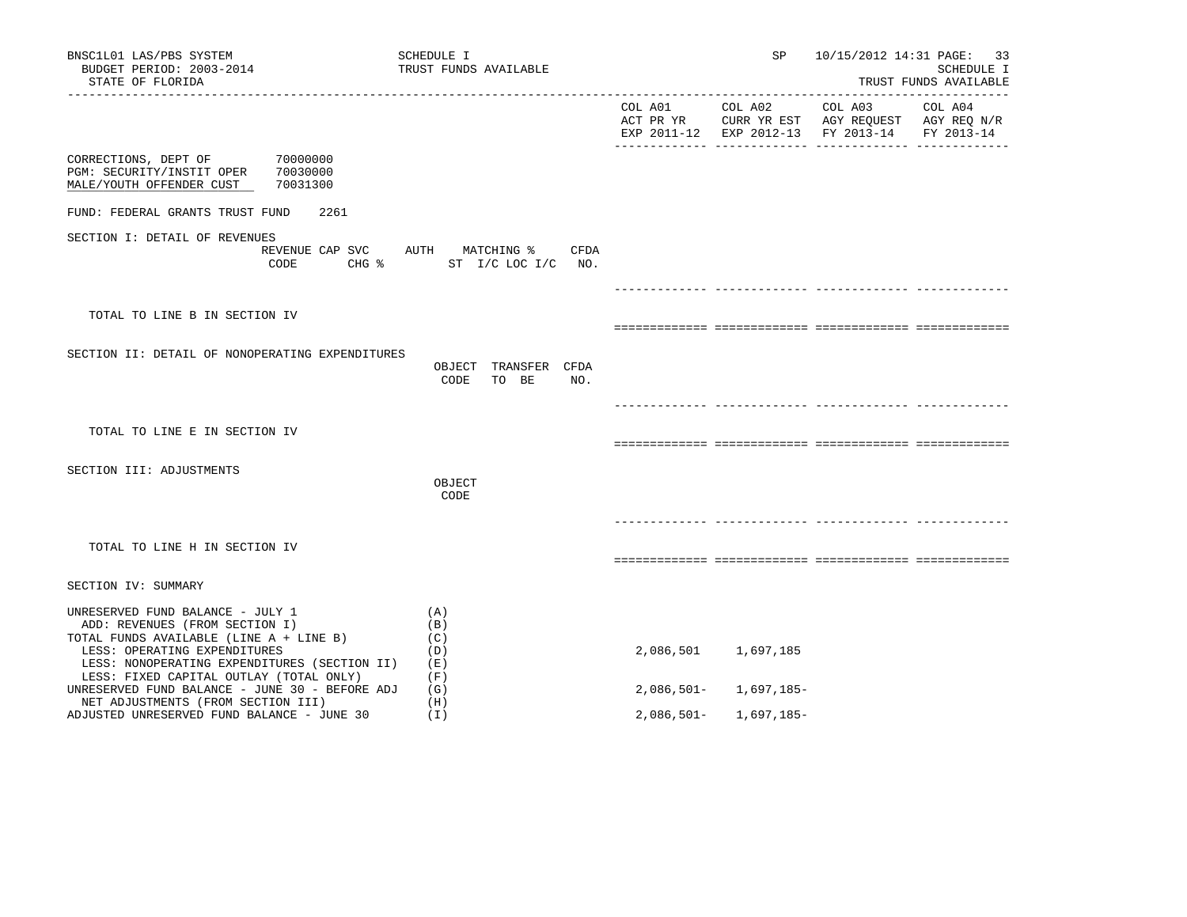BNSC1L01 LAS/PBS SYSTEM — SCHEDULE I — TRUST FUNDS AVAILABLE — SP 10/15/2012 14:31

BUDGET PERIOD: 2003-2014

STATE OF FLORIDA — SCHEDULE I — TRUST FUNDS AVAILABLE

| | COL A01 ACT PR YR EXP 2011-12 | COL A02 CURR YR EST EXP 2012-13 | COL A03 AGY REQUEST FY 2013-14 | COL A04 AGY REQ N/R FY 2013-14 |
|---|---|---|---|---|

CORRECTIONS, DEPT OF 70000000
PGM: SECURITY/INSTIT OPER 70030000
MALE/YOUTH OFFENDER CUST 70031300

FUND: FEDERAL GRANTS TRUST FUND 2261

SECTION I: DETAIL OF REVENUES

REVENUE CODE | CAP SVC CHG % | AUTH ST | MATCHING % I/C LOC I/C | CFDA NO.

TOTAL TO LINE B IN SECTION IV

SECTION II: DETAIL OF NONOPERATING EXPENDITURES

OBJECT CODE | TRANSFER TO BE | CFDA NO.

TOTAL TO LINE E IN SECTION IV

SECTION III: ADJUSTMENTS

OBJECT CODE

TOTAL TO LINE H IN SECTION IV

SECTION IV: SUMMARY

| | | COL A01 | COL A02 | COL A03 | COL A04 |
|---|---|---|---|---|---|
| UNRESERVED FUND BALANCE - JULY 1 | (A) | | | | |
| ADD: REVENUES (FROM SECTION I) | (B) | | | | |
| TOTAL FUNDS AVAILABLE (LINE A + LINE B) | (C) | | | | |
| LESS: OPERATING EXPENDITURES | (D) | 2,086,501 | 1,697,185 | | |
| LESS: NONOPERATING EXPENDITURES (SECTION II) | (E) | | | | |
| LESS: FIXED CAPITAL OUTLAY (TOTAL ONLY) | (F) | | | | |
| UNRESERVED FUND BALANCE - JUNE 30 - BEFORE ADJ | (G) | 2,086,501- | 1,697,185- | | |
| NET ADJUSTMENTS (FROM SECTION III) | (H) | | | | |
| ADJUSTED UNRESERVED FUND BALANCE - JUNE 30 | (I) | 2,086,501- | 1,697,185- | | |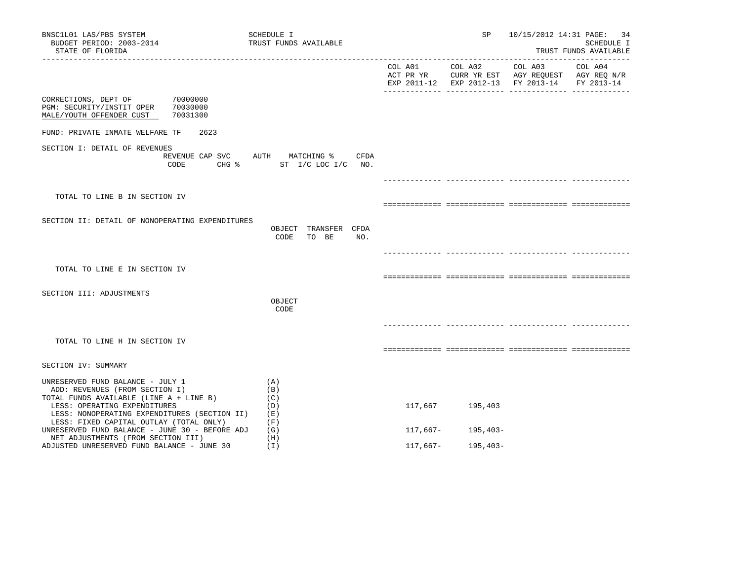BNSC1L01 LAS/PBS SYSTEM — SCHEDULE I — TRUST FUNDS AVAILABLE — SP 10/15/2012 14:31

BUDGET PERIOD: 2003-2014

STATE OF FLORIDA

SCHEDULE I — TRUST FUNDS AVAILABLE

| | COL A01 ACT PR YR EXP 2011-12 | COL A02 CURR YR EST EXP 2012-13 | COL A03 AGY REQUEST FY 2013-14 | COL A04 AGY REQ N/R FY 2013-14 |
|---|---|---|---|---|

CORRECTIONS, DEPT OF 70000000
PGM: SECURITY/INSTIT OPER 70030000
MALE/YOUTH OFFENDER CUST 70031300

FUND: PRIVATE INMATE WELFARE TF 2623

## SECTION I: DETAIL OF REVENUES

REVENUE CODE | CAP SVC CHG % | AUTH | MATCHING % ST I/C LOC I/C | CFDA NO.

TOTAL TO LINE B IN SECTION IV

## SECTION II: DETAIL OF NONOPERATING EXPENDITURES

OBJECT CODE | TRANSFER TO BE | CFDA NO.

TOTAL TO LINE E IN SECTION IV

## SECTION III: ADJUSTMENTS

OBJECT CODE

TOTAL TO LINE H IN SECTION IV

## SECTION IV: SUMMARY

| | | COL A01 | COL A02 | COL A03 | COL A04 |
|---|---|---|---|---|---|
| UNRESERVED FUND BALANCE - JULY 1 | (A) | | | | |
| ADD: REVENUES (FROM SECTION I) | (B) | | | | |
| TOTAL FUNDS AVAILABLE (LINE A + LINE B) | (C) | | | | |
| LESS: OPERATING EXPENDITURES | (D) | 117,667 | 195,403 | | |
| LESS: NONOPERATING EXPENDITURES (SECTION II) | (E) | | | | |
| LESS: FIXED CAPITAL OUTLAY (TOTAL ONLY) | (F) | | | | |
| UNRESERVED FUND BALANCE - JUNE 30 - BEFORE ADJ | (G) | 117,667- | 195,403- | | |
| NET ADJUSTMENTS (FROM SECTION III) | (H) | | | | |
| ADJUSTED UNRESERVED FUND BALANCE - JUNE 30 | (I) | 117,667- | 195,403- | | |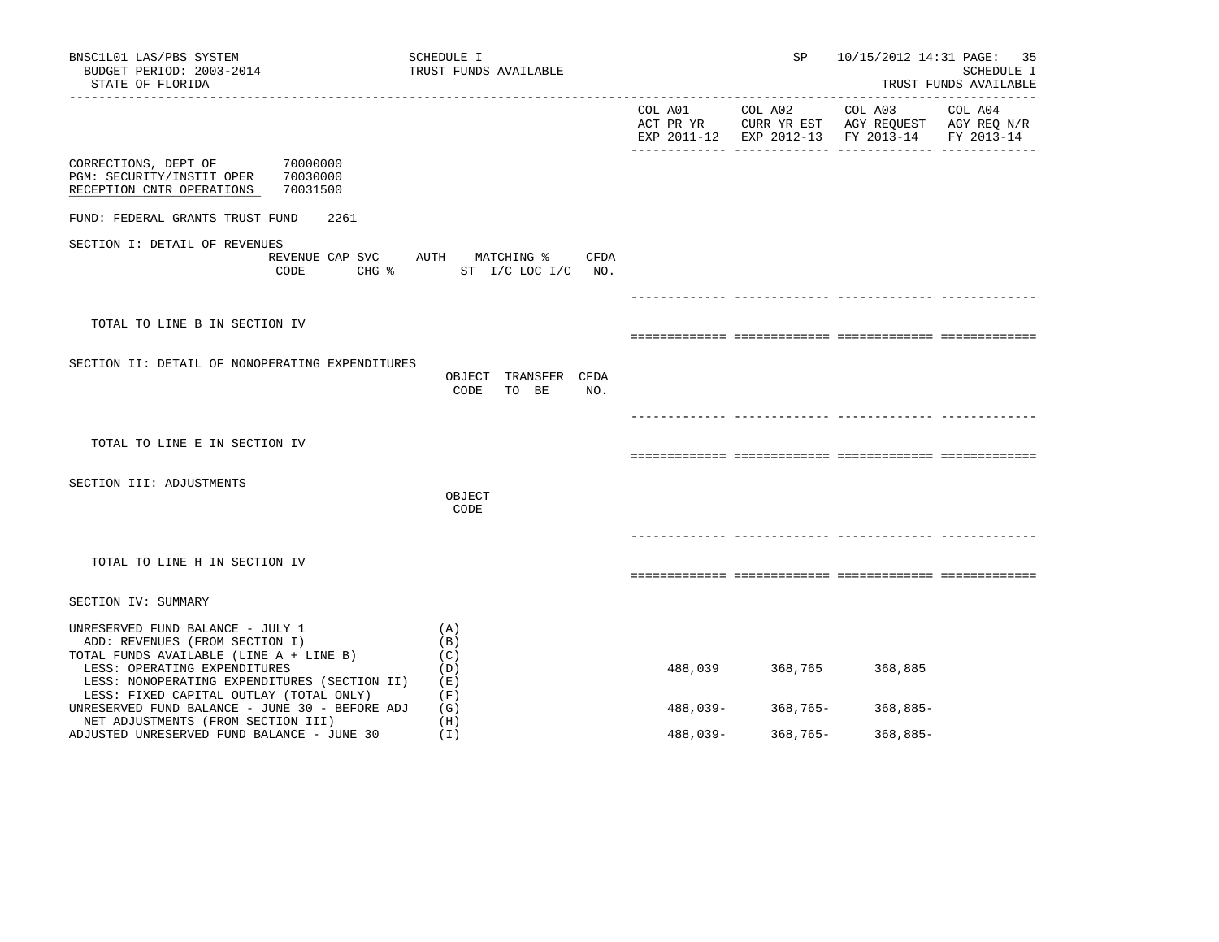BNSC1L01 LAS/PBS SYSTEM
BUDGET PERIOD: 2003-2014
STATE OF FLORIDA

SCHEDULE I
TRUST FUNDS AVAILABLE

SP 10/15/2012 14:31

SCHEDULE I
TRUST FUNDS AVAILABLE

CORRECTIONS, DEPT OF 70000000
PGM: SECURITY/INSTIT OPER 70030000
RECEPTION CNTR OPERATIONS 70031500

FUND: FEDERAL GRANTS TRUST FUND 2261

| | COL A01 ACT PR YR EXP 2011-12 | COL A02 CURR YR EST EXP 2012-13 | COL A03 AGY REQUEST FY 2013-14 | COL A04 AGY REQ N/R FY 2013-14 |
|---|---|---|---|---|
| **SECTION I: DETAIL OF REVENUES** (REVENUE CODE / CAP SVC CHG % / AUTH ST / MATCHING % I/C LOC I/C / CFDA NO.) | | | | |
| TOTAL TO LINE B IN SECTION IV | | | | |
| **SECTION II: DETAIL OF NONOPERATING EXPENDITURES** (OBJECT CODE / TRANSFER TO BE / CFDA NO.) | | | | |
| TOTAL TO LINE E IN SECTION IV | | | | |
| **SECTION III: ADJUSTMENTS** (OBJECT CODE) | | | | |
| TOTAL TO LINE H IN SECTION IV | | | | |
| **SECTION IV: SUMMARY** | | | | |
| UNRESERVED FUND BALANCE - JULY 1 (A) | | | | |
| ADD: REVENUES (FROM SECTION I) (B) | | | | |
| TOTAL FUNDS AVAILABLE (LINE A + LINE B) (C) | | | | |
| LESS: OPERATING EXPENDITURES (D) | 488,039 | 368,765 | 368,885 | |
| LESS: NONOPERATING EXPENDITURES (SECTION II) (E) | | | | |
| LESS: FIXED CAPITAL OUTLAY (TOTAL ONLY) (F) | | | | |
| UNRESERVED FUND BALANCE - JUNE 30 - BEFORE ADJ (G) | 488,039- | 368,765- | 368,885- | |
| NET ADJUSTMENTS (FROM SECTION III) (H) | | | | |
| ADJUSTED UNRESERVED FUND BALANCE - JUNE 30 (I) | 488,039- | 368,765- | 368,885- | |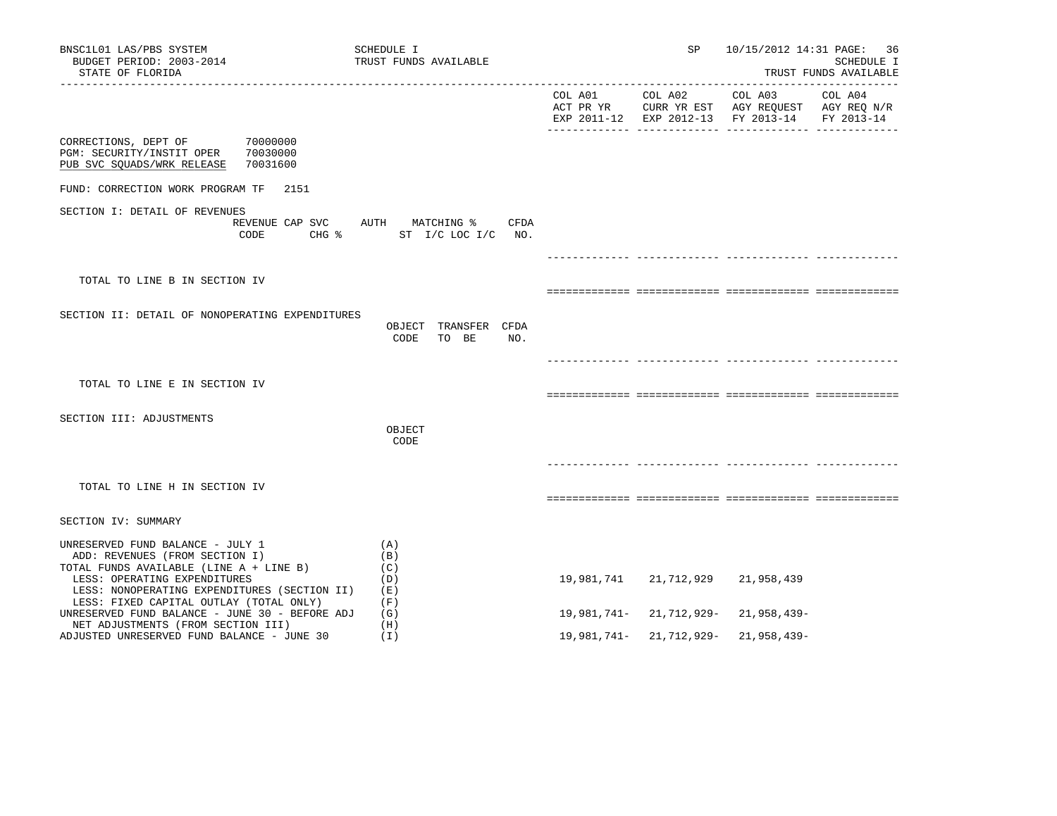BNSC1L01 LAS/PBS SYSTEM
BUDGET PERIOD: 2003-2014
STATE OF FLORIDA

SCHEDULE I
TRUST FUNDS AVAILABLE

SP 10/15/2012 14:31

SCHEDULE I
TRUST FUNDS AVAILABLE

| | COL A01 ACT PR YR EXP 2011-12 | COL A02 CURR YR EST EXP 2012-13 | COL A03 AGY REQUEST FY 2013-14 | COL A04 AGY REQ N/R FY 2013-14 |
|---|---|---|---|---|

CORRECTIONS, DEPT OF 70000000
PGM: SECURITY/INSTIT OPER 70030000
PUB SVC SQUADS/WRK RELEASE 70031600

FUND: CORRECTION WORK PROGRAM TF 2151

SECTION I: DETAIL OF REVENUES

| REVENUE CODE | CAP SVC CHG % | AUTH ST | MATCHING % I/C LOC I/C | CFDA NO. | COL A01 | COL A02 | COL A03 | COL A04 |
|---|---|---|---|---|---|---|---|---|
| TOTAL TO LINE B IN SECTION IV | | | | | | | | |

SECTION II: DETAIL OF NONOPERATING EXPENDITURES

| | OBJECT CODE | TRANSFER TO BE | CFDA NO. | COL A01 | COL A02 | COL A03 | COL A04 |
|---|---|---|---|---|---|---|---|
| TOTAL TO LINE E IN SECTION IV | | | | | | | |

SECTION III: ADJUSTMENTS

| | OBJECT CODE | COL A01 | COL A02 | COL A03 | COL A04 |
|---|---|---|---|---|---|
| TOTAL TO LINE H IN SECTION IV | | | | | |

SECTION IV: SUMMARY

| | | COL A01 | COL A02 | COL A03 | COL A04 |
|---|---|---|---|---|---|
| UNRESERVED FUND BALANCE - JULY 1 | (A) | | | | |
| ADD: REVENUES (FROM SECTION I) | (B) | | | | |
| TOTAL FUNDS AVAILABLE (LINE A + LINE B) | (C) | | | | |
| LESS: OPERATING EXPENDITURES | (D) | 19,981,741 | 21,712,929 | 21,958,439 | |
| LESS: NONOPERATING EXPENDITURES (SECTION II) | (E) | | | | |
| LESS: FIXED CAPITAL OUTLAY (TOTAL ONLY) | (F) | | | | |
| UNRESERVED FUND BALANCE - JUNE 30 - BEFORE ADJ | (G) | 19,981,741- | 21,712,929- | 21,958,439- | |
| NET ADJUSTMENTS (FROM SECTION III) | (H) | | | | |
| ADJUSTED UNRESERVED FUND BALANCE - JUNE 30 | (I) | 19,981,741- | 21,712,929- | 21,958,439- | |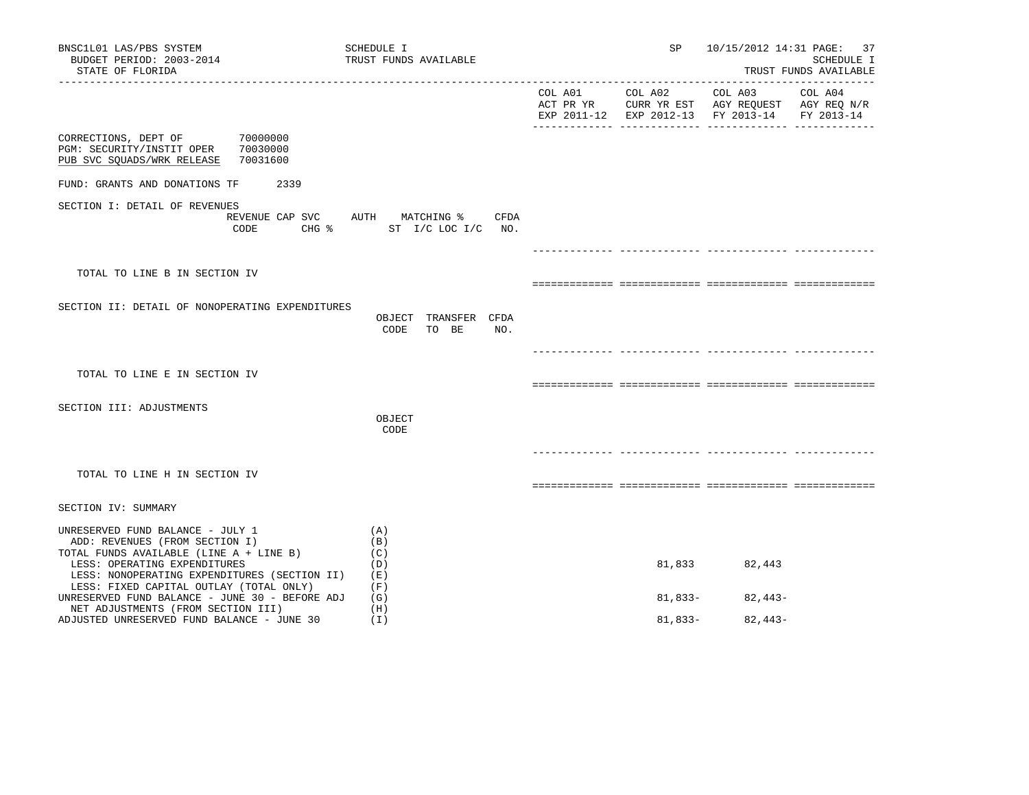BNSC1L01 LAS/PBS SYSTEM — SCHEDULE I — TRUST FUNDS AVAILABLE — SP 10/15/2012 14:31
BUDGET PERIOD: 2003-2014
STATE OF FLORIDA

| | COL A01 ACT PR YR EXP 2011-12 | COL A02 CURR YR EST EXP 2012-13 | COL A03 AGY REQUEST FY 2013-14 | COL A04 AGY REQ N/R FY 2013-14 |
|---|---|---|---|---|

CORRECTIONS, DEPT OF 70000000
PGM: SECURITY/INSTIT OPER 70030000
PUB SVC SQUADS/WRK RELEASE 70031600

FUND: GRANTS AND DONATIONS TF 2339

SECTION I: DETAIL OF REVENUES

REVENUE CODE | CAP SVC CHG % | AUTH ST | MATCHING % I/C LOC I/C | CFDA NO.

TOTAL TO LINE B IN SECTION IV

SECTION II: DETAIL OF NONOPERATING EXPENDITURES

OBJECT CODE | TRANSFER TO BE | CFDA NO.

TOTAL TO LINE E IN SECTION IV

SECTION III: ADJUSTMENTS

OBJECT CODE

TOTAL TO LINE H IN SECTION IV

SECTION IV: SUMMARY

| | | COL A01 | COL A02 | COL A03 | COL A04 |
|---|---|---|---|---|---|
| UNRESERVED FUND BALANCE - JULY 1 | (A) | | | | |
| ADD: REVENUES (FROM SECTION I) | (B) | | | | |
| TOTAL FUNDS AVAILABLE (LINE A + LINE B) | (C) | | | | |
| LESS: OPERATING EXPENDITURES | (D) | | 81,833 | 82,443 | |
| LESS: NONOPERATING EXPENDITURES (SECTION II) | (E) | | | | |
| LESS: FIXED CAPITAL OUTLAY (TOTAL ONLY) | (F) | | | | |
| UNRESERVED FUND BALANCE - JUNE 30 - BEFORE ADJ | (G) | | 81,833- | 82,443- | |
| NET ADJUSTMENTS (FROM SECTION III) | (H) | | | | |
| ADJUSTED UNRESERVED FUND BALANCE - JUNE 30 | (I) | | 81,833- | 82,443- | |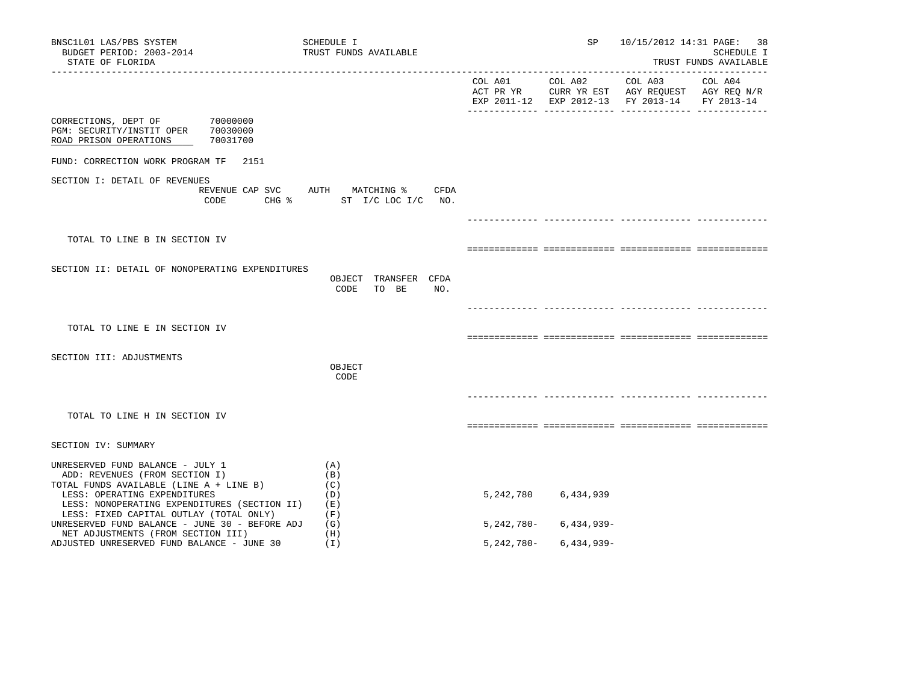BNSC1L01 LAS/PBS SYSTEM
BUDGET PERIOD: 2003-2014
STATE OF FLORIDA

SCHEDULE I
TRUST FUNDS AVAILABLE

SP 10/15/2012 14:31

SCHEDULE I
TRUST FUNDS AVAILABLE

CORRECTIONS, DEPT OF 70000000
PGM: SECURITY/INSTIT OPER 70030000
ROAD PRISON OPERATIONS 70031700

FUND: CORRECTION WORK PROGRAM TF 2151

| | | COL A01 ACT PR YR EXP 2011-12 | COL A02 CURR YR EST EXP 2012-13 | COL A03 AGY REQUEST FY 2013-14 | COL A04 AGY REQ N/R FY 2013-14 |
|---|---|---|---|---|---|
| **SECTION I: DETAIL OF REVENUES** (REVENUE CODE, CAP SVC CHG %, AUTH ST, MATCHING % I/C LOC I/C, CFDA NO.) | | | | | |
| TOTAL TO LINE B IN SECTION IV | | | | | |
| **SECTION II: DETAIL OF NONOPERATING EXPENDITURES** (OBJECT CODE, TRANSFER TO BE, CFDA NO.) | | | | | |
| TOTAL TO LINE E IN SECTION IV | | | | | |
| **SECTION III: ADJUSTMENTS** (OBJECT CODE) | | | | | |
| TOTAL TO LINE H IN SECTION IV | | | | | |
| **SECTION IV: SUMMARY** | | | | | |
| UNRESERVED FUND BALANCE - JULY 1 | (A) | | | | |
| ADD: REVENUES (FROM SECTION I) | (B) | | | | |
| TOTAL FUNDS AVAILABLE (LINE A + LINE B) | (C) | | | | |
| LESS: OPERATING EXPENDITURES | (D) | 5,242,780 | 6,434,939 | | |
| LESS: NONOPERATING EXPENDITURES (SECTION II) | (E) | | | | |
| LESS: FIXED CAPITAL OUTLAY (TOTAL ONLY) | (F) | | | | |
| UNRESERVED FUND BALANCE - JUNE 30 - BEFORE ADJ | (G) | 5,242,780- | 6,434,939- | | |
| NET ADJUSTMENTS (FROM SECTION III) | (H) | | | | |
| ADJUSTED UNRESERVED FUND BALANCE - JUNE 30 | (I) | 5,242,780- | 6,434,939- | | |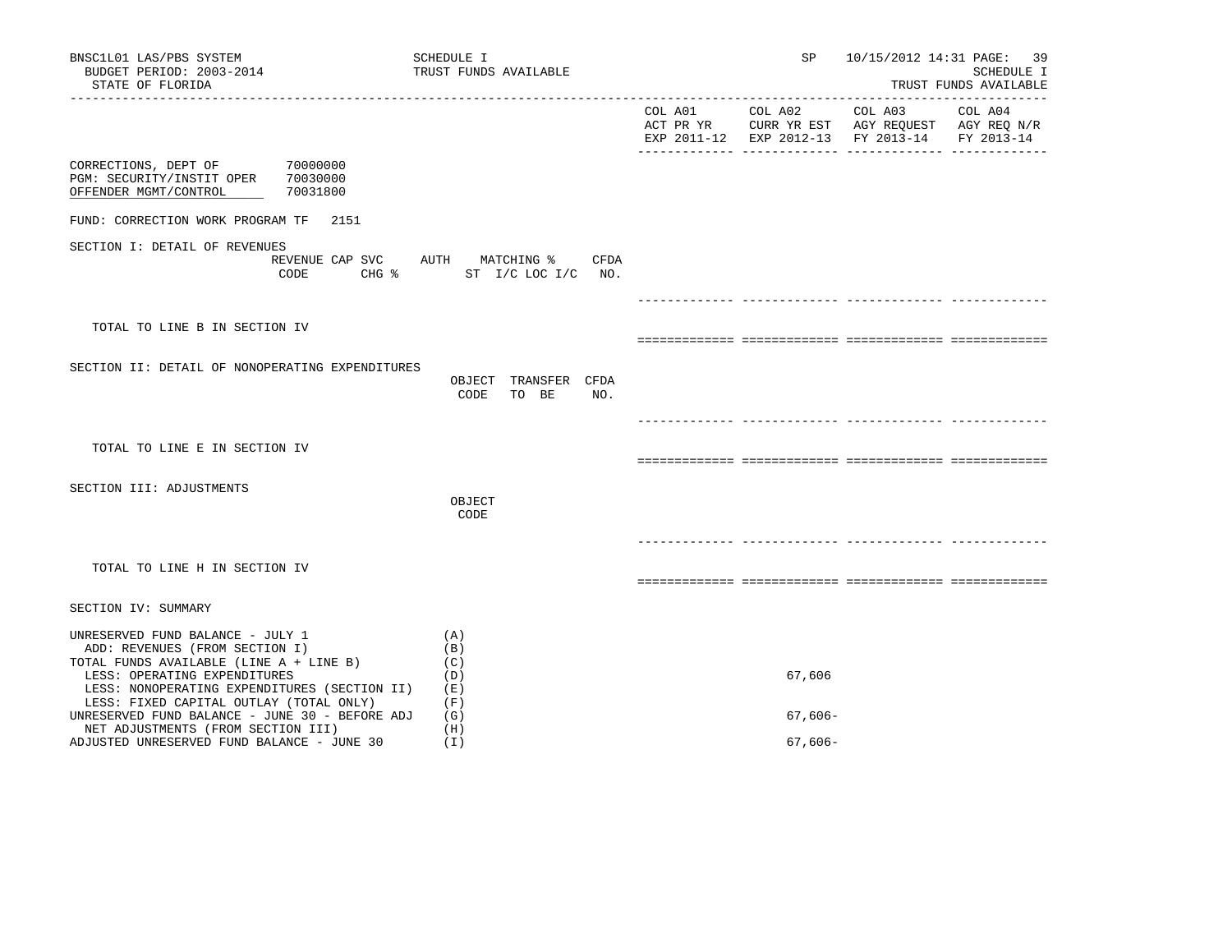BNSC1L01 LAS/PBS SYSTEM
BUDGET PERIOD: 2003-2014
STATE OF FLORIDA

SCHEDULE I
TRUST FUNDS AVAILABLE

SP 10/15/2012 14:31

SCHEDULE I
TRUST FUNDS AVAILABLE

| | COL A01 ACT PR YR EXP 2011-12 | COL A02 CURR YR EST EXP 2012-13 | COL A03 AGY REQUEST FY 2013-14 | COL A04 AGY REQ N/R FY 2013-14 |
|---|---|---|---|---|

CORRECTIONS, DEPT OF 70000000
PGM: SECURITY/INSTIT OPER 70030000
OFFENDER MGMT/CONTROL 70031800

FUND: CORRECTION WORK PROGRAM TF 2151

SECTION I: DETAIL OF REVENUES

| REVENUE CODE | CAP SVC CHG % | AUTH ST | MATCHING % I/C LOC I/C | CFDA NO. | | | | |
|---|---|---|---|---|---|---|---|---|
| TOTAL TO LINE B IN SECTION IV | | | | | | | | |

SECTION II: DETAIL OF NONOPERATING EXPENDITURES

| OBJECT CODE | TRANSFER TO BE | CFDA NO. | | | | |
|---|---|---|---|---|---|---|
| TOTAL TO LINE E IN SECTION IV | | | | | | |

SECTION III: ADJUSTMENTS

| OBJECT CODE | | | | |
|---|---|---|---|---|
| TOTAL TO LINE H IN SECTION IV | | | | |

SECTION IV: SUMMARY

| | | COL A01 | COL A02 | COL A03 | COL A04 |
|---|---|---|---|---|---|
| UNRESERVED FUND BALANCE - JULY 1 | (A) | | | | |
| ADD: REVENUES (FROM SECTION I) | (B) | | | | |
| TOTAL FUNDS AVAILABLE (LINE A + LINE B) | (C) | | | | |
| LESS: OPERATING EXPENDITURES | (D) | | 67,606 | | |
| LESS: NONOPERATING EXPENDITURES (SECTION II) | (E) | | | | |
| LESS: FIXED CAPITAL OUTLAY (TOTAL ONLY) | (F) | | | | |
| UNRESERVED FUND BALANCE - JUNE 30 - BEFORE ADJ | (G) | | 67,606- | | |
| NET ADJUSTMENTS (FROM SECTION III) | (H) | | | | |
| ADJUSTED UNRESERVED FUND BALANCE - JUNE 30 | (I) | | 67,606- | | |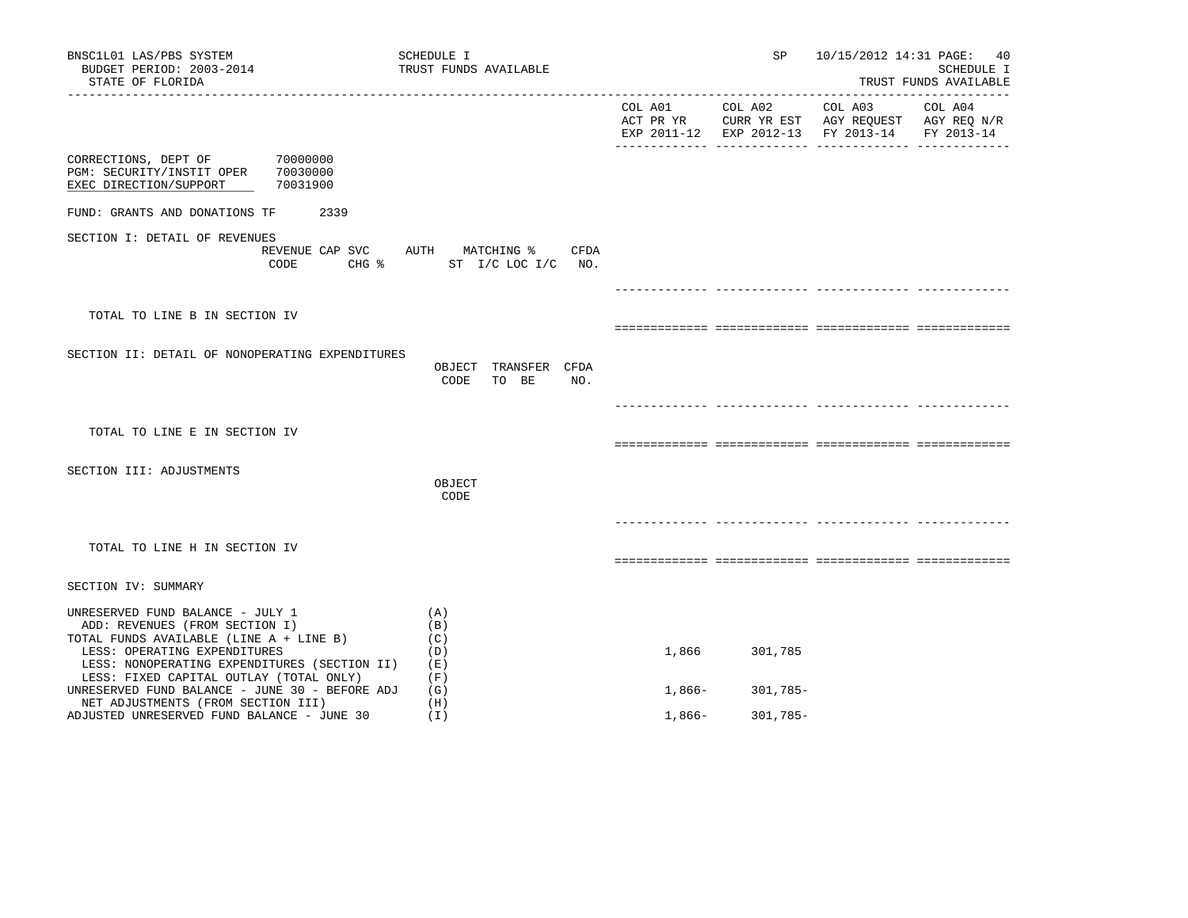BNSC1L01 LAS/PBS SYSTEM
BUDGET PERIOD: 2003-2014
STATE OF FLORIDA

SCHEDULE I
TRUST FUNDS AVAILABLE

SP 10/15/2012 14:31 PAGE: 40
SCHEDULE I
TRUST FUNDS AVAILABLE

| | COL A01 ACT PR YR EXP 2011-12 | COL A02 CURR YR EST EXP 2012-13 | COL A03 AGY REQUEST FY 2013-14 | COL A04 AGY REQ N/R FY 2013-14 |
|---|---|---|---|---|

CORRECTIONS, DEPT OF 70000000
PGM: SECURITY/INSTIT OPER 70030000
EXEC DIRECTION/SUPPORT 70031900

FUND: GRANTS AND DONATIONS TF 2339

SECTION I: DETAIL OF REVENUES

| REVENUE CODE | CAP SVC CHG % | AUTH ST | MATCHING % I/C LOC I/C | CFDA NO. | COL A01 | COL A02 | COL A03 | COL A04 |
|---|---|---|---|---|---|---|---|---|
| TOTAL TO LINE B IN SECTION IV | | | | | | | | |

SECTION II: DETAIL OF NONOPERATING EXPENDITURES

| | OBJECT CODE | TRANSFER TO BE | CFDA NO. | COL A01 | COL A02 | COL A03 | COL A04 |
|---|---|---|---|---|---|---|---|
| TOTAL TO LINE E IN SECTION IV | | | | | | | |

SECTION III: ADJUSTMENTS

| | OBJECT CODE | COL A01 | COL A02 | COL A03 | COL A04 |
|---|---|---|---|---|---|
| TOTAL TO LINE H IN SECTION IV | | | | | |

SECTION IV: SUMMARY

| | | COL A01 | COL A02 | COL A03 | COL A04 |
|---|---|---|---|---|---|
| UNRESERVED FUND BALANCE - JULY 1 | (A) | | | | |
| ADD: REVENUES (FROM SECTION I) | (B) | | | | |
| TOTAL FUNDS AVAILABLE (LINE A + LINE B) | (C) | | | | |
| LESS: OPERATING EXPENDITURES | (D) | 1,866 | 301,785 | | |
| LESS: NONOPERATING EXPENDITURES (SECTION II) | (E) | | | | |
| LESS: FIXED CAPITAL OUTLAY (TOTAL ONLY) | (F) | | | | |
| UNRESERVED FUND BALANCE - JUNE 30 - BEFORE ADJ | (G) | 1,866- | 301,785- | | |
| NET ADJUSTMENTS (FROM SECTION III) | (H) | | | | |
| ADJUSTED UNRESERVED FUND BALANCE - JUNE 30 | (I) | 1,866- | 301,785- | | |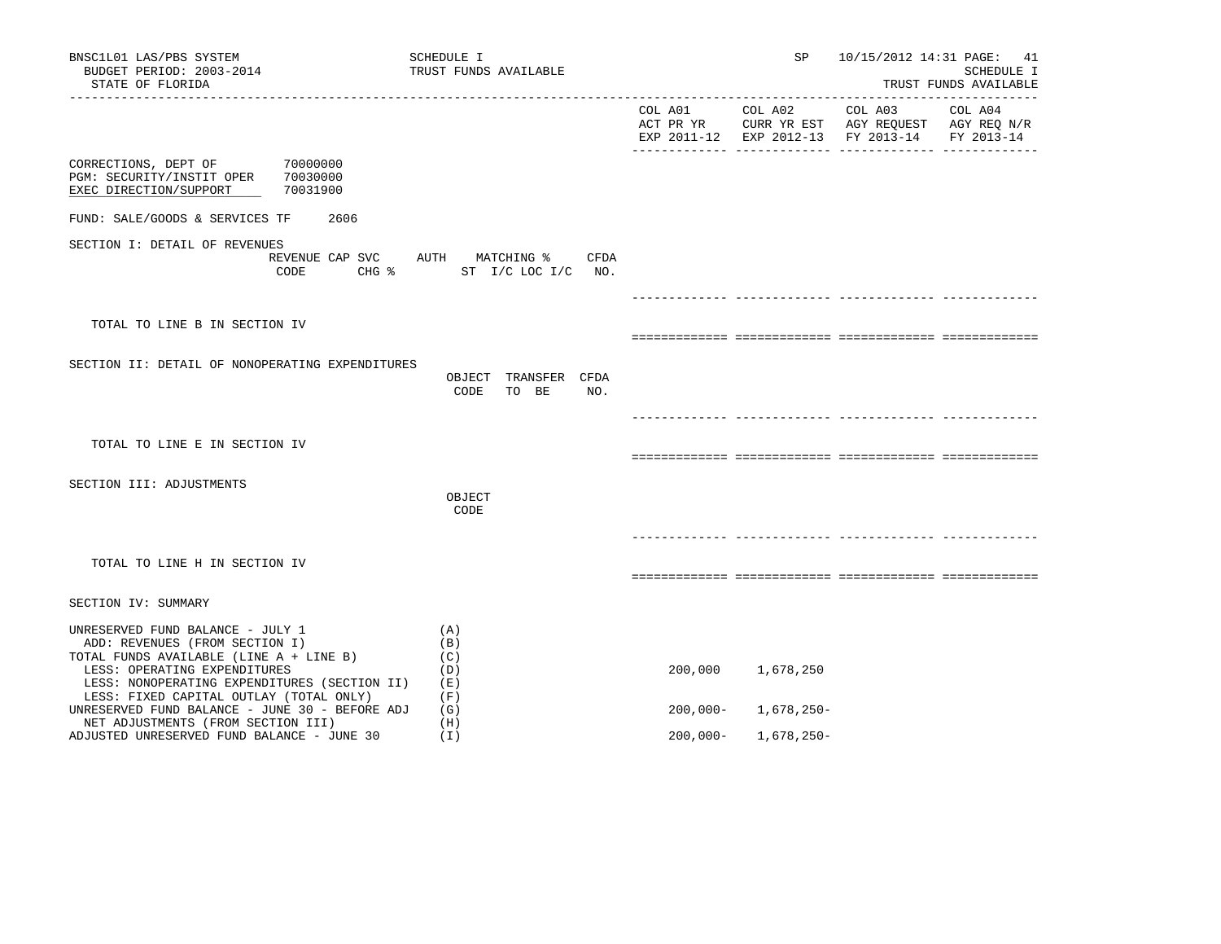BNSC1L01 LAS/PBS SYSTEM
BUDGET PERIOD: 2003-2014
STATE OF FLORIDA

SCHEDULE I
TRUST FUNDS AVAILABLE

SP 10/15/2012 14:31

SCHEDULE I
TRUST FUNDS AVAILABLE

| | COL A01 ACT PR YR EXP 2011-12 | COL A02 CURR YR EST EXP 2012-13 | COL A03 AGY REQUEST FY 2013-14 | COL A04 AGY REQ N/R FY 2013-14 |
|---|---|---|---|---|

CORRECTIONS, DEPT OF 70000000
PGM: SECURITY/INSTIT OPER 70030000
EXEC DIRECTION/SUPPORT 70031900

FUND: SALE/GOODS & SERVICES TF 2606

SECTION I: DETAIL OF REVENUES

| REVENUE CODE | CAP SVC CHG % | AUTH ST | MATCHING % I/C LOC I/C | CFDA NO. | COL A01 | COL A02 | COL A03 | COL A04 |
|---|---|---|---|---|---|---|---|---|
| TOTAL TO LINE B IN SECTION IV | | | | | | | | |

SECTION II: DETAIL OF NONOPERATING EXPENDITURES

| OBJECT CODE | TRANSFER TO BE | CFDA NO. | COL A01 | COL A02 | COL A03 | COL A04 |
|---|---|---|---|---|---|---|
| TOTAL TO LINE E IN SECTION IV | | | | | | |

SECTION III: ADJUSTMENTS

| OBJECT CODE | COL A01 | COL A02 | COL A03 | COL A04 |
|---|---|---|---|---|
| TOTAL TO LINE H IN SECTION IV | | | | |

SECTION IV: SUMMARY

| | | COL A01 | COL A02 | COL A03 | COL A04 |
|---|---|---|---|---|---|
| UNRESERVED FUND BALANCE - JULY 1 | (A) | | | | |
| ADD: REVENUES (FROM SECTION I) | (B) | | | | |
| TOTAL FUNDS AVAILABLE (LINE A + LINE B) | (C) | | | | |
| LESS: OPERATING EXPENDITURES | (D) | 200,000 | 1,678,250 | | |
| LESS: NONOPERATING EXPENDITURES (SECTION II) | (E) | | | | |
| LESS: FIXED CAPITAL OUTLAY (TOTAL ONLY) | (F) | | | | |
| UNRESERVED FUND BALANCE - JUNE 30 - BEFORE ADJ | (G) | 200,000- | 1,678,250- | | |
| NET ADJUSTMENTS (FROM SECTION III) | (H) | | | | |
| ADJUSTED UNRESERVED FUND BALANCE - JUNE 30 | (I) | 200,000- | 1,678,250- | | |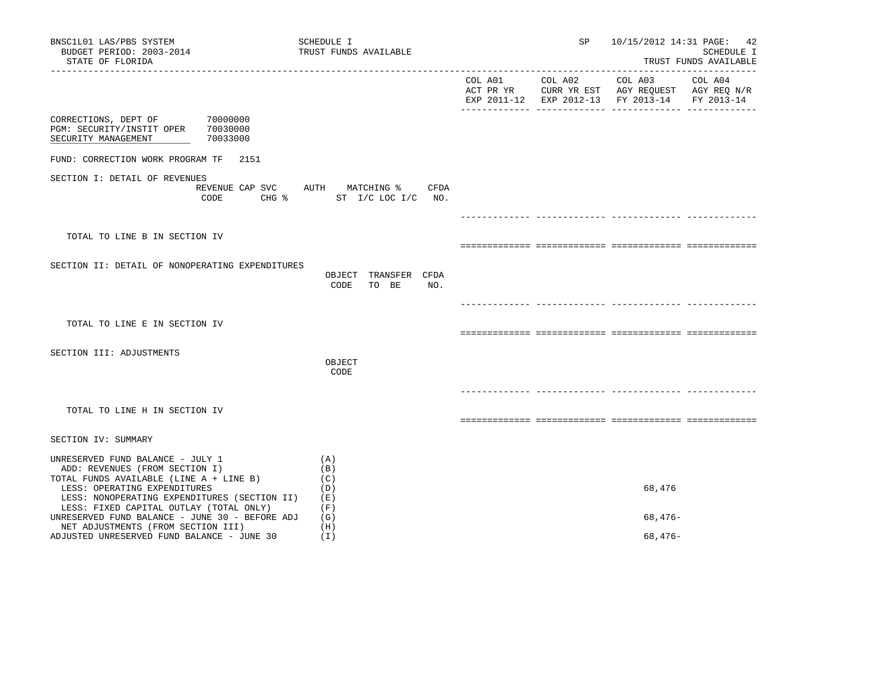BNSC1L01 LAS/PBS SYSTEM
BUDGET PERIOD: 2003-2014
STATE OF FLORIDA

SCHEDULE I
TRUST FUNDS AVAILABLE

SP 10/15/2012 14:31

SCHEDULE I
TRUST FUNDS AVAILABLE

| | COL A01 ACT PR YR EXP 2011-12 | COL A02 CURR YR EST EXP 2012-13 | COL A03 AGY REQUEST FY 2013-14 | COL A04 AGY REQ N/R FY 2013-14 |
|---|---|---|---|---|

CORRECTIONS, DEPT OF 70000000
PGM: SECURITY/INSTIT OPER 70030000
SECURITY MANAGEMENT 70033000

FUND: CORRECTION WORK PROGRAM TF 2151

SECTION I: DETAIL OF REVENUES

REVENUE CODE | CAP SVC CHG % | AUTH | MATCHING % ST I/C LOC I/C | CFDA NO.

TOTAL TO LINE B IN SECTION IV

SECTION II: DETAIL OF NONOPERATING EXPENDITURES

OBJECT CODE | TRANSFER TO BE | CFDA NO.

TOTAL TO LINE E IN SECTION IV

SECTION III: ADJUSTMENTS

OBJECT CODE

TOTAL TO LINE H IN SECTION IV

SECTION IV: SUMMARY

| | | COL A01 | COL A02 | COL A03 | COL A04 |
|---|---|---|---|---|---|
| UNRESERVED FUND BALANCE - JULY 1 | (A) | | | | |
| ADD: REVENUES (FROM SECTION I) | (B) | | | | |
| TOTAL FUNDS AVAILABLE (LINE A + LINE B) | (C) | | | | |
| LESS: OPERATING EXPENDITURES | (D) | | | 68,476 | |
| LESS: NONOPERATING EXPENDITURES (SECTION II) | (E) | | | | |
| LESS: FIXED CAPITAL OUTLAY (TOTAL ONLY) | (F) | | | | |
| UNRESERVED FUND BALANCE - JUNE 30 - BEFORE ADJ | (G) | | | 68,476- | |
| NET ADJUSTMENTS (FROM SECTION III) | (H) | | | | |
| ADJUSTED UNRESERVED FUND BALANCE - JUNE 30 | (I) | | | 68,476- | |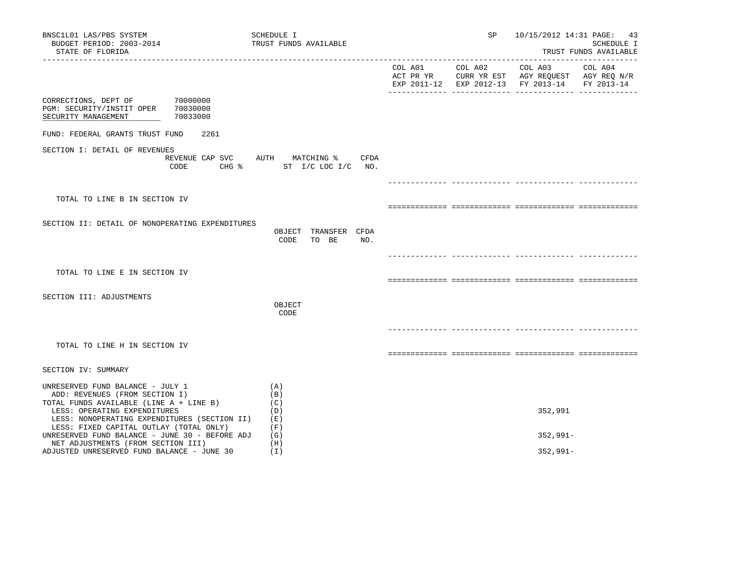BNSC1L01 LAS/PBS SYSTEM
BUDGET PERIOD: 2003-2014
STATE OF FLORIDA

SCHEDULE I
TRUST FUNDS AVAILABLE

SP 10/15/2012 14:31

SCHEDULE I
TRUST FUNDS AVAILABLE

CORRECTIONS, DEPT OF 70000000
PGM: SECURITY/INSTIT OPER 70030000
SECURITY MANAGEMENT 70033000

FUND: FEDERAL GRANTS TRUST FUND 2261

## SECTION I: DETAIL OF REVENUES

| | REVENUE CODE | CAP SVC CHG % | AUTH ST | MATCHING % I/C LOC I/C | CFDA NO. | COL A01 ACT PR YR EXP 2011-12 | COL A02 CURR YR EST EXP 2012-13 | COL A03 AGY REQUEST FY 2013-14 | COL A04 AGY REQ N/R FY 2013-14 |
|---|---|---|---|---|---|---|---|---|---|
| TOTAL TO LINE B IN SECTION IV | | | | | | | | | |

## SECTION II: DETAIL OF NONOPERATING EXPENDITURES

| | OBJECT CODE | TRANSFER TO BE | CFDA NO. | COL A01 | COL A02 | COL A03 | COL A04 |
|---|---|---|---|---|---|---|---|
| TOTAL TO LINE E IN SECTION IV | | | | | | | |

## SECTION III: ADJUSTMENTS

| | OBJECT CODE | COL A01 | COL A02 | COL A03 | COL A04 |
|---|---|---|---|---|---|
| TOTAL TO LINE H IN SECTION IV | | | | | |

## SECTION IV: SUMMARY

| | | COL A01 | COL A02 | COL A03 | COL A04 |
|---|---|---|---|---|---|
| UNRESERVED FUND BALANCE - JULY 1 | (A) | | | | |
| ADD: REVENUES (FROM SECTION I) | (B) | | | | |
| TOTAL FUNDS AVAILABLE (LINE A + LINE B) | (C) | | | | |
| LESS: OPERATING EXPENDITURES | (D) | | | 352,991 | |
| LESS: NONOPERATING EXPENDITURES (SECTION II) | (E) | | | | |
| LESS: FIXED CAPITAL OUTLAY (TOTAL ONLY) | (F) | | | | |
| UNRESERVED FUND BALANCE - JUNE 30 - BEFORE ADJ | (G) | | | 352,991- | |
| NET ADJUSTMENTS (FROM SECTION III) | (H) | | | | |
| ADJUSTED UNRESERVED FUND BALANCE - JUNE 30 | (I) | | | 352,991- | |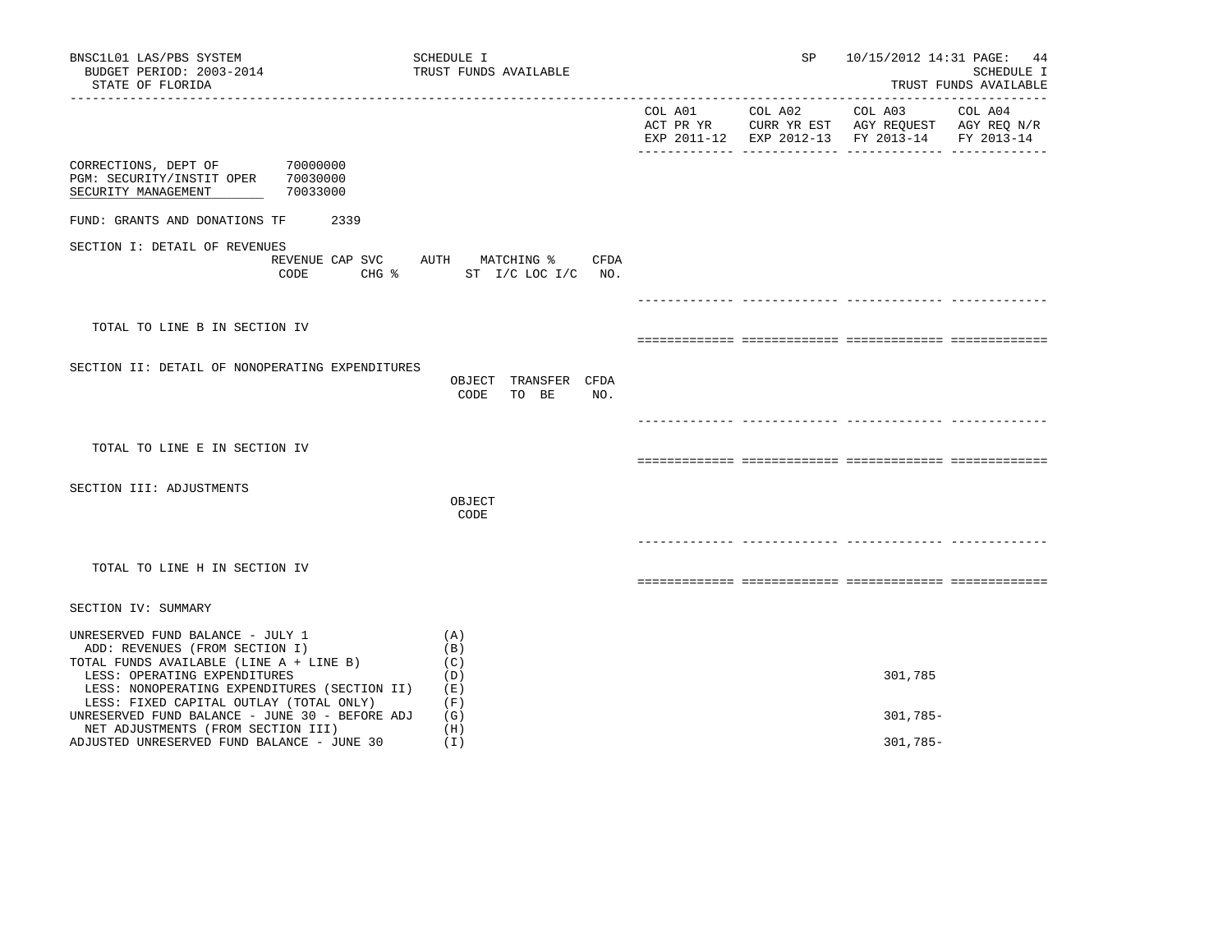BNSC1L01 LAS/PBS SYSTEM — SCHEDULE I — TRUST FUNDS AVAILABLE — SP 10/15/2012 14:31
BUDGET PERIOD: 2003-2014
STATE OF FLORIDA — SCHEDULE I TRUST FUNDS AVAILABLE

| | COL A01 ACT PR YR EXP 2011-12 | COL A02 CURR YR EST EXP 2012-13 | COL A03 AGY REQUEST FY 2013-14 | COL A04 AGY REQ N/R FY 2013-14 |
|---|---|---|---|---|

CORRECTIONS, DEPT OF 70000000
PGM: SECURITY/INSTIT OPER 70030000
SECURITY MANAGEMENT 70033000

FUND: GRANTS AND DONATIONS TF 2339

SECTION I: DETAIL OF REVENUES

| REVENUE CODE | CAP SVC CHG % | AUTH ST | MATCHING % I/C LOC I/C | CFDA NO. | COL A01 | COL A02 | COL A03 | COL A04 |
|---|---|---|---|---|---|---|---|---|
| TOTAL TO LINE B IN SECTION IV | | | | | | | | |

SECTION II: DETAIL OF NONOPERATING EXPENDITURES

| | OBJECT CODE | TRANSFER TO BE | CFDA NO. | COL A01 | COL A02 | COL A03 | COL A04 |
|---|---|---|---|---|---|---|---|
| TOTAL TO LINE E IN SECTION IV | | | | | | | |

SECTION III: ADJUSTMENTS

| | OBJECT CODE | COL A01 | COL A02 | COL A03 | COL A04 |
|---|---|---|---|---|---|
| TOTAL TO LINE H IN SECTION IV | | | | | |

SECTION IV: SUMMARY

| | | COL A01 | COL A02 | COL A03 | COL A04 |
|---|---|---|---|---|---|
| UNRESERVED FUND BALANCE - JULY 1 | (A) | | | | |
| ADD: REVENUES (FROM SECTION I) | (B) | | | | |
| TOTAL FUNDS AVAILABLE (LINE A + LINE B) | (C) | | | | |
| LESS: OPERATING EXPENDITURES | (D) | | | 301,785 | |
| LESS: NONOPERATING EXPENDITURES (SECTION II) | (E) | | | | |
| LESS: FIXED CAPITAL OUTLAY (TOTAL ONLY) | (F) | | | | |
| UNRESERVED FUND BALANCE - JUNE 30 - BEFORE ADJ | (G) | | | 301,785- | |
| NET ADJUSTMENTS (FROM SECTION III) | (H) | | | | |
| ADJUSTED UNRESERVED FUND BALANCE - JUNE 30 | (I) | | | 301,785- | |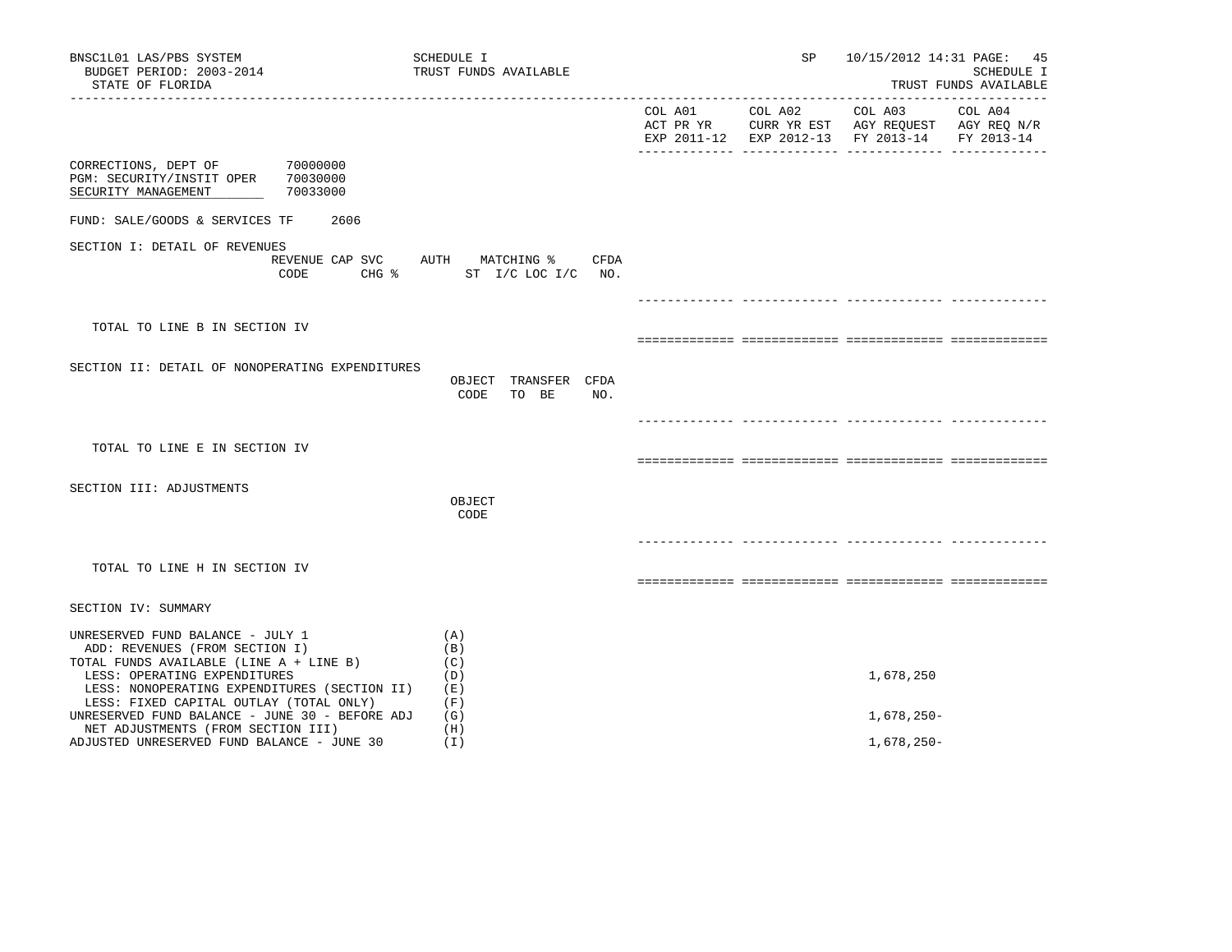BNSC1L01 LAS/PBS SYSTEM — SCHEDULE I — TRUST FUNDS AVAILABLE — SP 10/15/2012 14:31

BUDGET PERIOD: 2003-2014

STATE OF FLORIDA — SCHEDULE I — TRUST FUNDS AVAILABLE

| | COL A01 ACT PR YR EXP 2011-12 | COL A02 CURR YR EST EXP 2012-13 | COL A03 AGY REQUEST FY 2013-14 | COL A04 AGY REQ N/R FY 2013-14 |
|---|---|---|---|---|

CORRECTIONS, DEPT OF 70000000
PGM: SECURITY/INSTIT OPER 70030000
SECURITY MANAGEMENT 70033000

FUND: SALE/GOODS & SERVICES TF 2606

## SECTION I: DETAIL OF REVENUES

| REVENUE CODE | CAP SVC CHG % | AUTH ST | MATCHING % I/C LOC I/C | CFDA NO. | COL A01 | COL A02 | COL A03 | COL A04 |
|---|---|---|---|---|---|---|---|---|
| TOTAL TO LINE B IN SECTION IV | | | | | | | | |

## SECTION II: DETAIL OF NONOPERATING EXPENDITURES

| | OBJECT CODE | TRANSFER TO BE | CFDA NO. | COL A01 | COL A02 | COL A03 | COL A04 |
|---|---|---|---|---|---|---|---|
| TOTAL TO LINE E IN SECTION IV | | | | | | | |

## SECTION III: ADJUSTMENTS

| | OBJECT CODE | COL A01 | COL A02 | COL A03 | COL A04 |
|---|---|---|---|---|---|
| TOTAL TO LINE H IN SECTION IV | | | | | |

## SECTION IV: SUMMARY

| | | COL A01 | COL A02 | COL A03 | COL A04 |
|---|---|---|---|---|---|
| UNRESERVED FUND BALANCE - JULY 1 | (A) | | | | |
| ADD: REVENUES (FROM SECTION I) | (B) | | | | |
| TOTAL FUNDS AVAILABLE (LINE A + LINE B) | (C) | | | | |
| LESS: OPERATING EXPENDITURES | (D) | | | 1,678,250 | |
| LESS: NONOPERATING EXPENDITURES (SECTION II) | (E) | | | | |
| LESS: FIXED CAPITAL OUTLAY (TOTAL ONLY) | (F) | | | | |
| UNRESERVED FUND BALANCE - JUNE 30 - BEFORE ADJ | (G) | | | 1,678,250- | |
| NET ADJUSTMENTS (FROM SECTION III) | (H) | | | | |
| ADJUSTED UNRESERVED FUND BALANCE - JUNE 30 | (I) | | | 1,678,250- | |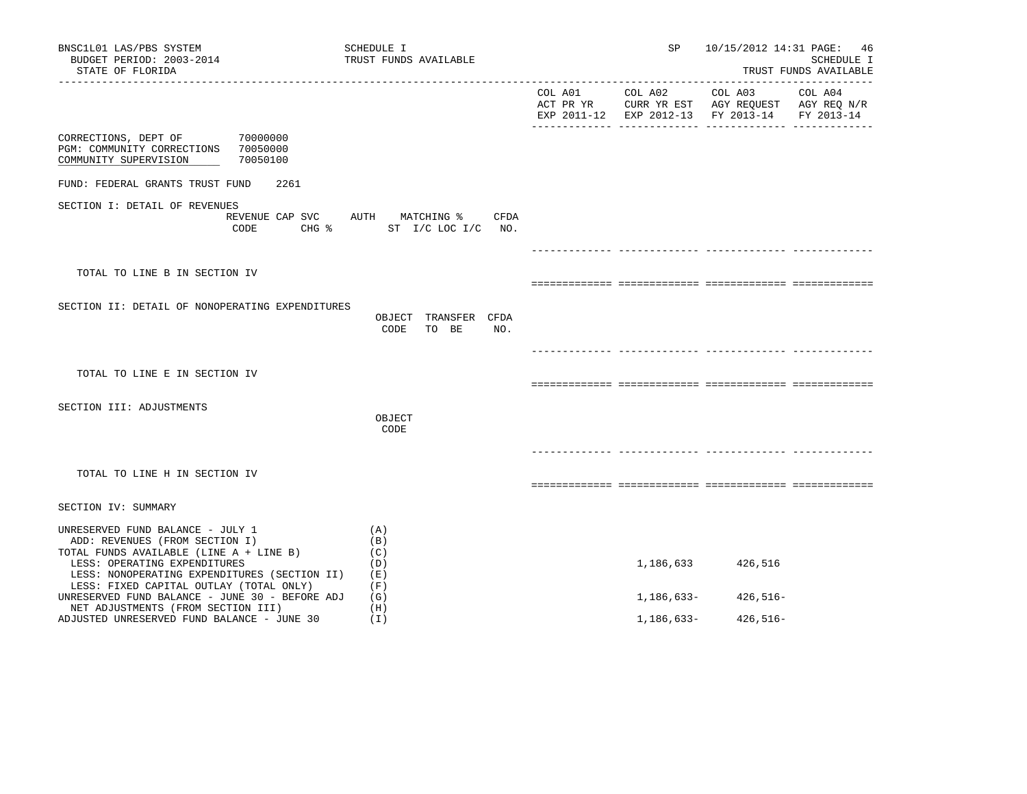BNSC1L01 LAS/PBS SYSTEM — SCHEDULE I — TRUST FUNDS AVAILABLE — SP 10/15/2012 14:31

BUDGET PERIOD: 2003-2014

STATE OF FLORIDA

| | COL A01 ACT PR YR EXP 2011-12 | COL A02 CURR YR EST EXP 2012-13 | COL A03 AGY REQUEST FY 2013-14 | COL A04 AGY REQ N/R FY 2013-14 |
|---|---|---|---|---|

CORRECTIONS, DEPT OF 70000000
PGM: COMMUNITY CORRECTIONS 70050000
COMMUNITY SUPERVISION 70050100

FUND: FEDERAL GRANTS TRUST FUND 2261

SECTION I: DETAIL OF REVENUES

REVENUE CODE | CAP SVC CHG % | AUTH | MATCHING % ST I/C LOC I/C | CFDA NO.

TOTAL TO LINE B IN SECTION IV

SECTION II: DETAIL OF NONOPERATING EXPENDITURES

OBJECT CODE | TRANSFER TO BE | CFDA NO.

TOTAL TO LINE E IN SECTION IV

SECTION III: ADJUSTMENTS

OBJECT CODE

TOTAL TO LINE H IN SECTION IV

SECTION IV: SUMMARY

| | | COL A01 | COL A02 | COL A03 | COL A04 |
|---|---|---|---|---|---|
| UNRESERVED FUND BALANCE - JULY 1 | (A) | | | | |
| ADD: REVENUES (FROM SECTION I) | (B) | | | | |
| TOTAL FUNDS AVAILABLE (LINE A + LINE B) | (C) | | | | |
| LESS: OPERATING EXPENDITURES | (D) | | 1,186,633 | 426,516 | |
| LESS: NONOPERATING EXPENDITURES (SECTION II) | (E) | | | | |
| LESS: FIXED CAPITAL OUTLAY (TOTAL ONLY) | (F) | | | | |
| UNRESERVED FUND BALANCE - JUNE 30 - BEFORE ADJ | (G) | | 1,186,633- | 426,516- | |
| NET ADJUSTMENTS (FROM SECTION III) | (H) | | | | |
| ADJUSTED UNRESERVED FUND BALANCE - JUNE 30 | (I) | | 1,186,633- | 426,516- | |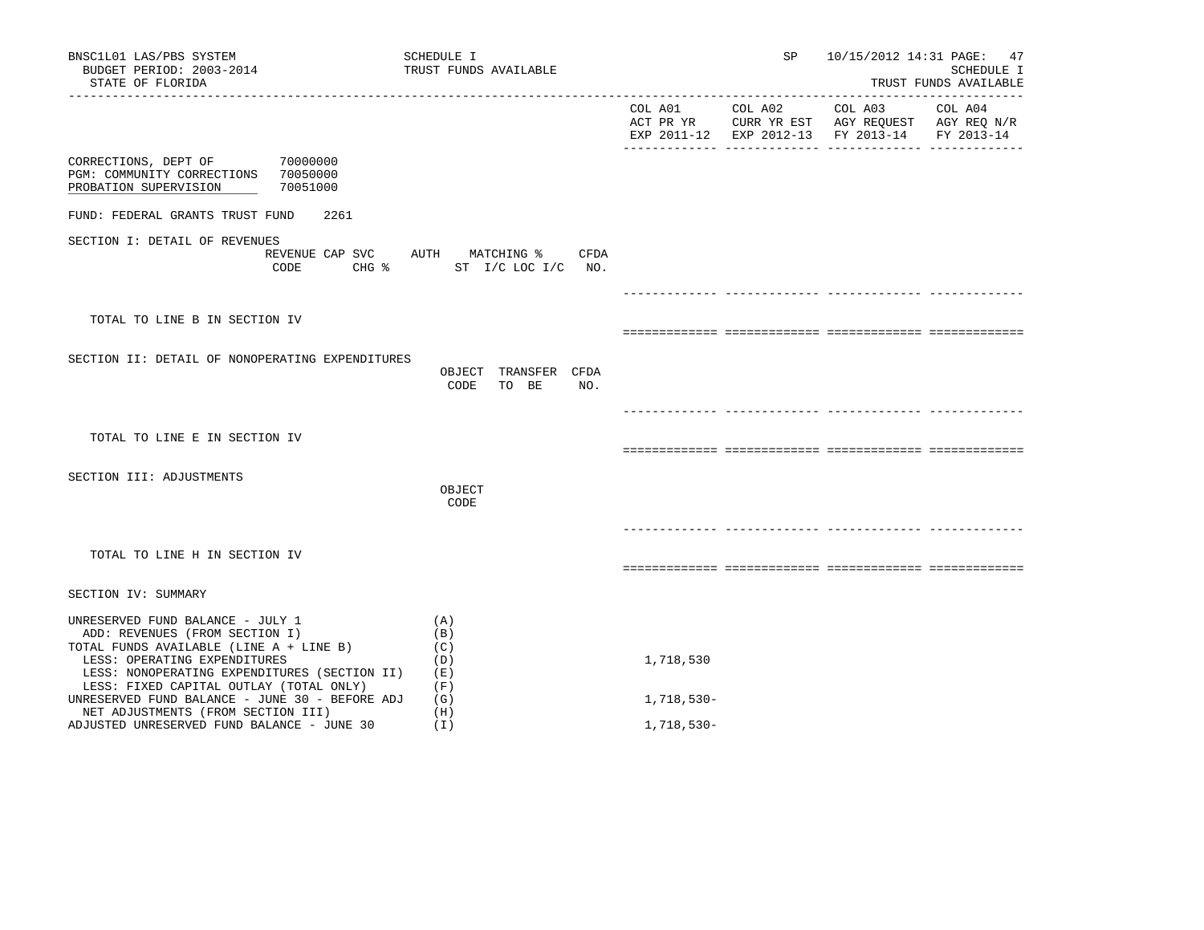BNSC1L01 LAS/PBS SYSTEM | SCHEDULE I | SP 10/15/2012 14:31
BUDGET PERIOD: 2003-2014 | TRUST FUNDS AVAILABLE | SCHEDULE I
STATE OF FLORIDA | | TRUST FUNDS AVAILABLE

| | COL A01 ACT PR YR EXP 2011-12 | COL A02 CURR YR EST EXP 2012-13 | COL A03 AGY REQUEST FY 2013-14 | COL A04 AGY REQ N/R FY 2013-14 |
|---|---|---|---|---|

CORRECTIONS, DEPT OF 70000000
PGM: COMMUNITY CORRECTIONS 70050000
PROBATION SUPERVISION 70051000

FUND: FEDERAL GRANTS TRUST FUND 2261

## SECTION I: DETAIL OF REVENUES

REVENUE CODE | CAP SVC CHG % | AUTH ST | MATCHING % I/C LOC I/C | CFDA NO.

TOTAL TO LINE B IN SECTION IV

## SECTION II: DETAIL OF NONOPERATING EXPENDITURES

OBJECT CODE | TRANSFER TO BE | CFDA NO.

TOTAL TO LINE E IN SECTION IV

## SECTION III: ADJUSTMENTS

OBJECT CODE

TOTAL TO LINE H IN SECTION IV

## SECTION IV: SUMMARY

| | | COL A01 | COL A02 | COL A03 | COL A04 |
|---|---|---|---|---|---|
| UNRESERVED FUND BALANCE - JULY 1 | (A) | | | | |
| ADD: REVENUES (FROM SECTION I) | (B) | | | | |
| TOTAL FUNDS AVAILABLE (LINE A + LINE B) | (C) | | | | |
| LESS: OPERATING EXPENDITURES | (D) | 1,718,530 | | | |
| LESS: NONOPERATING EXPENDITURES (SECTION II) | (E) | | | | |
| LESS: FIXED CAPITAL OUTLAY (TOTAL ONLY) | (F) | | | | |
| UNRESERVED FUND BALANCE - JUNE 30 - BEFORE ADJ | (G) | 1,718,530- | | | |
| NET ADJUSTMENTS (FROM SECTION III) | (H) | | | | |
| ADJUSTED UNRESERVED FUND BALANCE - JUNE 30 | (I) | 1,718,530- | | | |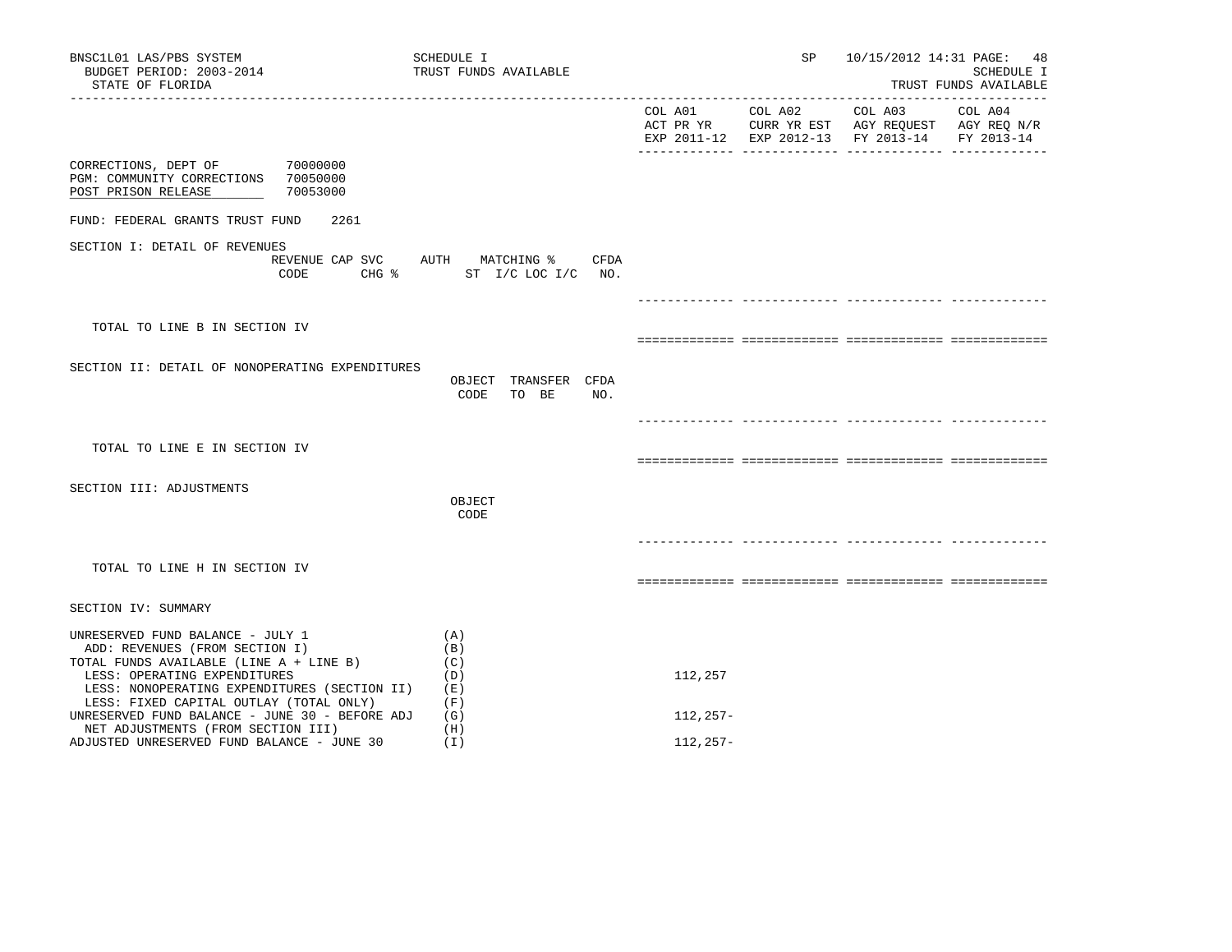BNSC1L01 LAS/PBS SYSTEM
BUDGET PERIOD: 2003-2014
STATE OF FLORIDA

SCHEDULE I
TRUST FUNDS AVAILABLE

SP 10/15/2012 14:31 PAGE: 48
SCHEDULE I
TRUST FUNDS AVAILABLE

| | COL A01 ACT PR YR EXP 2011-12 | COL A02 CURR YR EST EXP 2012-13 | COL A03 AGY REQUEST FY 2013-14 | COL A04 AGY REQ N/R FY 2013-14 |
|---|---|---|---|---|

CORRECTIONS, DEPT OF 70000000
PGM: COMMUNITY CORRECTIONS 70050000
POST PRISON RELEASE 70053000

FUND: FEDERAL GRANTS TRUST FUND 2261

SECTION I: DETAIL OF REVENUES

| REVENUE CODE | CAP SVC CHG % | AUTH ST | MATCHING % I/C LOC I/C | CFDA NO. | COL A01 | COL A02 | COL A03 | COL A04 |
|---|---|---|---|---|---|---|---|---|
| TOTAL TO LINE B IN SECTION IV | | | | | | | | |

SECTION II: DETAIL OF NONOPERATING EXPENDITURES

| | OBJECT CODE | TRANSFER TO BE | CFDA NO. | COL A01 | COL A02 | COL A03 | COL A04 |
|---|---|---|---|---|---|---|---|
| TOTAL TO LINE E IN SECTION IV | | | | | | | |

SECTION III: ADJUSTMENTS

| | OBJECT CODE | COL A01 | COL A02 | COL A03 | COL A04 |
|---|---|---|---|---|---|
| TOTAL TO LINE H IN SECTION IV | | | | | |

SECTION IV: SUMMARY

| | | COL A01 | COL A02 | COL A03 | COL A04 |
|---|---|---|---|---|---|
| UNRESERVED FUND BALANCE - JULY 1 | (A) | | | | |
| ADD: REVENUES (FROM SECTION I) | (B) | | | | |
| TOTAL FUNDS AVAILABLE (LINE A + LINE B) | (C) | | | | |
| LESS: OPERATING EXPENDITURES | (D) | 112,257 | | | |
| LESS: NONOPERATING EXPENDITURES (SECTION II) | (E) | | | | |
| LESS: FIXED CAPITAL OUTLAY (TOTAL ONLY) | (F) | | | | |
| UNRESERVED FUND BALANCE - JUNE 30 - BEFORE ADJ | (G) | 112,257- | | | |
| NET ADJUSTMENTS (FROM SECTION III) | (H) | | | | |
| ADJUSTED UNRESERVED FUND BALANCE - JUNE 30 | (I) | 112,257- | | | |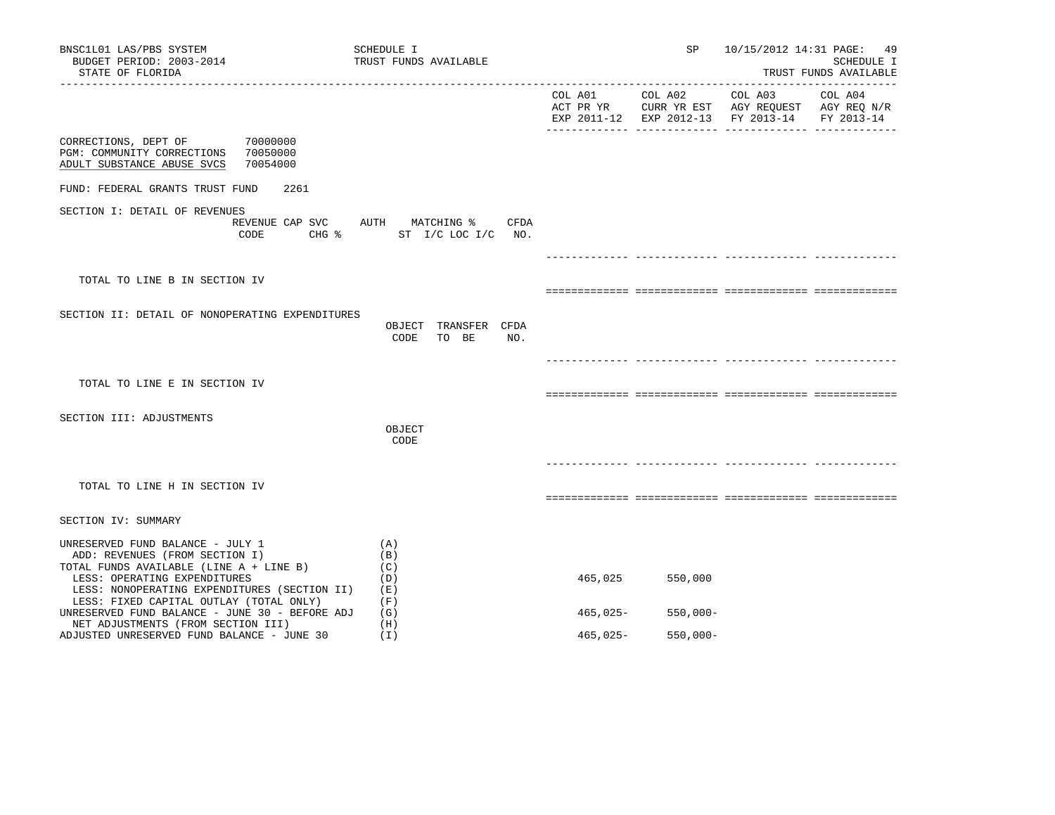BNSC1L01 LAS/PBS SYSTEM
BUDGET PERIOD: 2003-2014
STATE OF FLORIDA

SCHEDULE I
TRUST FUNDS AVAILABLE

SP 10/15/2012 14:31 PAGE: 49
SCHEDULE I
TRUST FUNDS AVAILABLE

| | COL A01 ACT PR YR EXP 2011-12 | COL A02 CURR YR EST EXP 2012-13 | COL A03 AGY REQUEST FY 2013-14 | COL A04 AGY REQ N/R FY 2013-14 |
|---|---|---|---|---|

CORRECTIONS, DEPT OF 70000000
PGM: COMMUNITY CORRECTIONS 70050000
ADULT SUBSTANCE ABUSE SVCS 70054000

FUND: FEDERAL GRANTS TRUST FUND 2261

SECTION I: DETAIL OF REVENUES

| REVENUE CODE | CAP SVC CHG % | AUTH ST | MATCHING % I/C LOC I/C | CFDA NO. |
|---|---|---|---|---|

TOTAL TO LINE B IN SECTION IV

SECTION II: DETAIL OF NONOPERATING EXPENDITURES

| OBJECT CODE | TRANSFER TO BE | CFDA NO. |
|---|---|---|

TOTAL TO LINE E IN SECTION IV

SECTION III: ADJUSTMENTS

OBJECT CODE

TOTAL TO LINE H IN SECTION IV

SECTION IV: SUMMARY

| | | COL A01 | COL A02 | COL A03 | COL A04 |
|---|---|---|---|---|---|
| UNRESERVED FUND BALANCE - JULY 1 | (A) | | | | |
| ADD: REVENUES (FROM SECTION I) | (B) | | | | |
| TOTAL FUNDS AVAILABLE (LINE A + LINE B) | (C) | | | | |
| LESS: OPERATING EXPENDITURES | (D) | 465,025 | 550,000 | | |
| LESS: NONOPERATING EXPENDITURES (SECTION II) | (E) | | | | |
| LESS: FIXED CAPITAL OUTLAY (TOTAL ONLY) | (F) | | | | |
| UNRESERVED FUND BALANCE - JUNE 30 - BEFORE ADJ | (G) | 465,025- | 550,000- | | |
| NET ADJUSTMENTS (FROM SECTION III) | (H) | | | | |
| ADJUSTED UNRESERVED FUND BALANCE - JUNE 30 | (I) | 465,025- | 550,000- | | |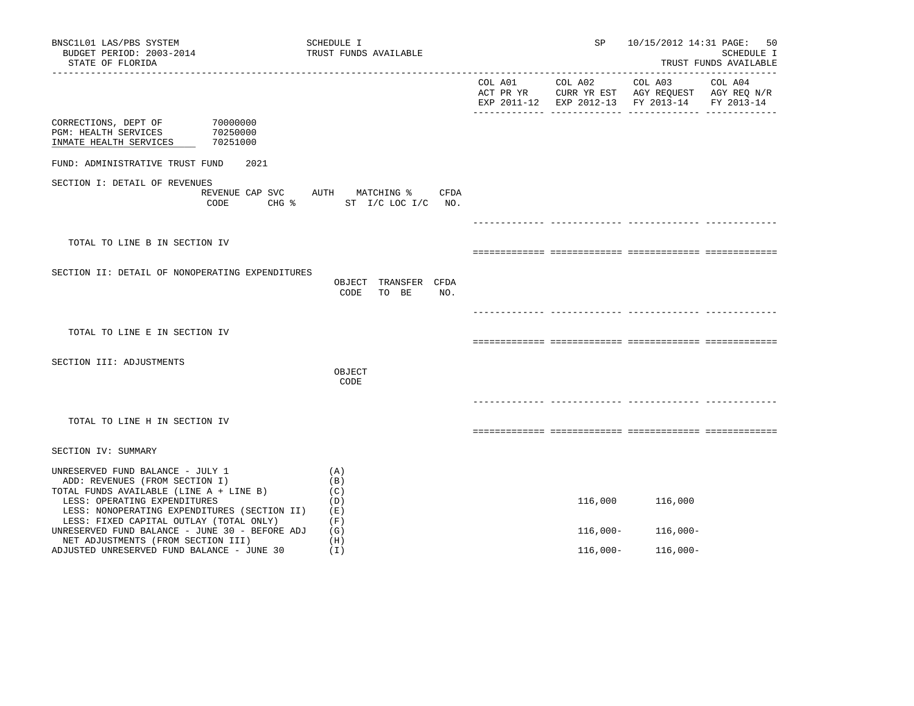BNSC1L01 LAS/PBS SYSTEM — SCHEDULE I — TRUST FUNDS AVAILABLE — SP 10/15/2012 14:31

BUDGET PERIOD: 2003-2014

STATE OF FLORIDA

| | | COL A01 ACT PR YR EXP 2011-12 | COL A02 CURR YR EST EXP 2012-13 | COL A03 AGY REQUEST FY 2013-14 | COL A04 AGY REQ N/R FY 2013-14 |
|---|---|---|---|---|---|

CORRECTIONS, DEPT OF 70000000
PGM: HEALTH SERVICES 70250000
INMATE HEALTH SERVICES 70251000

FUND: ADMINISTRATIVE TRUST FUND 2021

SECTION I: DETAIL OF REVENUES

REVENUE CODE | CAP SVC CHG % | AUTH ST | MATCHING % I/C LOC I/C | CFDA NO.

TOTAL TO LINE B IN SECTION IV

SECTION II: DETAIL OF NONOPERATING EXPENDITURES

OBJECT CODE | TRANSFER TO BE | CFDA NO.

TOTAL TO LINE E IN SECTION IV

SECTION III: ADJUSTMENTS

OBJECT CODE

TOTAL TO LINE H IN SECTION IV

SECTION IV: SUMMARY

| | | COL A01 | COL A02 | COL A03 | COL A04 |
|---|---|---|---|---|---|
| UNRESERVED FUND BALANCE - JULY 1 | (A) | | | | |
| ADD: REVENUES (FROM SECTION I) | (B) | | | | |
| TOTAL FUNDS AVAILABLE (LINE A + LINE B) | (C) | | | | |
| LESS: OPERATING EXPENDITURES | (D) | | 116,000 | 116,000 | |
| LESS: NONOPERATING EXPENDITURES (SECTION II) | (E) | | | | |
| LESS: FIXED CAPITAL OUTLAY (TOTAL ONLY) | (F) | | | | |
| UNRESERVED FUND BALANCE - JUNE 30 - BEFORE ADJ | (G) | | 116,000- | 116,000- | |
| NET ADJUSTMENTS (FROM SECTION III) | (H) | | | | |
| ADJUSTED UNRESERVED FUND BALANCE - JUNE 30 | (I) | | 116,000- | 116,000- | |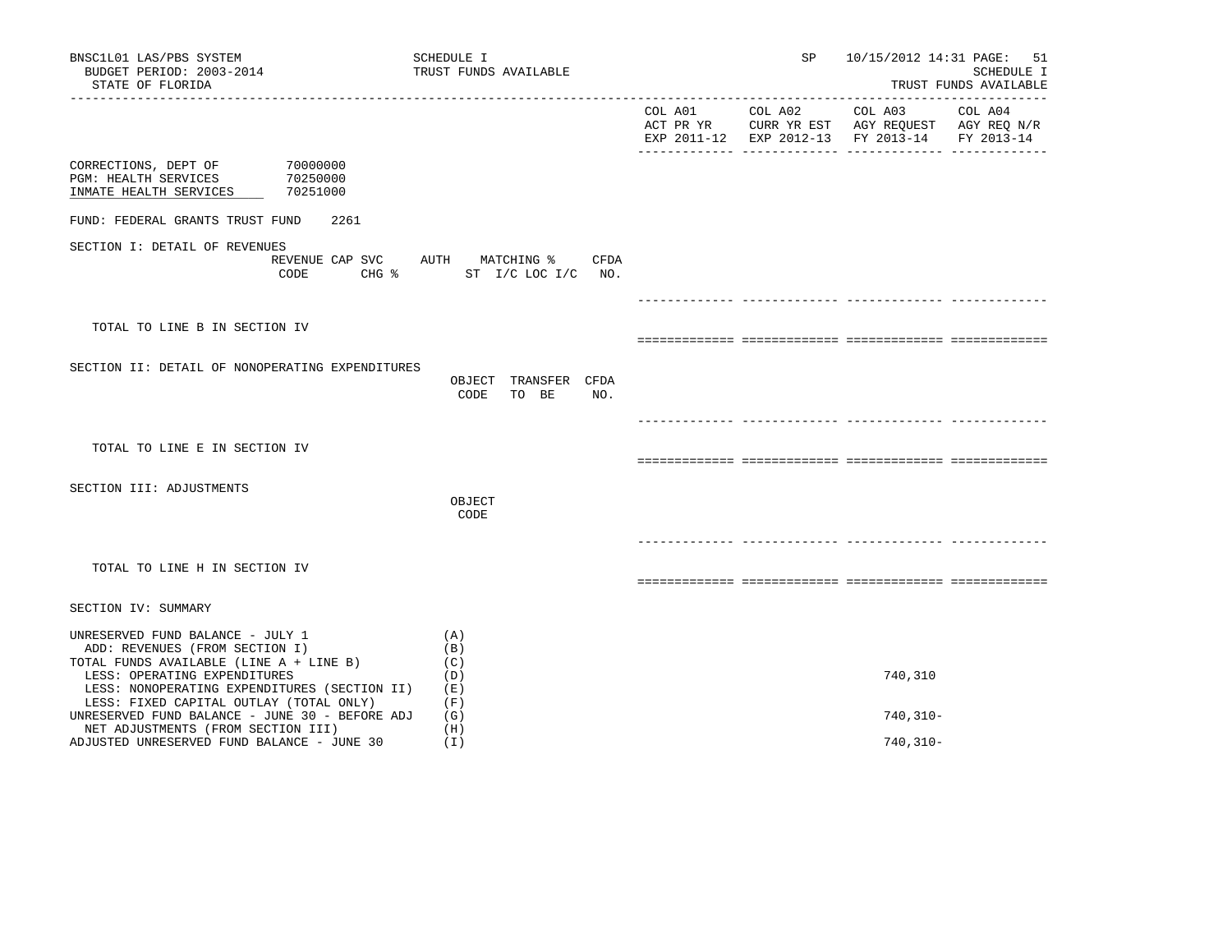BNSC1L01 LAS/PBS SYSTEM — SCHEDULE I — TRUST FUNDS AVAILABLE — SP 10/15/2012 14:31

BUDGET PERIOD: 2003-2014

STATE OF FLORIDA

SCHEDULE I — TRUST FUNDS AVAILABLE

| | COL A01 ACT PR YR EXP 2011-12 | COL A02 CURR YR EST EXP 2012-13 | COL A03 AGY REQUEST FY 2013-14 | COL A04 AGY REQ N/R FY 2013-14 |
|---|---|---|---|---|

CORRECTIONS, DEPT OF 70000000
PGM: HEALTH SERVICES 70250000
INMATE HEALTH SERVICES 70251000

FUND: FEDERAL GRANTS TRUST FUND 2261

## SECTION I: DETAIL OF REVENUES

REVENUE CODE | CAP SVC CHG % | AUTH ST | MATCHING % I/C LOC I/C | CFDA NO.

TOTAL TO LINE B IN SECTION IV

## SECTION II: DETAIL OF NONOPERATING EXPENDITURES

OBJECT CODE | TRANSFER TO BE | CFDA NO.

TOTAL TO LINE E IN SECTION IV

## SECTION III: ADJUSTMENTS

OBJECT CODE

TOTAL TO LINE H IN SECTION IV

## SECTION IV: SUMMARY

| | | COL A01 | COL A02 | COL A03 | COL A04 |
|---|---|---|---|---|---|
| UNRESERVED FUND BALANCE - JULY 1 | (A) | | | | |
| ADD: REVENUES (FROM SECTION I) | (B) | | | | |
| TOTAL FUNDS AVAILABLE (LINE A + LINE B) | (C) | | | | |
| LESS: OPERATING EXPENDITURES | (D) | | | 740,310 | |
| LESS: NONOPERATING EXPENDITURES (SECTION II) | (E) | | | | |
| LESS: FIXED CAPITAL OUTLAY (TOTAL ONLY) | (F) | | | | |
| UNRESERVED FUND BALANCE - JUNE 30 - BEFORE ADJ | (G) | | | 740,310- | |
| NET ADJUSTMENTS (FROM SECTION III) | (H) | | | | |
| ADJUSTED UNRESERVED FUND BALANCE - JUNE 30 | (I) | | | 740,310- | |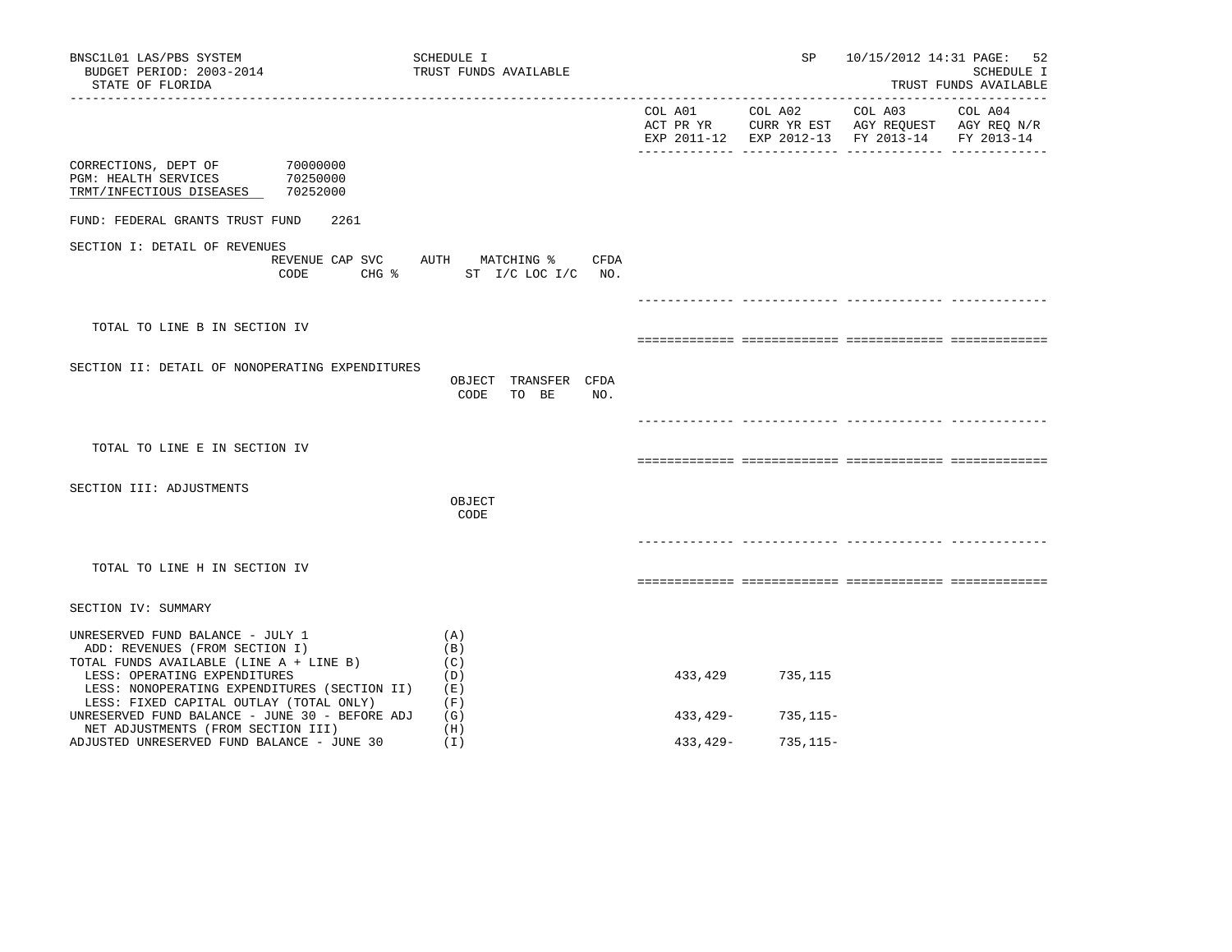BNSC1L01 LAS/PBS SYSTEM
BUDGET PERIOD: 2003-2014
STATE OF FLORIDA

SCHEDULE I
TRUST FUNDS AVAILABLE

SP 10/15/2012 14:31

SCHEDULE I
TRUST FUNDS AVAILABLE

| | COL A01 ACT PR YR EXP 2011-12 | COL A02 CURR YR EST EXP 2012-13 | COL A03 AGY REQUEST FY 2013-14 | COL A04 AGY REQ N/R FY 2013-14 |
|---|---|---|---|---|

CORRECTIONS, DEPT OF 70000000
PGM: HEALTH SERVICES 70250000
TRMT/INFECTIOUS DISEASES 70252000

FUND: FEDERAL GRANTS TRUST FUND 2261

SECTION I: DETAIL OF REVENUES

REVENUE CODE | CAP SVC CHG % | AUTH ST | MATCHING % I/C LOC I/C | CFDA NO.

TOTAL TO LINE B IN SECTION IV

SECTION II: DETAIL OF NONOPERATING EXPENDITURES

OBJECT CODE | TRANSFER TO BE | CFDA NO.

TOTAL TO LINE E IN SECTION IV

SECTION III: ADJUSTMENTS

OBJECT CODE

TOTAL TO LINE H IN SECTION IV

SECTION IV: SUMMARY

| | | COL A01 | COL A02 | COL A03 | COL A04 |
|---|---|---|---|---|---|
| UNRESERVED FUND BALANCE - JULY 1 | (A) | | | | |
| ADD: REVENUES (FROM SECTION I) | (B) | | | | |
| TOTAL FUNDS AVAILABLE (LINE A + LINE B) | (C) | | | | |
| LESS: OPERATING EXPENDITURES | (D) | 433,429 | 735,115 | | |
| LESS: NONOPERATING EXPENDITURES (SECTION II) | (E) | | | | |
| LESS: FIXED CAPITAL OUTLAY (TOTAL ONLY) | (F) | | | | |
| UNRESERVED FUND BALANCE - JUNE 30 - BEFORE ADJ | (G) | 433,429- | 735,115- | | |
| NET ADJUSTMENTS (FROM SECTION III) | (H) | | | | |
| ADJUSTED UNRESERVED FUND BALANCE - JUNE 30 | (I) | 433,429- | 735,115- | | |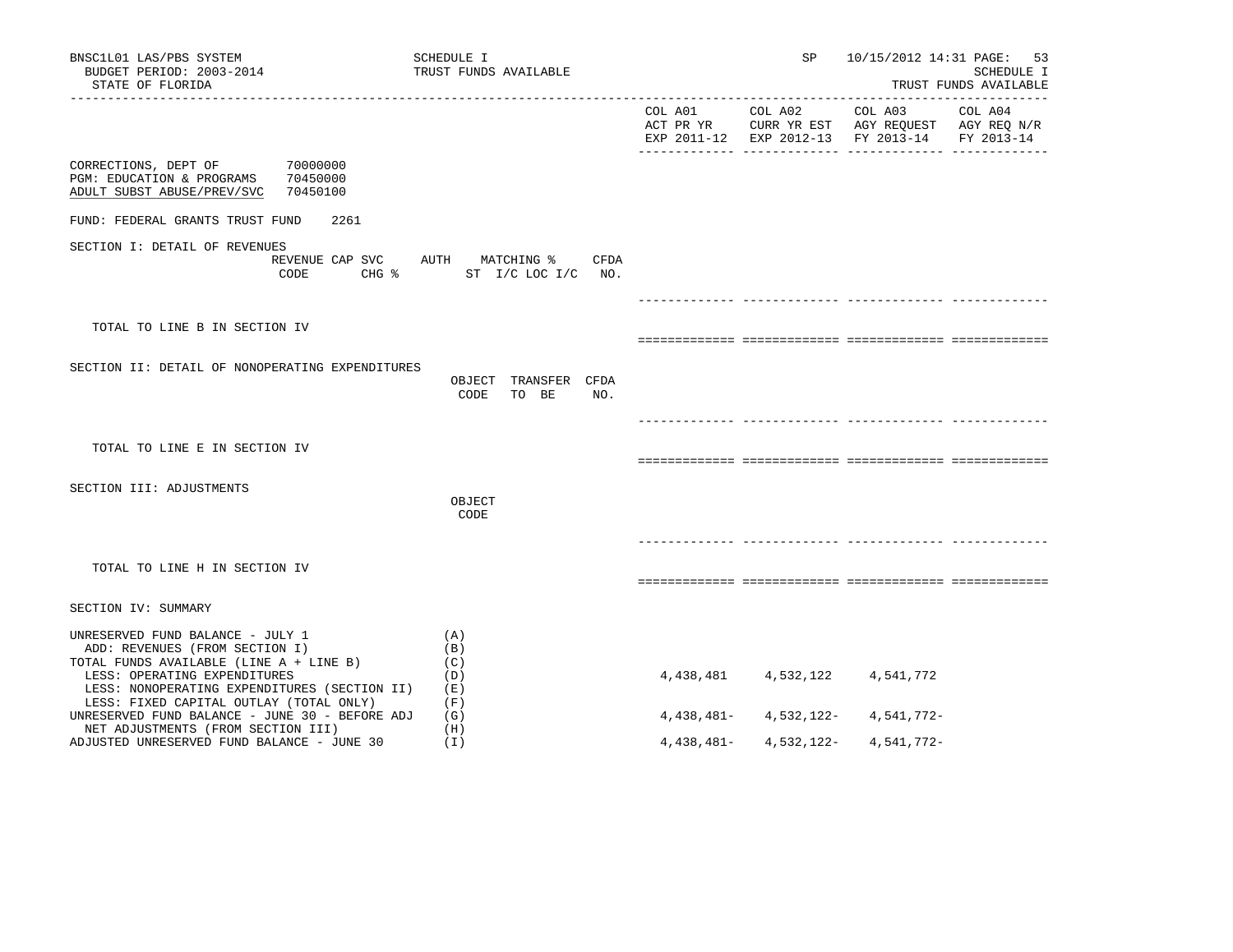BNSC1L01 LAS/PBS SYSTEM — SCHEDULE I — TRUST FUNDS AVAILABLE — SP 10/15/2012 14:31

BUDGET PERIOD: 2003-2014

STATE OF FLORIDA

SCHEDULE I — TRUST FUNDS AVAILABLE

| | COL A01 ACT PR YR EXP 2011-12 | COL A02 CURR YR EST EXP 2012-13 | COL A03 AGY REQUEST FY 2013-14 | COL A04 AGY REQ N/R FY 2013-14 |
|---|---|---|---|---|

CORRECTIONS, DEPT OF 70000000
PGM: EDUCATION & PROGRAMS 70450000
ADULT SUBST ABUSE/PREV/SVC 70450100

FUND: FEDERAL GRANTS TRUST FUND 2261

SECTION I: DETAIL OF REVENUES

| REVENUE CODE | CAP SVC CHG % | AUTH ST | MATCHING % I/C LOC I/C | CFDA NO. | COL A01 | COL A02 | COL A03 | COL A04 |
|---|---|---|---|---|---|---|---|---|
| TOTAL TO LINE B IN SECTION IV | | | | | | | | |

SECTION II: DETAIL OF NONOPERATING EXPENDITURES

| | OBJECT CODE | TRANSFER TO BE | CFDA NO. | COL A01 | COL A02 | COL A03 | COL A04 |
|---|---|---|---|---|---|---|---|
| TOTAL TO LINE E IN SECTION IV | | | | | | | |

SECTION III: ADJUSTMENTS

| | OBJECT CODE | COL A01 | COL A02 | COL A03 | COL A04 |
|---|---|---|---|---|---|
| TOTAL TO LINE H IN SECTION IV | | | | | |

SECTION IV: SUMMARY

| | | COL A01 | COL A02 | COL A03 | COL A04 |
|---|---|---|---|---|---|
| UNRESERVED FUND BALANCE - JULY 1 | (A) | | | | |
| ADD: REVENUES (FROM SECTION I) | (B) | | | | |
| TOTAL FUNDS AVAILABLE (LINE A + LINE B) | (C) | | | | |
| LESS: OPERATING EXPENDITURES | (D) | 4,438,481 | 4,532,122 | 4,541,772 | |
| LESS: NONOPERATING EXPENDITURES (SECTION II) | (E) | | | | |
| LESS: FIXED CAPITAL OUTLAY (TOTAL ONLY) | (F) | | | | |
| UNRESERVED FUND BALANCE - JUNE 30 - BEFORE ADJ | (G) | 4,438,481- | 4,532,122- | 4,541,772- | |
| NET ADJUSTMENTS (FROM SECTION III) | (H) | | | | |
| ADJUSTED UNRESERVED FUND BALANCE - JUNE 30 | (I) | 4,438,481- | 4,532,122- | 4,541,772- | |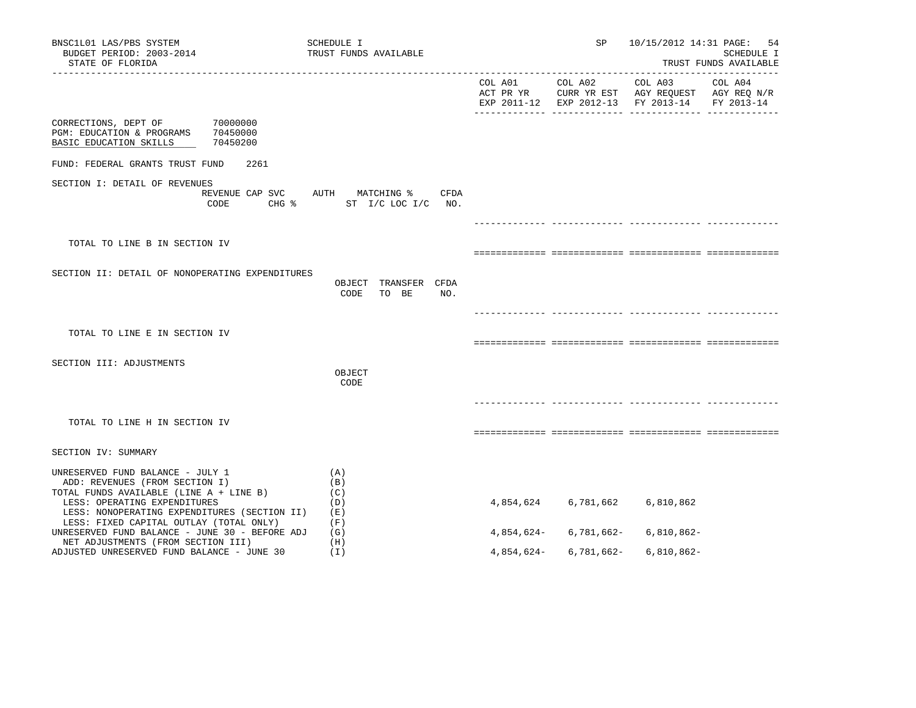BNSC1L01 LAS/PBS SYSTEM SCHEDULE I SP 10/15/2012 14:31 PAGE: 54
BUDGET PERIOD: 2003-2014 TRUST FUNDS AVAILABLE SCHEDULE I
STATE OF FLORIDA TRUST FUNDS AVAILABLE

| | | COL A01<br>ACT PR YR<br>EXP 2011-12 | COL A02<br>CURR YR EST<br>EXP 2012-13 | COL A03<br>AGY REQUEST<br>FY 2013-14 | COL A04<br>AGY REQ N/R<br>FY 2013-14 |
|---|---|---|---|---|---|

CORRECTIONS, DEPT OF 70000000
PGM: EDUCATION & PROGRAMS 70450000
BASIC EDUCATION SKILLS 70450200

FUND: FEDERAL GRANTS TRUST FUND 2261

SECTION I: DETAIL OF REVENUES

REVENUE CODE | CAP SVC CHG % | AUTH ST | MATCHING % I/C LOC I/C | CFDA NO.

TOTAL TO LINE B IN SECTION IV

SECTION II: DETAIL OF NONOPERATING EXPENDITURES

OBJECT CODE | TRANSFER TO BE | CFDA NO.

TOTAL TO LINE E IN SECTION IV

SECTION III: ADJUSTMENTS

OBJECT CODE

TOTAL TO LINE H IN SECTION IV

SECTION IV: SUMMARY

| | | COL A01 | COL A02 | COL A03 | COL A04 |
|---|---|---|---|---|---|
| UNRESERVED FUND BALANCE - JULY 1 | (A) | | | | |
| ADD: REVENUES (FROM SECTION I) | (B) | | | | |
| TOTAL FUNDS AVAILABLE (LINE A + LINE B) | (C) | | | | |
| LESS: OPERATING EXPENDITURES | (D) | 4,854,624 | 6,781,662 | 6,810,862 | |
| LESS: NONOPERATING EXPENDITURES (SECTION II) | (E) | | | | |
| LESS: FIXED CAPITAL OUTLAY (TOTAL ONLY) | (F) | | | | |
| UNRESERVED FUND BALANCE - JUNE 30 - BEFORE ADJ | (G) | 4,854,624- | 6,781,662- | 6,810,862- | |
| NET ADJUSTMENTS (FROM SECTION III) | (H) | | | | |
| ADJUSTED UNRESERVED FUND BALANCE - JUNE 30 | (I) | 4,854,624- | 6,781,662- | 6,810,862- | |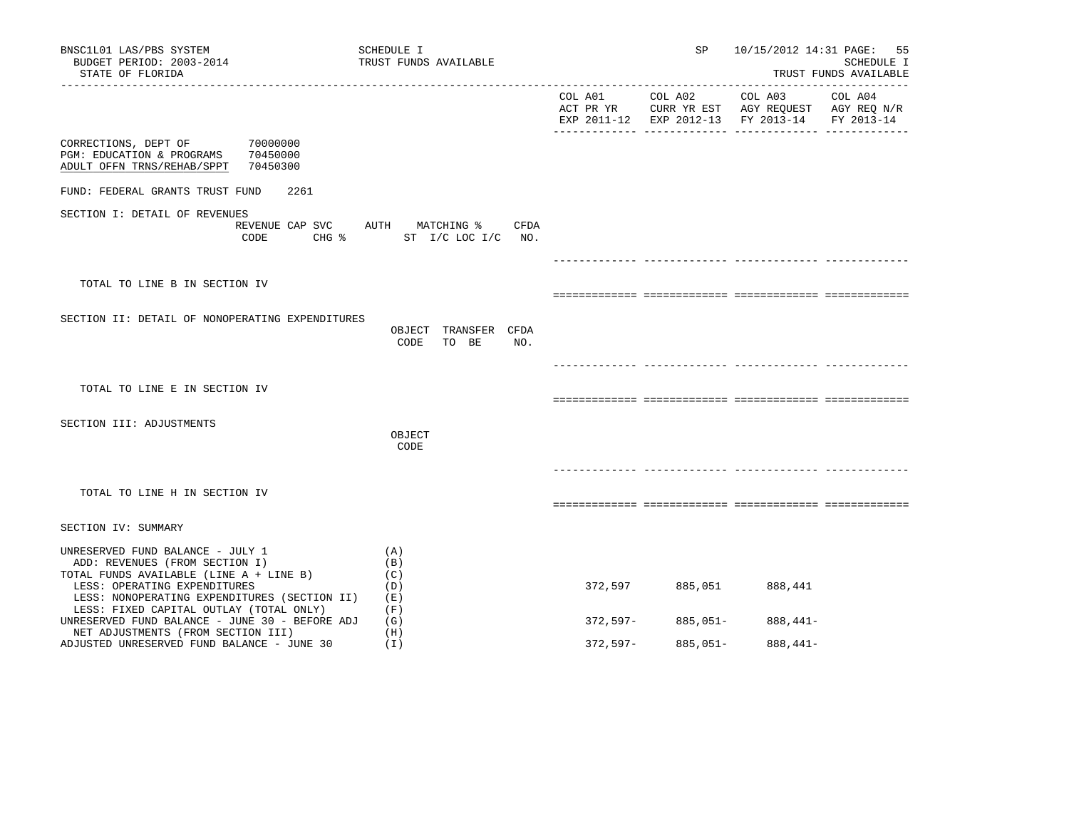BNSC1L01 LAS/PBS SYSTEM — SCHEDULE I — TRUST FUNDS AVAILABLE — SP 10/15/2012 14:31

BUDGET PERIOD: 2003-2014

STATE OF FLORIDA

SCHEDULE I — TRUST FUNDS AVAILABLE

| | COL A01 ACT PR YR EXP 2011-12 | COL A02 CURR YR EST EXP 2012-13 | COL A03 AGY REQUEST FY 2013-14 | COL A04 AGY REQ N/R FY 2013-14 |
|---|---|---|---|---|

CORRECTIONS, DEPT OF 70000000
PGM: EDUCATION & PROGRAMS 70450000
ADULT OFFN TRNS/REHAB/SPPT 70450300

FUND: FEDERAL GRANTS TRUST FUND 2261

SECTION I: DETAIL OF REVENUES

REVENUE CODE | CAP SVC CHG % | AUTH ST | MATCHING % I/C LOC I/C | CFDA NO.

TOTAL TO LINE B IN SECTION IV

SECTION II: DETAIL OF NONOPERATING EXPENDITURES

OBJECT CODE | TRANSFER TO BE | CFDA NO.

TOTAL TO LINE E IN SECTION IV

SECTION III: ADJUSTMENTS

OBJECT CODE

TOTAL TO LINE H IN SECTION IV

SECTION IV: SUMMARY

| | | COL A01 | COL A02 | COL A03 | COL A04 |
|---|---|---|---|---|---|
| UNRESERVED FUND BALANCE - JULY 1 | (A) | | | | |
| ADD: REVENUES (FROM SECTION I) | (B) | | | | |
| TOTAL FUNDS AVAILABLE (LINE A + LINE B) | (C) | | | | |
| LESS: OPERATING EXPENDITURES | (D) | 372,597 | 885,051 | 888,441 | |
| LESS: NONOPERATING EXPENDITURES (SECTION II) | (E) | | | | |
| LESS: FIXED CAPITAL OUTLAY (TOTAL ONLY) | (F) | | | | |
| UNRESERVED FUND BALANCE - JUNE 30 - BEFORE ADJ | (G) | 372,597- | 885,051- | 888,441- | |
| NET ADJUSTMENTS (FROM SECTION III) | (H) | | | | |
| ADJUSTED UNRESERVED FUND BALANCE - JUNE 30 | (I) | 372,597- | 885,051- | 888,441- | |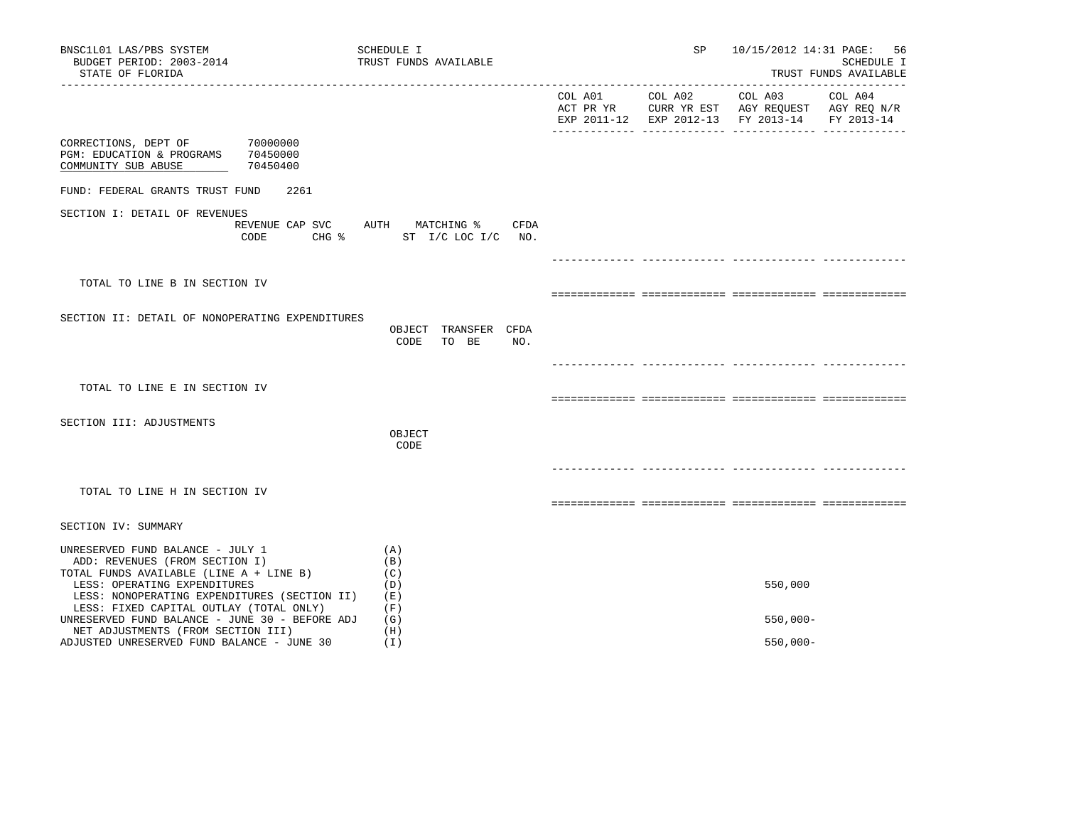BNSC1L01 LAS/PBS SYSTEM — SCHEDULE I — TRUST FUNDS AVAILABLE — SP 10/15/2012 14:31

BUDGET PERIOD: 2003-2014

STATE OF FLORIDA

| | COL A01 ACT PR YR EXP 2011-12 | COL A02 CURR YR EST EXP 2012-13 | COL A03 AGY REQUEST FY 2013-14 | COL A04 AGY REQ N/R FY 2013-14 |
|---|---|---|---|---|

CORRECTIONS, DEPT OF 70000000
PGM: EDUCATION & PROGRAMS 70450000
COMMUNITY SUB ABUSE 70450400

FUND: FEDERAL GRANTS TRUST FUND 2261

SECTION I: DETAIL OF REVENUES

REVENUE CODE | CAP SVC CHG % | AUTH ST | MATCHING % I/C LOC I/C | CFDA NO.

TOTAL TO LINE B IN SECTION IV

SECTION II: DETAIL OF NONOPERATING EXPENDITURES

OBJECT CODE | TRANSFER TO BE | CFDA NO.

TOTAL TO LINE E IN SECTION IV

SECTION III: ADJUSTMENTS

OBJECT CODE

TOTAL TO LINE H IN SECTION IV

SECTION IV: SUMMARY

| | | COL A01 | COL A02 | COL A03 | COL A04 |
|---|---|---|---|---|---|
| UNRESERVED FUND BALANCE - JULY 1 | (A) | | | | |
| ADD: REVENUES (FROM SECTION I) | (B) | | | | |
| TOTAL FUNDS AVAILABLE (LINE A + LINE B) | (C) | | | | |
| LESS: OPERATING EXPENDITURES | (D) | | | 550,000 | |
| LESS: NONOPERATING EXPENDITURES (SECTION II) | (E) | | | | |
| LESS: FIXED CAPITAL OUTLAY (TOTAL ONLY) | (F) | | | | |
| UNRESERVED FUND BALANCE - JUNE 30 - BEFORE ADJ | (G) | | | 550,000- | |
| NET ADJUSTMENTS (FROM SECTION III) | (H) | | | | |
| ADJUSTED UNRESERVED FUND BALANCE - JUNE 30 | (I) | | | 550,000- | |